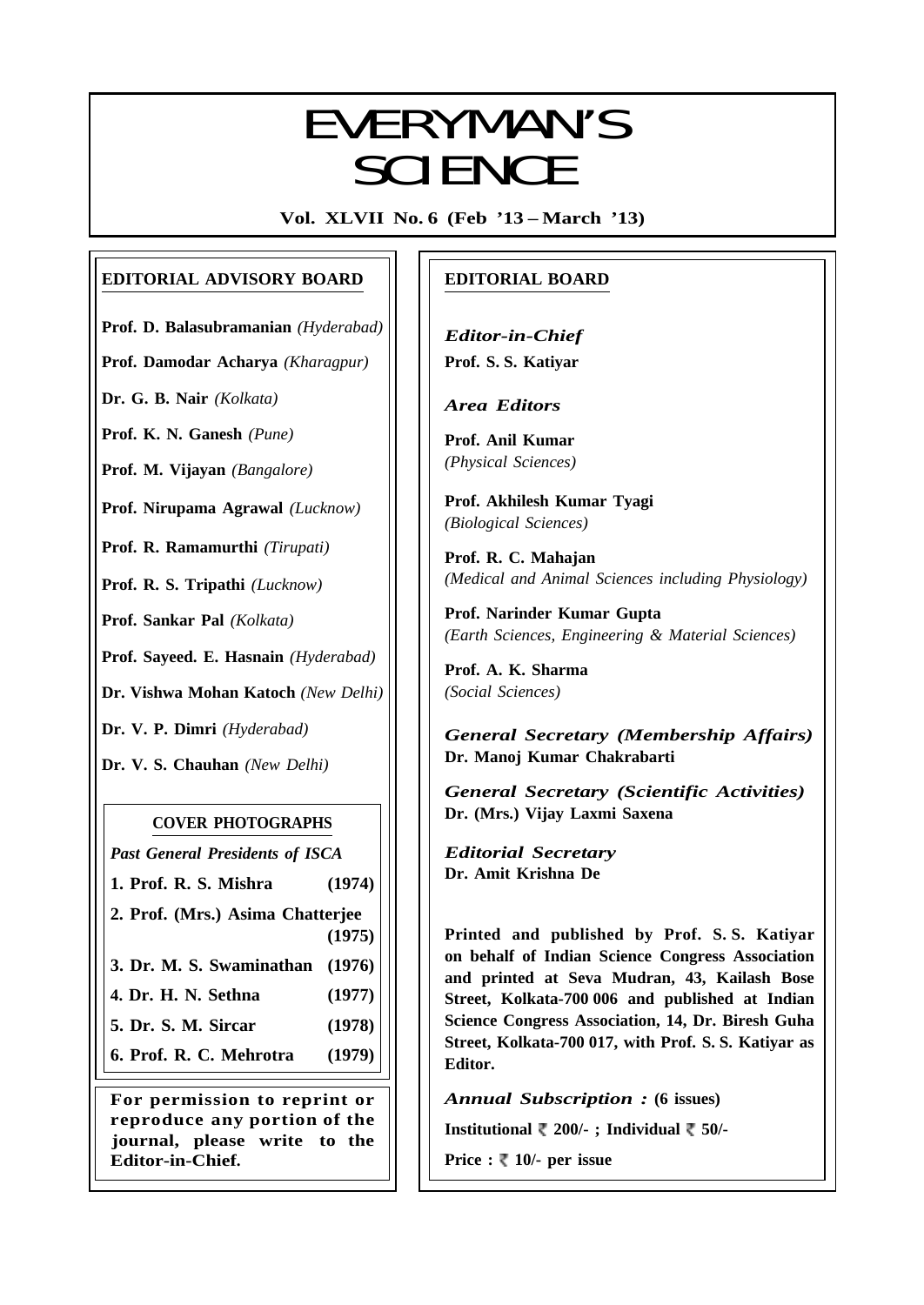# EVERYMAN'S SCIENCE

**Vol. XLVII No. 6 (Feb '13 – March '13)**

## EDITORIAL ADVISORY BOARD

**Prof. D. Balasubramanian** *(Hyderabad)*

**Prof. Damodar Acharya** *(Kharagpur)*

**Dr. G. B. Nair** *(Kolkata)*

**Prof. K. N. Ganesh** *(Pune)*

**Prof. M. Vijayan** *(Bangalore)*

**Prof. Nirupama Agrawal** *(Lucknow)*

**Prof. R. Ramamurthi** *(Tirupati)*

**Prof. R. S. Tripathi** *(Lucknow)*

**Prof. Sankar Pal** *(Kolkata)*

**Prof. Sayeed. E. Hasnain** *(Hyderabad)*

**Dr. Vishwa Mohan Katoch** *(New Delhi)*

**Dr. V. P. Dimri** *(Hyderabad)*

**Dr. V. S. Chauhan** *(New Delhi)*

### COVER PHOTOGRAPHS

*Past General Presidents of ISCA*

1. **Prof. R. S. Mishra (1974)**
2. **Prof. (Mrs.) Asima Chatterjee (1975)**
3. **Dr. M. S. Swaminathan (1976)**
4. **Dr. H. N. Sethna (1977)**
5. **Dr. S. M. Sircar (1978)**
6. **Prof. R. C. Mehrotra (1979)**

**For permission to reprint or reproduce any portion of the journal, please write to the Editor-in-Chief.**

## EDITORIAL BOARD

*Editor-in-Chief*
**Prof. S. S. Katiyar**

*Area Editors*

**Prof. Anil Kumar**
*(Physical Sciences)*

**Prof. Akhilesh Kumar Tyagi**
*(Biological Sciences)*

**Prof. R. C. Mahajan**
*(Medical and Animal Sciences including Physiology)*

**Prof. Narinder Kumar Gupta**
*(Earth Sciences, Engineering & Material Sciences)*

**Prof. A. K. Sharma**
*(Social Sciences)*

*General Secretary (Membership Affairs)*
**Dr. Manoj Kumar Chakrabarti**

*General Secretary (Scientific Activities)*
**Dr. (Mrs.) Vijay Laxmi Saxena**

*Editorial Secretary*
**Dr. Amit Krishna De**

**Printed and published by Prof. S. S. Katiyar on behalf of Indian Science Congress Association and printed at Seva Mudran, 43, Kailash Bose Street, Kolkata-700 006 and published at Indian Science Congress Association, 14, Dr. Biresh Guha Street, Kolkata-700 017, with Prof. S. S. Katiyar as Editor.**

*Annual Subscription :* **(6 issues)**

**Institutional ₹ 200/- ; Individual ₹ 50/-**

**Price : ₹ 10/- per issue**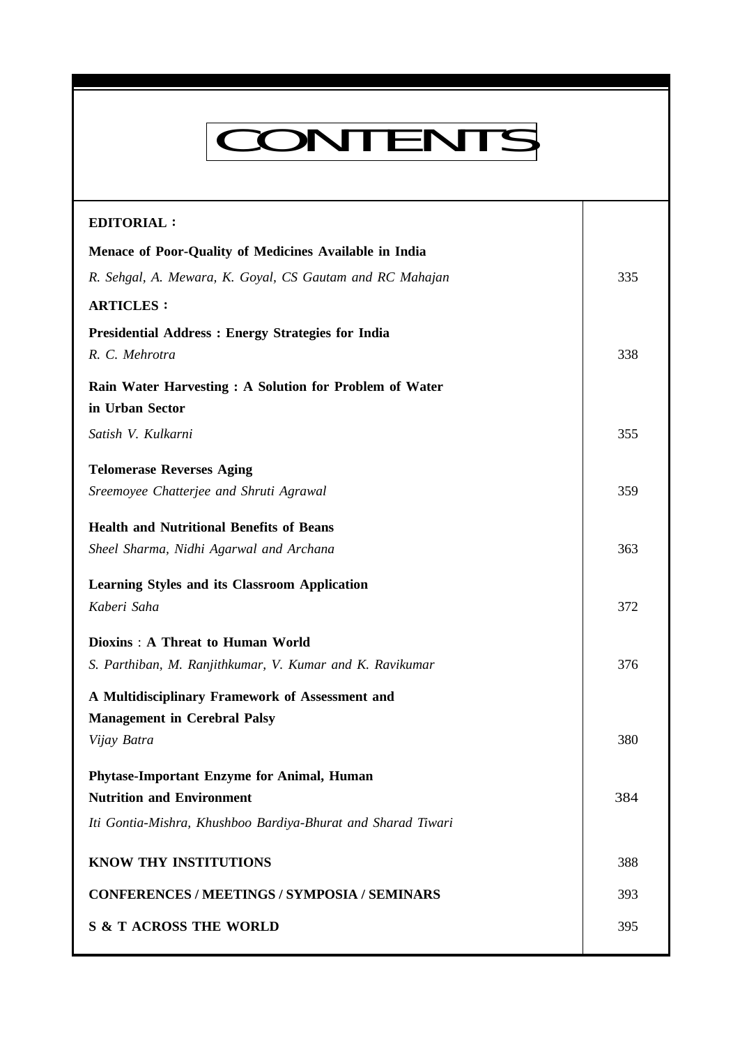# CONTENTS

| | |
|---|---|
| **EDITORIAL :** | |
| **Menace of Poor-Quality of Medicines Available in India** | |
| *R. Sehgal, A. Mewara, K. Goyal, CS Gautam and RC Mahajan* | 335 |
| **ARTICLES :** | |
| **Presidential Address : Energy Strategies for India** | |
| *R. C. Mehrotra* | 338 |
| **Rain Water Harvesting : A Solution for Problem of Water in Urban Sector** | |
| *Satish V. Kulkarni* | 355 |
| **Telomerase Reverses Aging** | |
| *Sreemoyee Chatterjee and Shruti Agrawal* | 359 |
| **Health and Nutritional Benefits of Beans** | |
| *Sheel Sharma, Nidhi Agarwal and Archana* | 363 |
| **Learning Styles and its Classroom Application** | |
| *Kaberi Saha* | 372 |
| **Dioxins : A Threat to Human World** | |
| *S. Parthiban, M. Ranjithkumar, V. Kumar and K. Ravikumar* | 376 |
| **A Multidisciplinary Framework of Assessment and Management in Cerebral Palsy** | |
| *Vijay Batra* | 380 |
| **Phytase-Important Enzyme for Animal, Human Nutrition and Environment** | 384 |
| *Iti Gontia-Mishra, Khushboo Bardiya-Bhurat and Sharad Tiwari* | |
| **KNOW THY INSTITUTIONS** | 388 |
| **CONFERENCES / MEETINGS / SYMPOSIA / SEMINARS** | 393 |
| **S & T ACROSS THE WORLD** | 395 |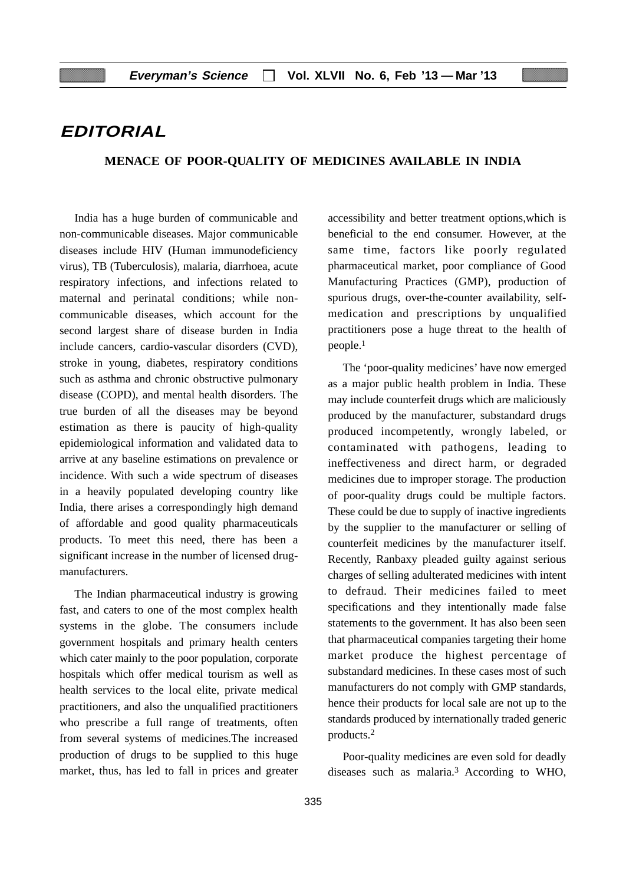# EDITORIAL

## MENACE OF POOR-QUALITY OF MEDICINES AVAILABLE IN INDIA

India has a huge burden of communicable and non-communicable diseases. Major communicable diseases include HIV (Human immunodeficiency virus), TB (Tuberculosis), malaria, diarrhoea, acute respiratory infections, and infections related to maternal and perinatal conditions; while non-communicable diseases, which account for the second largest share of disease burden in India include cancers, cardio-vascular disorders (CVD), stroke in young, diabetes, respiratory conditions such as asthma and chronic obstructive pulmonary disease (COPD), and mental health disorders. The true burden of all the diseases may be beyond estimation as there is paucity of high-quality epidemiological information and validated data to arrive at any baseline estimations on prevalence or incidence. With such a wide spectrum of diseases in a heavily populated developing country like India, there arises a correspondingly high demand of affordable and good quality pharmaceuticals products. To meet this need, there has been a significant increase in the number of licensed drug-manufacturers.

The Indian pharmaceutical industry is growing fast, and caters to one of the most complex health systems in the globe. The consumers include government hospitals and primary health centers which cater mainly to the poor population, corporate hospitals which offer medical tourism as well as health services to the local elite, private medical practitioners, and also the unqualified practitioners who prescribe a full range of treatments, often from several systems of medicines.The increased production of drugs to be supplied to this huge market, thus, has led to fall in prices and greater accessibility and better treatment options,which is beneficial to the end consumer. However, at the same time, factors like poorly regulated pharmaceutical market, poor compliance of Good Manufacturing Practices (GMP), production of spurious drugs, over-the-counter availability, self-medication and prescriptions by unqualified practitioners pose a huge threat to the health of people.[1]

The 'poor-quality medicines' have now emerged as a major public health problem in India. These may include counterfeit drugs which are maliciously produced by the manufacturer, substandard drugs produced incompetently, wrongly labeled, or contaminated with pathogens, leading to ineffectiveness and direct harm, or degraded medicines due to improper storage. The production of poor-quality drugs could be multiple factors. These could be due to supply of inactive ingredients by the supplier to the manufacturer or selling of counterfeit medicines by the manufacturer itself. Recently, Ranbaxy pleaded guilty against serious charges of selling adulterated medicines with intent to defraud. Their medicines failed to meet specifications and they intentionally made false statements to the government. It has also been seen that pharmaceutical companies targeting their home market produce the highest percentage of substandard medicines. In these cases most of such manufacturers do not comply with GMP standards, hence their products for local sale are not up to the standards produced by internationally traded generic products.[2]

Poor-quality medicines are even sold for deadly diseases such as malaria.[3] According to WHO,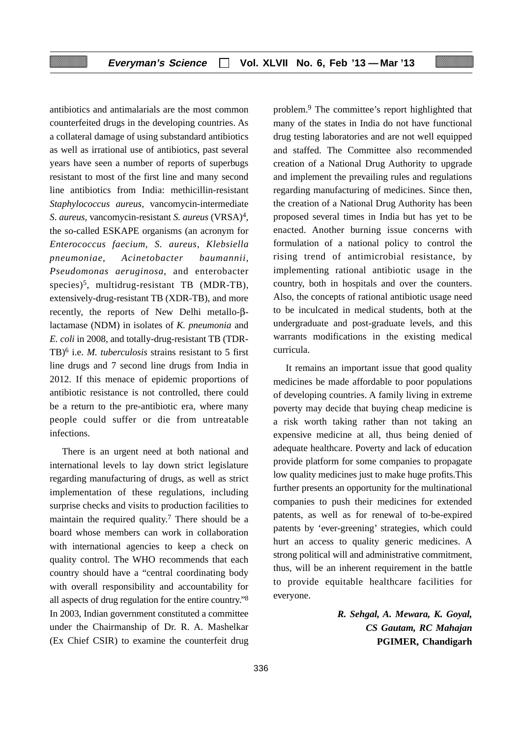antibiotics and antimalarials are the most common counterfeited drugs in the developing countries. As a collateral damage of using substandard antibiotics as well as irrational use of antibiotics, past several years have seen a number of reports of superbugs resistant to most of the first line and many second line antibiotics from India: methicillin-resistant *Staphylococcus aureus*, vancomycin-intermediate *S. aureus*, vancomycin-resistant *S. aureus* (VRSA)[4], the so-called ESKAPE organisms (an acronym for *Enterococcus faecium*, *S. aureus*, *Klebsiella pneumoniae*, *Acinetobacter baumannii*, *Pseudomonas aeruginosa*, and enterobacter species)[5], multidrug-resistant TB (MDR-TB), extensively-drug-resistant TB (XDR-TB), and more recently, the reports of New Delhi metallo-β-lactamase (NDM) in isolates of *K. pneumonia* and *E. coli* in 2008, and totally-drug-resistant TB (TDR-TB)[6] i.e. *M. tuberculosis* strains resistant to 5 first line drugs and 7 second line drugs from India in 2012. If this menace of epidemic proportions of antibiotic resistance is not controlled, there could be a return to the pre-antibiotic era, where many people could suffer or die from untreatable infections.

There is an urgent need at both national and international levels to lay down strict legislature regarding manufacturing of drugs, as well as strict implementation of these regulations, including surprise checks and visits to production facilities to maintain the required quality.[7] There should be a board whose members can work in collaboration with international agencies to keep a check on quality control. The WHO recommends that each country should have a "central coordinating body with overall responsibility and accountability for all aspects of drug regulation for the entire country."[8] In 2003, Indian government constituted a committee under the Chairmanship of Dr. R. A. Mashelkar (Ex Chief CSIR) to examine the counterfeit drug problem.[9] The committee's report highlighted that many of the states in India do not have functional drug testing laboratories and are not well equipped and staffed. The Committee also recommended creation of a National Drug Authority to upgrade and implement the prevailing rules and regulations regarding manufacturing of medicines. Since then, the creation of a National Drug Authority has been proposed several times in India but has yet to be enacted. Another burning issue concerns with formulation of a national policy to control the rising trend of antimicrobial resistance, by implementing rational antibiotic usage in the country, both in hospitals and over the counters. Also, the concepts of rational antibiotic usage need to be inculcated in medical students, both at the undergraduate and post-graduate levels, and this warrants modifications in the existing medical curricula.

It remains an important issue that good quality medicines be made affordable to poor populations of developing countries. A family living in extreme poverty may decide that buying cheap medicine is a risk worth taking rather than not taking an expensive medicine at all, thus being denied of adequate healthcare. Poverty and lack of education provide platform for some companies to propagate low quality medicines just to make huge profits.This further presents an opportunity for the multinational companies to push their medicines for extended patents, as well as for renewal of to-be-expired patents by 'ever-greening' strategies, which could hurt an access to quality generic medicines. A strong political will and administrative commitment, thus, will be an inherent requirement in the battle to provide equitable healthcare facilities for everyone.

***R. Sehgal, A. Mewara, K. Goyal,***
***CS Gautam, RC Mahajan***
**PGIMER, Chandigarh**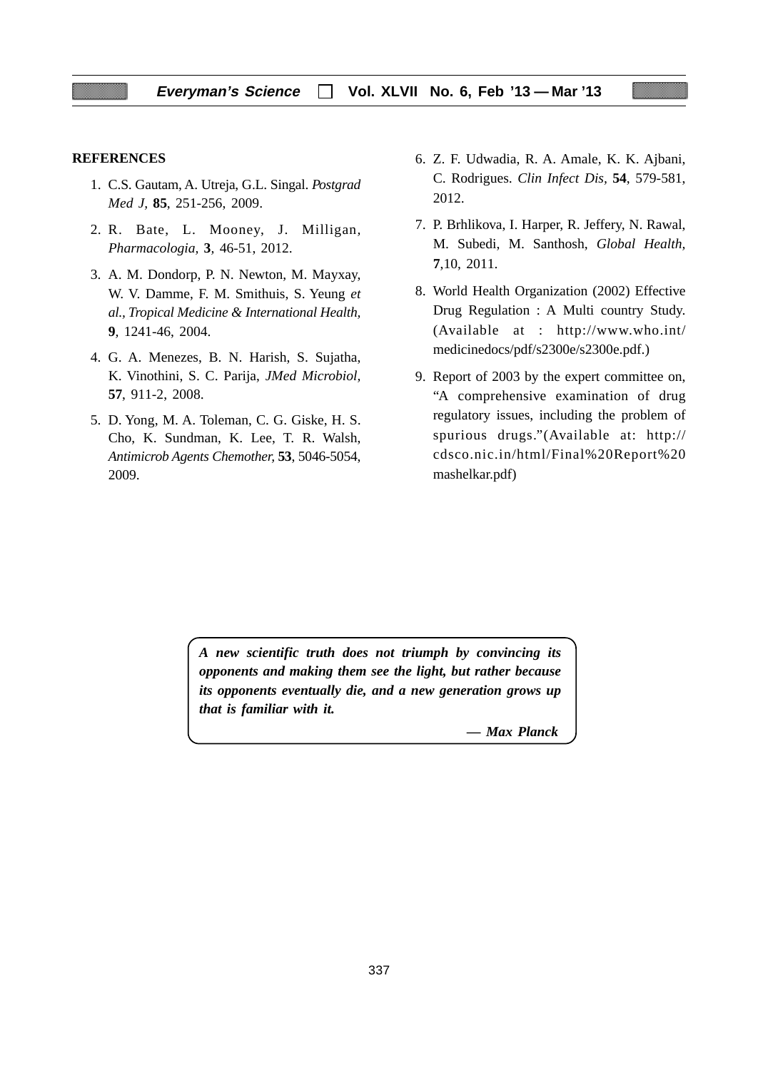## REFERENCES

1. C.S. Gautam, A. Utreja, G.L. Singal. *Postgrad Med J,* **85**, 251-256, 2009.
2. R. Bate, L. Mooney, J. Milligan, *Pharmacologia,* **3**, 46-51, 2012.
3. A. M. Dondorp, P. N. Newton, M. Mayxay, W. V. Damme, F. M. Smithuis, S. Yeung *et al., Tropical Medicine & International Health,* **9**, 1241-46, 2004.
4. G. A. Menezes, B. N. Harish, S. Sujatha, K. Vinothini, S. C. Parija, *JMed Microbiol,* **57**, 911-2, 2008.
5. D. Yong, M. A. Toleman, C. G. Giske, H. S. Cho, K. Sundman, K. Lee, T. R. Walsh, *Antimicrob Agents Chemother,* **53**, 5046-5054, 2009.
6. Z. F. Udwadia, R. A. Amale, K. K. Ajbani, C. Rodrigues. *Clin Infect Dis,* **54**, 579-581, 2012.
7. P. Brhlikova, I. Harper, R. Jeffery, N. Rawal, M. Subedi, M. Santhosh, *Global Health,* **7**,10, 2011.
8. World Health Organization (2002) Effective Drug Regulation : A Multi country Study. (Available at : http://www.who.int/medicinedocs/pdf/s2300e/s2300e.pdf.)
9. Report of 2003 by the expert committee on, "A comprehensive examination of drug regulatory issues, including the problem of spurious drugs."(Available at: http://cdsco.nic.in/html/Final%20Report%20mashelkar.pdf)

> ***A new scientific truth does not triumph by convincing its opponents and making them see the light, but rather because its opponents eventually die, and a new generation grows up that is familiar with it.***
>
> ***— Max Planck***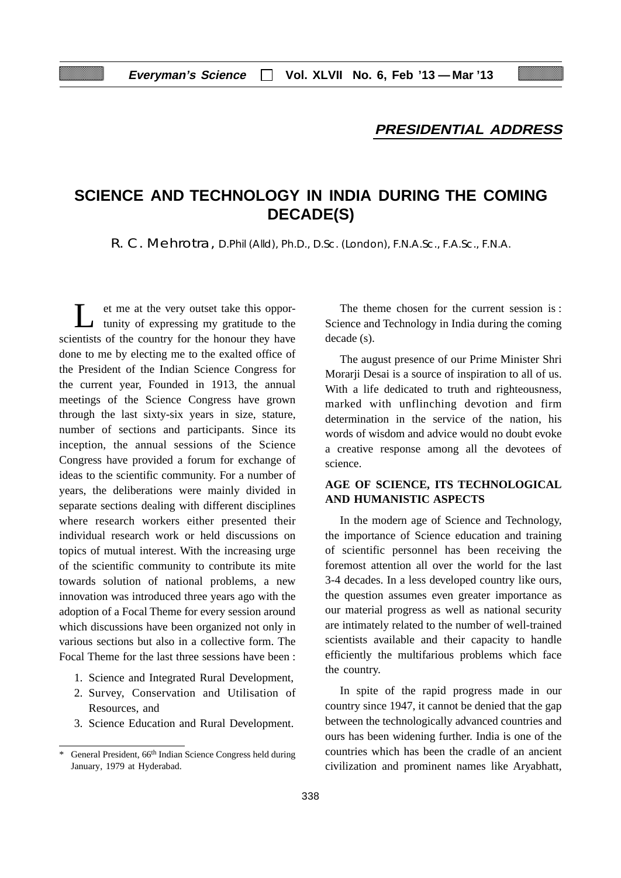**PRESIDENTIAL ADDRESS**

# SCIENCE AND TECHNOLOGY IN INDIA DURING THE COMING DECADE(S)

R. C. Mehrotra, D.Phil (Alld), Ph.D., D.Sc. (London), F.N.A.Sc., F.A.Sc., F.N.A.

Let me at the very outset take this opportunity of expressing my gratitude to the scientists of the country for the honour they have done to me by electing me to the exalted office of the President of the Indian Science Congress for the current year, Founded in 1913, the annual meetings of the Science Congress have grown through the last sixty-six years in size, stature, number of sections and participants. Since its inception, the annual sessions of the Science Congress have provided a forum for exchange of ideas to the scientific community. For a number of years, the deliberations were mainly divided in separate sections dealing with different disciplines where research workers either presented their individual research work or held discussions on topics of mutual interest. With the increasing urge of the scientific community to contribute its mite towards solution of national problems, a new innovation was introduced three years ago with the adoption of a Focal Theme for every session around which discussions have been organized not only in various sections but also in a collective form. The Focal Theme for the last three sessions have been :

1. Science and Integrated Rural Development,
2. Survey, Conservation and Utilisation of Resources, and
3. Science Education and Rural Development.

\* General President, 66th Indian Science Congress held during January, 1979 at Hyderabad.

The theme chosen for the current session is : Science and Technology in India during the coming decade (s).

The august presence of our Prime Minister Shri Morarji Desai is a source of inspiration to all of us. With a life dedicated to truth and righteousness, marked with unflinching devotion and firm determination in the service of the nation, his words of wisdom and advice would no doubt evoke a creative response among all the devotees of science.

## AGE OF SCIENCE, ITS TECHNOLOGICAL AND HUMANISTIC ASPECTS

In the modern age of Science and Technology, the importance of Science education and training of scientific personnel has been receiving the foremost attention all over the world for the last 3-4 decades. In a less developed country like ours, the question assumes even greater importance as our material progress as well as national security are intimately related to the number of well-trained scientists available and their capacity to handle efficiently the multifarious problems which face the country.

In spite of the rapid progress made in our country since 1947, it cannot be denied that the gap between the technologically advanced countries and ours has been widening further. India is one of the countries which has been the cradle of an ancient civilization and prominent names like Aryabhatt,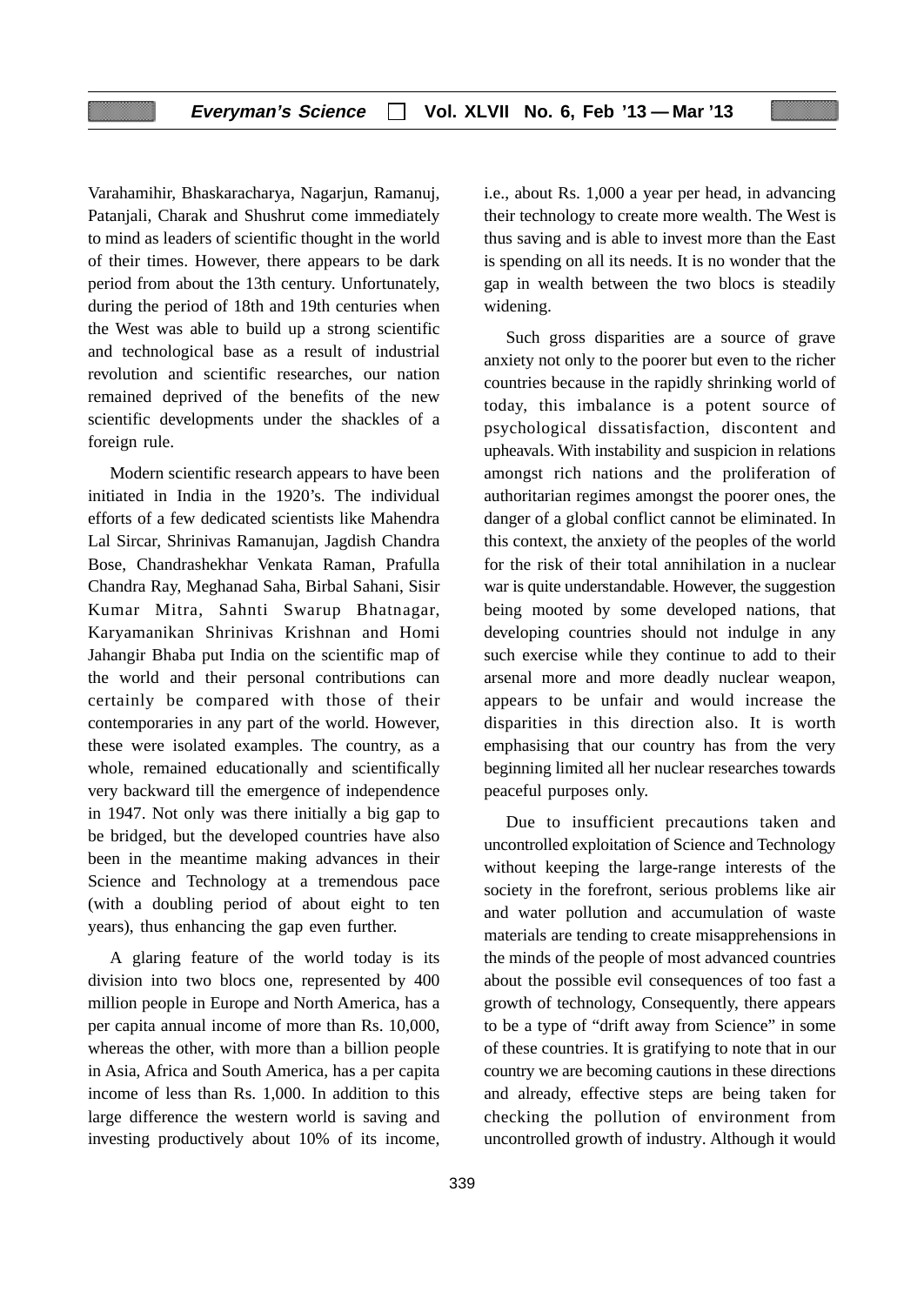Varahamihir, Bhaskaracharya, Nagarjun, Ramanuj, Patanjali, Charak and Shushrut come immediately to mind as leaders of scientific thought in the world of their times. However, there appears to be dark period from about the 13th century. Unfortunately, during the period of 18th and 19th centuries when the West was able to build up a strong scientific and technological base as a result of industrial revolution and scientific researches, our nation remained deprived of the benefits of the new scientific developments under the shackles of a foreign rule.

Modern scientific research appears to have been initiated in India in the 1920's. The individual efforts of a few dedicated scientists like Mahendra Lal Sircar, Shrinivas Ramanujan, Jagdish Chandra Bose, Chandrashekhar Venkata Raman, Prafulla Chandra Ray, Meghanad Saha, Birbal Sahani, Sisir Kumar Mitra, Sahnti Swarup Bhatnagar, Karyamanikan Shrinivas Krishnan and Homi Jahangir Bhaba put India on the scientific map of the world and their personal contributions can certainly be compared with those of their contemporaries in any part of the world. However, these were isolated examples. The country, as a whole, remained educationally and scientifically very backward till the emergence of independence in 1947. Not only was there initially a big gap to be bridged, but the developed countries have also been in the meantime making advances in their Science and Technology at a tremendous pace (with a doubling period of about eight to ten years), thus enhancing the gap even further.

A glaring feature of the world today is its division into two blocs one, represented by 400 million people in Europe and North America, has a per capita annual income of more than Rs. 10,000, whereas the other, with more than a billion people in Asia, Africa and South America, has a per capita income of less than Rs. 1,000. In addition to this large difference the western world is saving and investing productively about 10% of its income, i.e., about Rs. 1,000 a year per head, in advancing their technology to create more wealth. The West is thus saving and is able to invest more than the East is spending on all its needs. It is no wonder that the gap in wealth between the two blocs is steadily widening.

Such gross disparities are a source of grave anxiety not only to the poorer but even to the richer countries because in the rapidly shrinking world of today, this imbalance is a potent source of psychological dissatisfaction, discontent and upheavals. With instability and suspicion in relations amongst rich nations and the proliferation of authoritarian regimes amongst the poorer ones, the danger of a global conflict cannot be eliminated. In this context, the anxiety of the peoples of the world for the risk of their total annihilation in a nuclear war is quite understandable. However, the suggestion being mooted by some developed nations, that developing countries should not indulge in any such exercise while they continue to add to their arsenal more and more deadly nuclear weapon, appears to be unfair and would increase the disparities in this direction also. It is worth emphasising that our country has from the very beginning limited all her nuclear researches towards peaceful purposes only.

Due to insufficient precautions taken and uncontrolled exploitation of Science and Technology without keeping the large-range interests of the society in the forefront, serious problems like air and water pollution and accumulation of waste materials are tending to create misapprehensions in the minds of the people of most advanced countries about the possible evil consequences of too fast a growth of technology, Consequently, there appears to be a type of "drift away from Science" in some of these countries. It is gratifying to note that in our country we are becoming cautions in these directions and already, effective steps are being taken for checking the pollution of environment from uncontrolled growth of industry. Although it would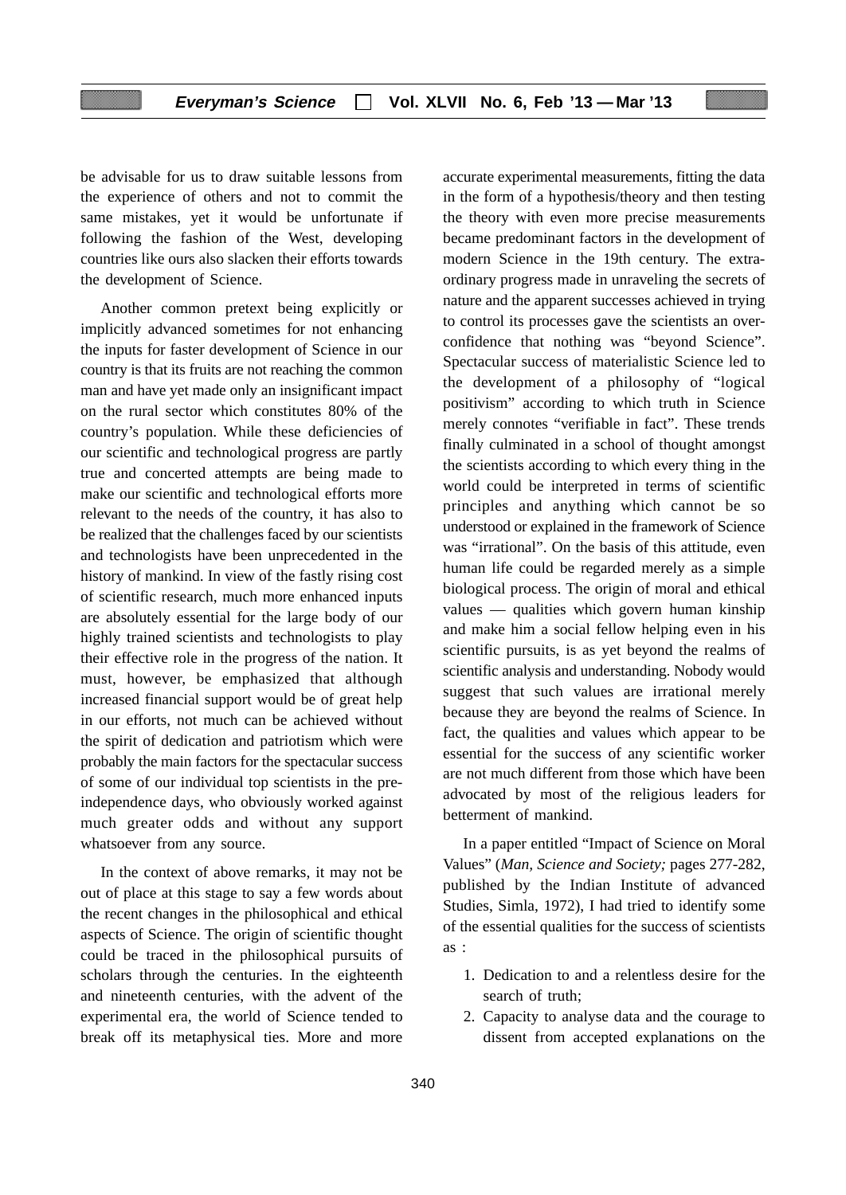be advisable for us to draw suitable lessons from the experience of others and not to commit the same mistakes, yet it would be unfortunate if following the fashion of the West, developing countries like ours also slacken their efforts towards the development of Science.

Another common pretext being explicitly or implicitly advanced sometimes for not enhancing the inputs for faster development of Science in our country is that its fruits are not reaching the common man and have yet made only an insignificant impact on the rural sector which constitutes 80% of the country's population. While these deficiencies of our scientific and technological progress are partly true and concerted attempts are being made to make our scientific and technological efforts more relevant to the needs of the country, it has also to be realized that the challenges faced by our scientists and technologists have been unprecedented in the history of mankind. In view of the fastly rising cost of scientific research, much more enhanced inputs are absolutely essential for the large body of our highly trained scientists and technologists to play their effective role in the progress of the nation. It must, however, be emphasized that although increased financial support would be of great help in our efforts, not much can be achieved without the spirit of dedication and patriotism which were probably the main factors for the spectacular success of some of our individual top scientists in the pre-independence days, who obviously worked against much greater odds and without any support whatsoever from any source.

In the context of above remarks, it may not be out of place at this stage to say a few words about the recent changes in the philosophical and ethical aspects of Science. The origin of scientific thought could be traced in the philosophical pursuits of scholars through the centuries. In the eighteenth and nineteenth centuries, with the advent of the experimental era, the world of Science tended to break off its metaphysical ties. More and more accurate experimental measurements, fitting the data in the form of a hypothesis/theory and then testing the theory with even more precise measurements became predominant factors in the development of modern Science in the 19th century. The extra-ordinary progress made in unraveling the secrets of nature and the apparent successes achieved in trying to control its processes gave the scientists an over-confidence that nothing was "beyond Science". Spectacular success of materialistic Science led to the development of a philosophy of "logical positivism" according to which truth in Science merely connotes "verifiable in fact". These trends finally culminated in a school of thought amongst the scientists according to which every thing in the world could be interpreted in terms of scientific principles and anything which cannot be so understood or explained in the framework of Science was "irrational". On the basis of this attitude, even human life could be regarded merely as a simple biological process. The origin of moral and ethical values — qualities which govern human kinship and make him a social fellow helping even in his scientific pursuits, is as yet beyond the realms of scientific analysis and understanding. Nobody would suggest that such values are irrational merely because they are beyond the realms of Science. In fact, the qualities and values which appear to be essential for the success of any scientific worker are not much different from those which have been advocated by most of the religious leaders for betterment of mankind.

In a paper entitled "Impact of Science on Moral Values" (*Man, Science and Society;* pages 277-282, published by the Indian Institute of advanced Studies, Simla, 1972), I had tried to identify some of the essential qualities for the success of scientists as :

1. Dedication to and a relentless desire for the search of truth;
2. Capacity to analyse data and the courage to dissent from accepted explanations on the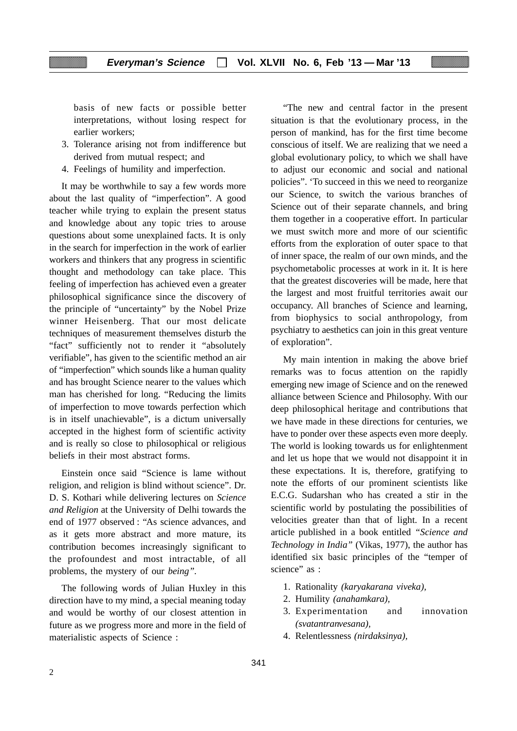basis of new facts or possible better interpretations, without losing respect for earlier workers;

3. Tolerance arising not from indifference but derived from mutual respect; and
4. Feelings of humility and imperfection.

It may be worthwhile to say a few words more about the last quality of "imperfection". A good teacher while trying to explain the present status and knowledge about any topic tries to arouse questions about some unexplained facts. It is only in the search for imperfection in the work of earlier workers and thinkers that any progress in scientific thought and methodology can take place. This feeling of imperfection has achieved even a greater philosophical significance since the discovery of the principle of "uncertainty" by the Nobel Prize winner Heisenberg. That our most delicate techniques of measurement themselves disturb the "fact" sufficiently not to render it "absolutely verifiable", has given to the scientific method an air of "imperfection" which sounds like a human quality and has brought Science nearer to the values which man has cherished for long. "Reducing the limits of imperfection to move towards perfection which is in itself unachievable", is a dictum universally accepted in the highest form of scientific activity and is really so close to philosophical or religious beliefs in their most abstract forms.

Einstein once said "Science is lame without religion, and religion is blind without science". Dr. D. S. Kothari while delivering lectures on *Science and Religion* at the University of Delhi towards the end of 1977 observed : "As science advances, and as it gets more abstract and more mature, its contribution becomes increasingly significant to the profoundest and most intractable, of all problems, the mystery of our *being"*.

The following words of Julian Huxley in this direction have to my mind, a special meaning today and would be worthy of our closest attention in future as we progress more and more in the field of materialistic aspects of Science :

"The new and central factor in the present situation is that the evolutionary process, in the person of mankind, has for the first time become conscious of itself. We are realizing that we need a global evolutionary policy, to which we shall have to adjust our economic and social and national policies". 'To succeed in this we need to reorganize our Science, to switch the various branches of Science out of their separate channels, and bring them together in a cooperative effort. In particular we must switch more and more of our scientific efforts from the exploration of outer space to that of inner space, the realm of our own minds, and the psychometabolic processes at work in it. It is here that the greatest discoveries will be made, here that the largest and most fruitful territories await our occupancy. All branches of Science and learning, from biophysics to social anthropology, from psychiatry to aesthetics can join in this great venture of exploration".

My main intention in making the above brief remarks was to focus attention on the rapidly emerging new image of Science and on the renewed alliance between Science and Philosophy. With our deep philosophical heritage and contributions that we have made in these directions for centuries, we have to ponder over these aspects even more deeply. The world is looking towards us for enlightenment and let us hope that we would not disappoint it in these expectations. It is, therefore, gratifying to note the efforts of our prominent scientists like E.C.G. Sudarshan who has created a stir in the scientific world by postulating the possibilities of velocities greater than that of light. In a recent article published in a book entitled *"Science and Technology in India"* (Vikas, 1977), the author has identified six basic principles of the "temper of science" as :

1. Rationality *(karyakarana viveka)*,
2. Humility *(anahamkara)*,
3. Experimentation and innovation *(svatantranvesana)*,
4. Relentlessness *(nirdaksinya)*,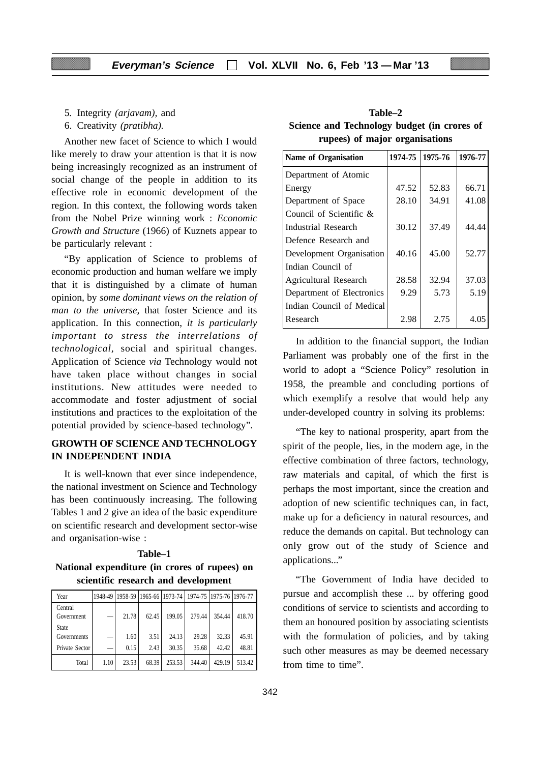5. Integrity *(arjavam),* and
6. Creativity *(pratibha).*

Another new facet of Science to which I would like merely to draw your attention is that it is now being increasingly recognized as an instrument of social change of the people in addition to its effective role in economic development of the region. In this context, the following words taken from the Nobel Prize winning work : *Economic Growth and Structure* (1966) of Kuznets appear to be particularly relevant :

"By application of Science to problems of economic production and human welfare we imply that it is distinguished by a climate of human opinion, by *some dominant views on the relation of man to the universe,* that foster Science and its application. In this connection, *it is particularly important to stress the interrelations of technological*, social and spiritual changes. Application of Science *via* Technology would not have taken place without changes in social institutions. New attitudes were needed to accommodate and foster adjustment of social institutions and practices to the exploitation of the potential provided by science-based technology".

## GROWTH OF SCIENCE AND TECHNOLOGY IN INDEPENDENT INDIA

It is well-known that ever since independence, the national investment on Science and Technology has been continuously increasing. The following Tables 1 and 2 give an idea of the basic expenditure on scientific research and development sector-wise and organisation-wise :

**Table–1**
**National expenditure (in crores of rupees) on scientific research and development**

| Year | 1948-49 | 1958-59 | 1965-66 | 1973-74 | 1974-75 | 1975-76 | 1976-77 |
|---|---|---|---|---|---|---|---|
| Central Government | — | 21.78 | 62.45 | 199.05 | 279.44 | 354.44 | 418.70 |
| State Governments | — | 1.60 | 3.51 | 24.13 | 29.28 | 32.33 | 45.91 |
| Private Sector | — | 0.15 | 2.43 | 30.35 | 35.68 | 42.42 | 48.81 |
| Total | 1.10 | 23.53 | 68.39 | 253.53 | 344.40 | 429.19 | 513.42 |

**Table–2**
**Science and Technology budget (in crores of rupees) of major organisations**

| Name of Organisation | 1974-75 | 1975-76 | 1976-77 |
|---|---|---|---|
| Department of Atomic Energy | 47.52 | 52.83 | 66.71 |
| Department of Space | 28.10 | 34.91 | 41.08 |
| Council of Scientific & Industrial Research | 30.12 | 37.49 | 44.44 |
| Defence Research and Development Organisation | 40.16 | 45.00 | 52.77 |
| Indian Council of Agricultural Research | 28.58 | 32.94 | 37.03 |
| Department of Electronics | 9.29 | 5.73 | 5.19 |
| Indian Council of Medical Research | 2.98 | 2.75 | 4.05 |

In addition to the financial support, the Indian Parliament was probably one of the first in the world to adopt a "Science Policy" resolution in 1958, the preamble and concluding portions of which exemplify a resolve that would help any under-developed country in solving its problems:

"The key to national prosperity, apart from the spirit of the people, lies, in the modern age, in the effective combination of three factors, technology, raw materials and capital, of which the first is perhaps the most important, since the creation and adoption of new scientific techniques can, in fact, make up for a deficiency in natural resources, and reduce the demands on capital. But technology can only grow out of the study of Science and applications..."

"The Government of India have decided to pursue and accomplish these ... by offering good conditions of service to scientists and according to them an honoured position by associating scientists with the formulation of policies, and by taking such other measures as may be deemed necessary from time to time".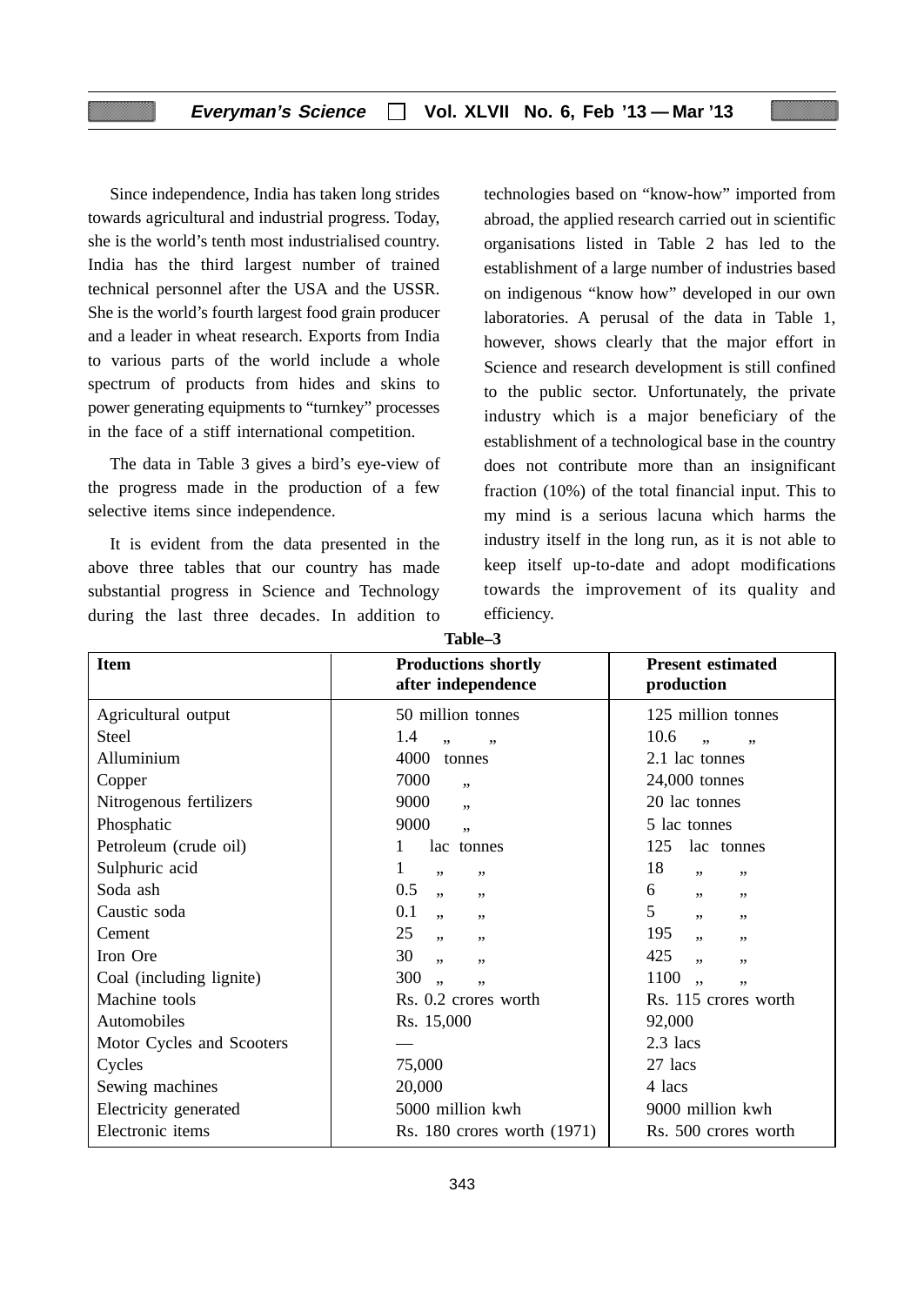Since independence, India has taken long strides towards agricultural and industrial progress. Today, she is the world's tenth most industrialised country. India has the third largest number of trained technical personnel after the USA and the USSR. She is the world's fourth largest food grain producer and a leader in wheat research. Exports from India to various parts of the world include a whole spectrum of products from hides and skins to power generating equipments to "turnkey" processes in the face of a stiff international competition.

The data in Table 3 gives a bird's eye-view of the progress made in the production of a few selective items since independence.

It is evident from the data presented in the above three tables that our country has made substantial progress in Science and Technology during the last three decades. In addition to technologies based on "know-how" imported from abroad, the applied research carried out in scientific organisations listed in Table 2 has led to the establishment of a large number of industries based on indigenous "know how" developed in our own laboratories. A perusal of the data in Table 1, however, shows clearly that the major effort in Science and research development is still confined to the public sector. Unfortunately, the private industry which is a major beneficiary of the establishment of a technological base in the country does not contribute more than an insignificant fraction (10%) of the total financial input. This to my mind is a serious lacuna which harms the industry itself in the long run, as it is not able to keep itself up-to-date and adopt modifications towards the improvement of its quality and efficiency.

**Table–3**

| Item | Productions shortly after independence | Present estimated production |
|---|---|---|
| Agricultural output | 50 million tonnes | 125 million tonnes |
| Steel | 1.4 ,, ,, | 10.6 ,, ,, |
| Alluminium | 4000 tonnes | 2.1 lac tonnes |
| Copper | 7000 ,, | 24,000 tonnes |
| Nitrogenous fertilizers | 9000 ,, | 20 lac tonnes |
| Phosphatic | 9000 ,, | 5 lac tonnes |
| Petroleum (crude oil) | 1 lac tonnes | 125 lac tonnes |
| Sulphuric acid | 1 ,, ,, | 18 ,, ,, |
| Soda ash | 0.5 ,, ,, | 6 ,, ,, |
| Caustic soda | 0.1 ,, ,, | 5 ,, ,, |
| Cement | 25 ,, ,, | 195 ,, ,, |
| Iron Ore | 30 ,, ,, | 425 ,, ,, |
| Coal (including lignite) | 300 ,, ,, | 1100 ,, ,, |
| Machine tools | Rs. 0.2 crores worth | Rs. 115 crores worth |
| Automobiles | Rs. 15,000 | 92,000 |
| Motor Cycles and Scooters | — | 2.3 lacs |
| Cycles | 75,000 | 27 lacs |
| Sewing machines | 20,000 | 4 lacs |
| Electricity generated | 5000 million kwh | 9000 million kwh |
| Electronic items | Rs. 180 crores worth (1971) | Rs. 500 crores worth |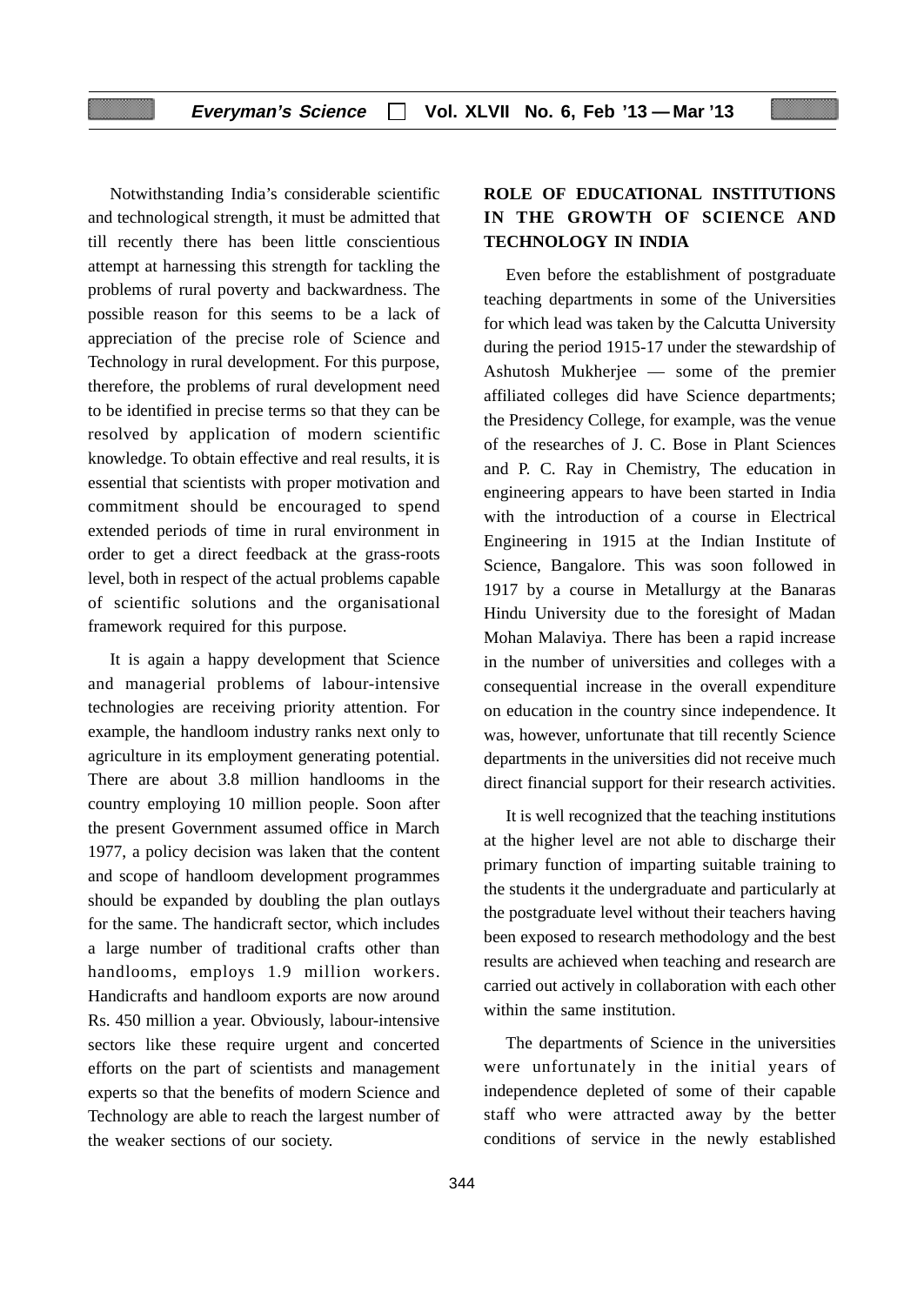Notwithstanding India's considerable scientific and technological strength, it must be admitted that till recently there has been little conscientious attempt at harnessing this strength for tackling the problems of rural poverty and backwardness. The possible reason for this seems to be a lack of appreciation of the precise role of Science and Technology in rural development. For this purpose, therefore, the problems of rural development need to be identified in precise terms so that they can be resolved by application of modern scientific knowledge. To obtain effective and real results, it is essential that scientists with proper motivation and commitment should be encouraged to spend extended periods of time in rural environment in order to get a direct feedback at the grass-roots level, both in respect of the actual problems capable of scientific solutions and the organisational framework required for this purpose.

It is again a happy development that Science and managerial problems of labour-intensive technologies are receiving priority attention. For example, the handloom industry ranks next only to agriculture in its employment generating potential. There are about 3.8 million handlooms in the country employing 10 million people. Soon after the present Government assumed office in March 1977, a policy decision was laken that the content and scope of handloom development programmes should be expanded by doubling the plan outlays for the same. The handicraft sector, which includes a large number of traditional crafts other than handlooms, employs 1.9 million workers. Handicrafts and handloom exports are now around Rs. 450 million a year. Obviously, labour-intensive sectors like these require urgent and concerted efforts on the part of scientists and management experts so that the benefits of modern Science and Technology are able to reach the largest number of the weaker sections of our society.

## ROLE OF EDUCATIONAL INSTITUTIONS IN THE GROWTH OF SCIENCE AND TECHNOLOGY IN INDIA

Even before the establishment of postgraduate teaching departments in some of the Universities for which lead was taken by the Calcutta University during the period 1915-17 under the stewardship of Ashutosh Mukherjee — some of the premier affiliated colleges did have Science departments; the Presidency College, for example, was the venue of the researches of J. C. Bose in Plant Sciences and P. C. Ray in Chemistry, The education in engineering appears to have been started in India with the introduction of a course in Electrical Engineering in 1915 at the Indian Institute of Science, Bangalore. This was soon followed in 1917 by a course in Metallurgy at the Banaras Hindu University due to the foresight of Madan Mohan Malaviya. There has been a rapid increase in the number of universities and colleges with a consequential increase in the overall expenditure on education in the country since independence. It was, however, unfortunate that till recently Science departments in the universities did not receive much direct financial support for their research activities.

It is well recognized that the teaching institutions at the higher level are not able to discharge their primary function of imparting suitable training to the students it the undergraduate and particularly at the postgraduate level without their teachers having been exposed to research methodology and the best results are achieved when teaching and research are carried out actively in collaboration with each other within the same institution.

The departments of Science in the universities were unfortunately in the initial years of independence depleted of some of their capable staff who were attracted away by the better conditions of service in the newly established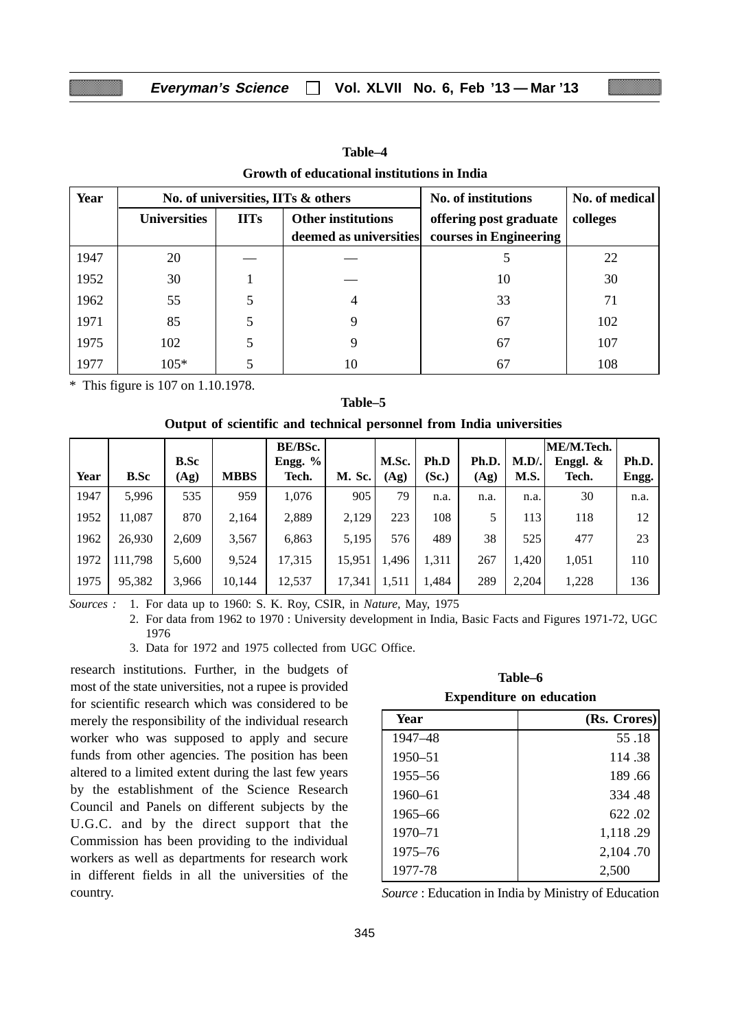**Table–4**

**Growth of educational institutions in India**

| Year | No. of universities, IITs & others | | | No. of institutions offering post graduate courses in Engineering | No. of medical colleges |
|---|---|---|---|---|---|
| | Universities | IITs | Other institutions deemed as universities | | |
| 1947 | 20 | — | — | 5 | 22 |
| 1952 | 30 | 1 | — | 10 | 30 |
| 1962 | 55 | 5 | 4 | 33 | 71 |
| 1971 | 85 | 5 | 9 | 67 | 102 |
| 1975 | 102 | 5 | 9 | 67 | 107 |
| 1977 | 105* | 5 | 10 | 67 | 108 |

\* This figure is 107 on 1.10.1978.

**Table–5**

**Output of scientific and technical personnel from India universities**

| Year | B.Sc | B.Sc (Ag) | MBBS | BE/BSc. Engg. % Tech. | M. Sc. | M.Sc. (Ag) | Ph.D (Sc.) | Ph.D. (Ag) | M.D/. M.S. | ME/M.Tech. Enggl. & Tech. | Ph.D. Engg. |
|---|---|---|---|---|---|---|---|---|---|---|---|
| 1947 | 5,996 | 535 | 959 | 1,076 | 905 | 79 | n.a. | n.a. | n.a. | 30 | n.a. |
| 1952 | 11,087 | 870 | 2,164 | 2,889 | 2,129 | 223 | 108 | 5 | 113 | 118 | 12 |
| 1962 | 26,930 | 2,609 | 3,567 | 6,863 | 5,195 | 576 | 489 | 38 | 525 | 477 | 23 |
| 1972 | 111,798 | 5,600 | 9,524 | 17,315 | 15,951 | 1,496 | 1,311 | 267 | 1,420 | 1,051 | 110 |
| 1975 | 95,382 | 3,966 | 10,144 | 12,537 | 17,341 | 1,511 | 1,484 | 289 | 2,204 | 1,228 | 136 |

*Sources :* 1. For data up to 1960: S. K. Roy, CSIR, in *Nature,* May, 1975

2. For data from 1962 to 1970 : University development in India, Basic Facts and Figures 1971-72, UGC 1976

3. Data for 1972 and 1975 collected from UGC Office.

research institutions. Further, in the budgets of most of the state universities, not a rupee is provided for scientific research which was considered to be merely the responsibility of the individual research worker who was supposed to apply and secure funds from other agencies. The position has been altered to a limited extent during the last few years by the establishment of the Science Research Council and Panels on different subjects by the U.G.C. and by the direct support that the Commission has been providing to the individual workers as well as departments for research work in different fields in all the universities of the country.

**Table–6**

**Expenditure on education**

| Year | (Rs. Crores) |
|---|---|
| 1947–48 | 55 .18 |
| 1950–51 | 114 .38 |
| 1955–56 | 189 .66 |
| 1960–61 | 334 .48 |
| 1965–66 | 622 .02 |
| 1970–71 | 1,118 .29 |
| 1975–76 | 2,104 .70 |
| 1977-78 | 2,500 |

*Source* : Education in India by Ministry of Education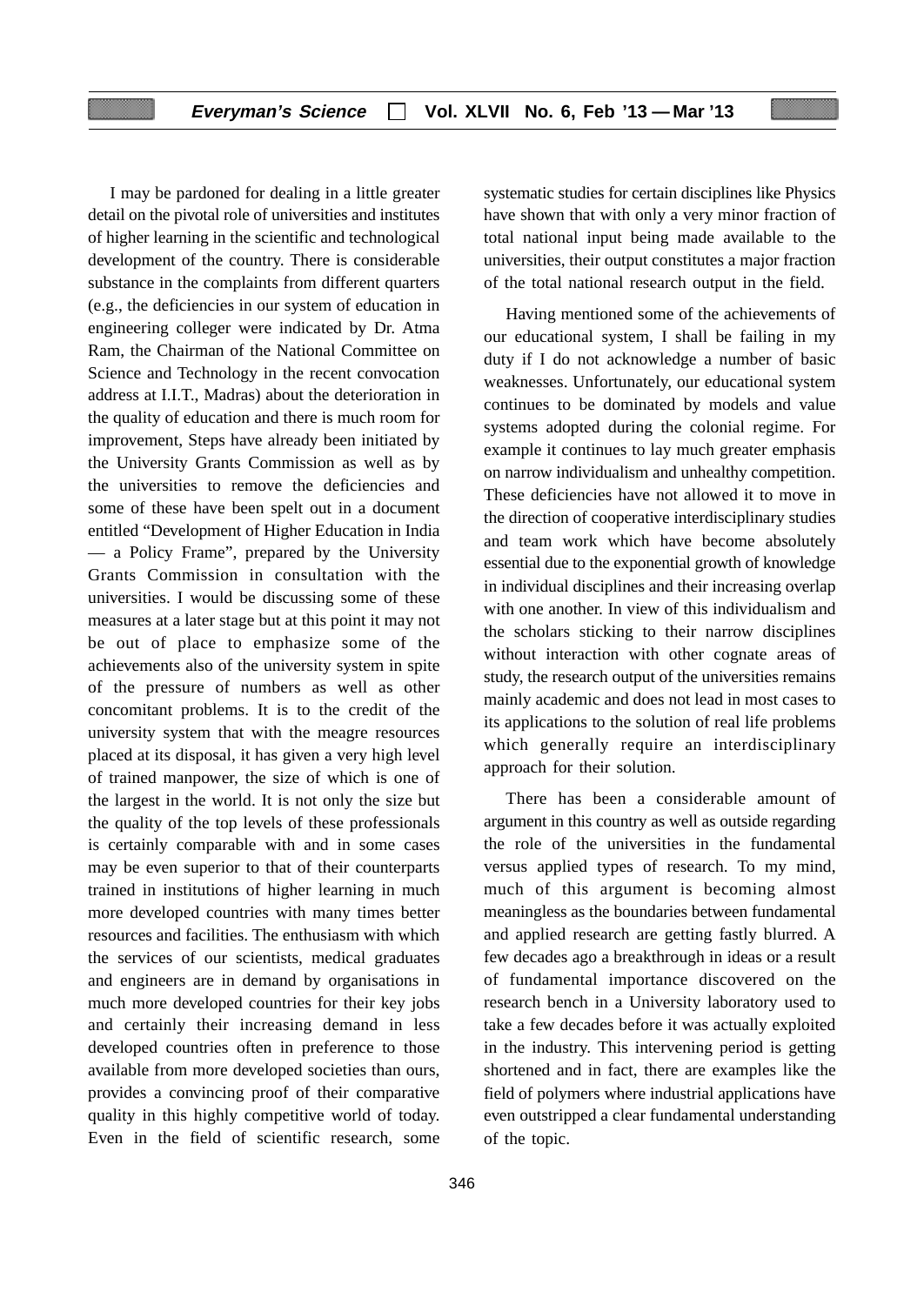I may be pardoned for dealing in a little greater detail on the pivotal role of universities and institutes of higher learning in the scientific and technological development of the country. There is considerable substance in the complaints from different quarters (e.g., the deficiencies in our system of education in engineering colleger were indicated by Dr. Atma Ram, the Chairman of the National Committee on Science and Technology in the recent convocation address at I.I.T., Madras) about the deterioration in the quality of education and there is much room for improvement, Steps have already been initiated by the University Grants Commission as well as by the universities to remove the deficiencies and some of these have been spelt out in a document entitled "Development of Higher Education in India — a Policy Frame", prepared by the University Grants Commission in consultation with the universities. I would be discussing some of these measures at a later stage but at this point it may not be out of place to emphasize some of the achievements also of the university system in spite of the pressure of numbers as well as other concomitant problems. It is to the credit of the university system that with the meagre resources placed at its disposal, it has given a very high level of trained manpower, the size of which is one of the largest in the world. It is not only the size but the quality of the top levels of these professionals is certainly comparable with and in some cases may be even superior to that of their counterparts trained in institutions of higher learning in much more developed countries with many times better resources and facilities. The enthusiasm with which the services of our scientists, medical graduates and engineers are in demand by organisations in much more developed countries for their key jobs and certainly their increasing demand in less developed countries often in preference to those available from more developed societies than ours, provides a convincing proof of their comparative quality in this highly competitive world of today. Even in the field of scientific research, some systematic studies for certain disciplines like Physics have shown that with only a very minor fraction of total national input being made available to the universities, their output constitutes a major fraction of the total national research output in the field.

Having mentioned some of the achievements of our educational system, I shall be failing in my duty if I do not acknowledge a number of basic weaknesses. Unfortunately, our educational system continues to be dominated by models and value systems adopted during the colonial regime. For example it continues to lay much greater emphasis on narrow individualism and unhealthy competition. These deficiencies have not allowed it to move in the direction of cooperative interdisciplinary studies and team work which have become absolutely essential due to the exponential growth of knowledge in individual disciplines and their increasing overlap with one another. In view of this individualism and the scholars sticking to their narrow disciplines without interaction with other cognate areas of study, the research output of the universities remains mainly academic and does not lead in most cases to its applications to the solution of real life problems which generally require an interdisciplinary approach for their solution.

There has been a considerable amount of argument in this country as well as outside regarding the role of the universities in the fundamental versus applied types of research. To my mind, much of this argument is becoming almost meaningless as the boundaries between fundamental and applied research are getting fastly blurred. A few decades ago a breakthrough in ideas or a result of fundamental importance discovered on the research bench in a University laboratory used to take a few decades before it was actually exploited in the industry. This intervening period is getting shortened and in fact, there are examples like the field of polymers where industrial applications have even outstripped a clear fundamental understanding of the topic.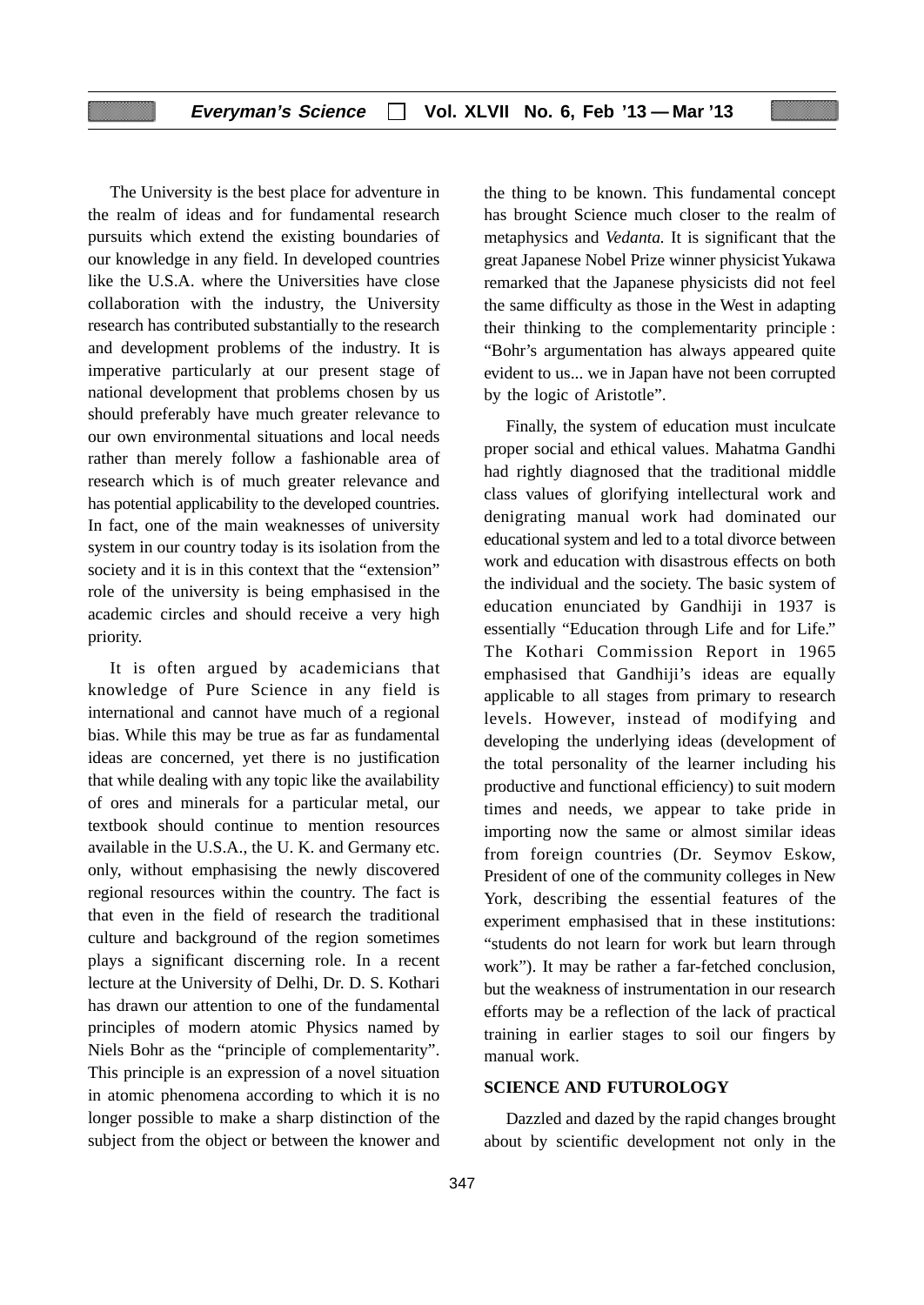The University is the best place for adventure in the realm of ideas and for fundamental research pursuits which extend the existing boundaries of our knowledge in any field. In developed countries like the U.S.A. where the Universities have close collaboration with the industry, the University research has contributed substantially to the research and development problems of the industry. It is imperative particularly at our present stage of national development that problems chosen by us should preferably have much greater relevance to our own environmental situations and local needs rather than merely follow a fashionable area of research which is of much greater relevance and has potential applicability to the developed countries. In fact, one of the main weaknesses of university system in our country today is its isolation from the society and it is in this context that the "extension" role of the university is being emphasised in the academic circles and should receive a very high priority.

It is often argued by academicians that knowledge of Pure Science in any field is international and cannot have much of a regional bias. While this may be true as far as fundamental ideas are concerned, yet there is no justification that while dealing with any topic like the availability of ores and minerals for a particular metal, our textbook should continue to mention resources available in the U.S.A., the U. K. and Germany etc. only, without emphasising the newly discovered regional resources within the country. The fact is that even in the field of research the traditional culture and background of the region sometimes plays a significant discerning role. In a recent lecture at the University of Delhi, Dr. D. S. Kothari has drawn our attention to one of the fundamental principles of modern atomic Physics named by Niels Bohr as the "principle of complementarity". This principle is an expression of a novel situation in atomic phenomena according to which it is no longer possible to make a sharp distinction of the subject from the object or between the knower and the thing to be known. This fundamental concept has brought Science much closer to the realm of metaphysics and *Vedanta.* It is significant that the great Japanese Nobel Prize winner physicist Yukawa remarked that the Japanese physicists did not feel the same difficulty as those in the West in adapting their thinking to the complementarity principle : "Bohr's argumentation has always appeared quite evident to us... we in Japan have not been corrupted by the logic of Aristotle".

Finally, the system of education must inculcate proper social and ethical values. Mahatma Gandhi had rightly diagnosed that the traditional middle class values of glorifying intellectual work and denigrating manual work had dominated our educational system and led to a total divorce between work and education with disastrous effects on both the individual and the society. The basic system of education enunciated by Gandhiji in 1937 is essentially "Education through Life and for Life." The Kothari Commission Report in 1965 emphasised that Gandhiji's ideas are equally applicable to all stages from primary to research levels. However, instead of modifying and developing the underlying ideas (development of the total personality of the learner including his productive and functional efficiency) to suit modern times and needs, we appear to take pride in importing now the same or almost similar ideas from foreign countries (Dr. Seymov Eskow, President of one of the community colleges in New York, describing the essential features of the experiment emphasised that in these institutions: "students do not learn for work but learn through work"). It may be rather a far-fetched conclusion, but the weakness of instrumentation in our research efforts may be a reflection of the lack of practical training in earlier stages to soil our fingers by manual work.

## SCIENCE AND FUTUROLOGY

Dazzled and dazed by the rapid changes brought about by scientific development not only in the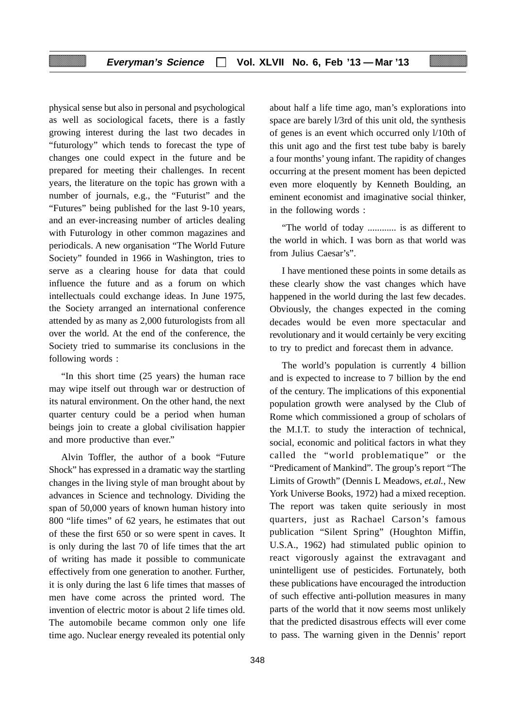physical sense but also in personal and psychological as well as sociological facets, there is a fastly growing interest during the last two decades in "futurology" which tends to forecast the type of changes one could expect in the future and be prepared for meeting their challenges. In recent years, the literature on the topic has grown with a number of journals, e.g., the "Futurist" and the "Futures" being published for the last 9-10 years, and an ever-increasing number of articles dealing with Futurology in other common magazines and periodicals. A new organisation "The World Future Society" founded in 1966 in Washington, tries to serve as a clearing house for data that could influence the future and as a forum on which intellectuals could exchange ideas. In June 1975, the Society arranged an international conference attended by as many as 2,000 futurologists from all over the world. At the end of the conference, the Society tried to summarise its conclusions in the following words :

"In this short time (25 years) the human race may wipe itself out through war or destruction of its natural environment. On the other hand, the next quarter century could be a period when human beings join to create a global civilisation happier and more productive than ever."

Alvin Toffler, the author of a book "Future Shock" has expressed in a dramatic way the startling changes in the living style of man brought about by advances in Science and technology. Dividing the span of 50,000 years of known human history into 800 "life times" of 62 years, he estimates that out of these the first 650 or so were spent in caves. It is only during the last 70 of life times that the art of writing has made it possible to communicate effectively from one generation to another. Further, it is only during the last 6 life times that masses of men have come across the printed word. The invention of electric motor is about 2 life times old. The automobile became common only one life time ago. Nuclear energy revealed its potential only about half a life time ago, man's explorations into space are barely l/3rd of this unit old, the synthesis of genes is an event which occurred only l/10th of this unit ago and the first test tube baby is barely a four months' young infant. The rapidity of changes occurring at the present moment has been depicted even more eloquently by Kenneth Boulding, an eminent economist and imaginative social thinker, in the following words :

"The world of today ............ is as different to the world in which. I was born as that world was from Julius Caesar's".

I have mentioned these points in some details as these clearly show the vast changes which have happened in the world during the last few decades. Obviously, the changes expected in the coming decades would be even more spectacular and revolutionary and it would certainly be very exciting to try to predict and forecast them in advance.

The world's population is currently 4 billion and is expected to increase to 7 billion by the end of the century. The implications of this exponential population growth were analysed by the Club of Rome which commissioned a group of scholars of the M.I.T. to study the interaction of technical, social, economic and political factors in what they called the "world problematique" or the "Predicament of Mankind". The group's report "The Limits of Growth" (Dennis L Meadows, *et.al.*, New York Universe Books, 1972) had a mixed reception. The report was taken quite seriously in most quarters, just as Rachael Carson's famous publication "Silent Spring" (Houghton Miffin, U.S.A., 1962) had stimulated public opinion to react vigorously against the extravagant and unintelligent use of pesticides. Fortunately, both these publications have encouraged the introduction of such effective anti-pollution measures in many parts of the world that it now seems most unlikely that the predicted disastrous effects will ever come to pass. The warning given in the Dennis' report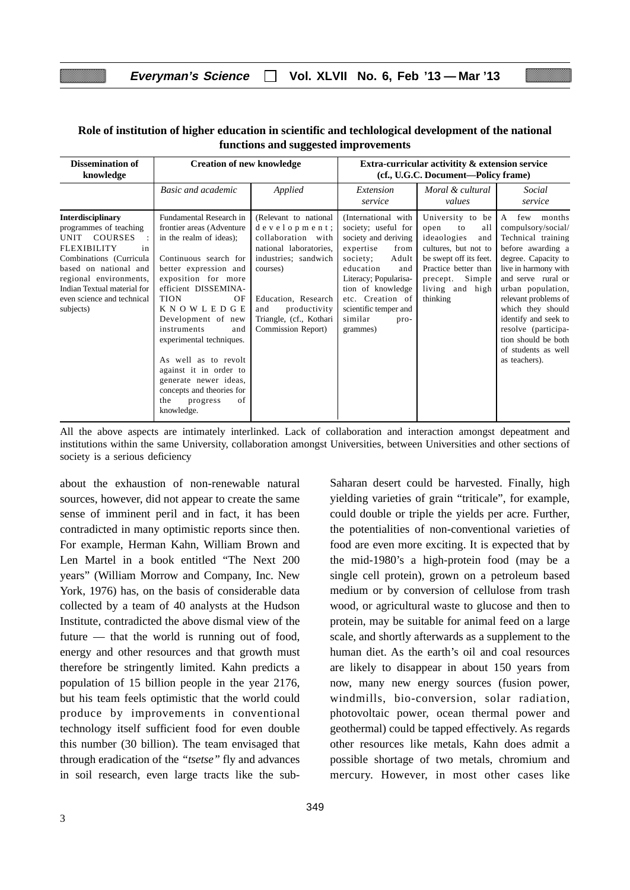**Role of institution of higher education in scientific and techlological development of the national functions and suggested improvements**

| Dissemination of knowledge | Creation of new knowledge | | Extra-curricular activity & extension service (cf., U.G.C. Document—Policy frame) | | |
|---|---|---|---|---|---|
| | *Basic and academic* | *Applied* | *Extension service* | *Moral & cultural values* | *Social service* |
| **Interdisciplinary** programmes of teaching UNIT COURSES : FLEXIBILITY in Combinations (Curricula based on national and regional environments, Indian Textual material for even science and technical subjects) | Fundamental Research in frontier areas (Adventure in the realm of ideas); Continuous search for better expression and exposition for more efficient DISSEMINATION OF KNOWLEDGE Development of new instruments and experimental techniques. As well as to revolt against it in order to generate newer ideas, concepts and theories for the progress of knowledge. | (Relevant to national development; collaboration with national laboratories, industries; sandwich courses) Education, Research and productivity Triangle, (cf., Kothari Commission Report) | (International with society; useful for society and deriving expertise from society; Adult education and Literacy; Popularisation of knowledge etc. Creation of scientific temper and similar programmes) | University to be open to all ideaologies and cultures, but not to be swept off its feet. Practice better than precept. Simple living and high thinking | A few months compulsory/social/ Technical training before awarding a degree. Capacity to live in harmony with and serve rural or urban population, relevant problems of which they should identify and seek to resolve (participation should be both of students as well as teachers). |

All the above aspects are intimately interlinked. Lack of collaboration and interaction amongst depeatment and institutions within the same University, collaboration amongst Universities, between Universities and other sections of society is a serious deficiency

about the exhaustion of non-renewable natural sources, however, did not appear to create the same sense of imminent peril and in fact, it has been contradicted in many optimistic reports since then. For example, Herman Kahn, William Brown and Len Martel in a book entitled "The Next 200 years" (William Morrow and Company, Inc. New York, 1976) has, on the basis of considerable data collected by a team of 40 analysts at the Hudson Institute, contradicted the above dismal view of the future — that the world is running out of food, energy and other resources and that growth must therefore be stringently limited. Kahn predicts a population of 15 billion people in the year 2176, but his team feels optimistic that the world could produce by improvements in conventional technology itself sufficient food for even double this number (30 billion). The team envisaged that through eradication of the *"tsetse"* fly and advances in soil research, even large tracts like the sub-Saharan desert could be harvested. Finally, high yielding varieties of grain "triticale", for example, could double or triple the yields per acre. Further, the potentialities of non-conventional varieties of food are even more exciting. It is expected that by the mid-1980's a high-protein food (may be a single cell protein), grown on a petroleum based medium or by conversion of cellulose from trash wood, or agricultural waste to glucose and then to protein, may be suitable for animal feed on a large scale, and shortly afterwards as a supplement to the human diet. As the earth's oil and coal resources are likely to disappear in about 150 years from now, many new energy sources (fusion power, windmills, bio-conversion, solar radiation, photovoltaic power, ocean thermal power and geothermal) could be tapped effectively. As regards other resources like metals, Kahn does admit a possible shortage of two metals, chromium and mercury. However, in most other cases like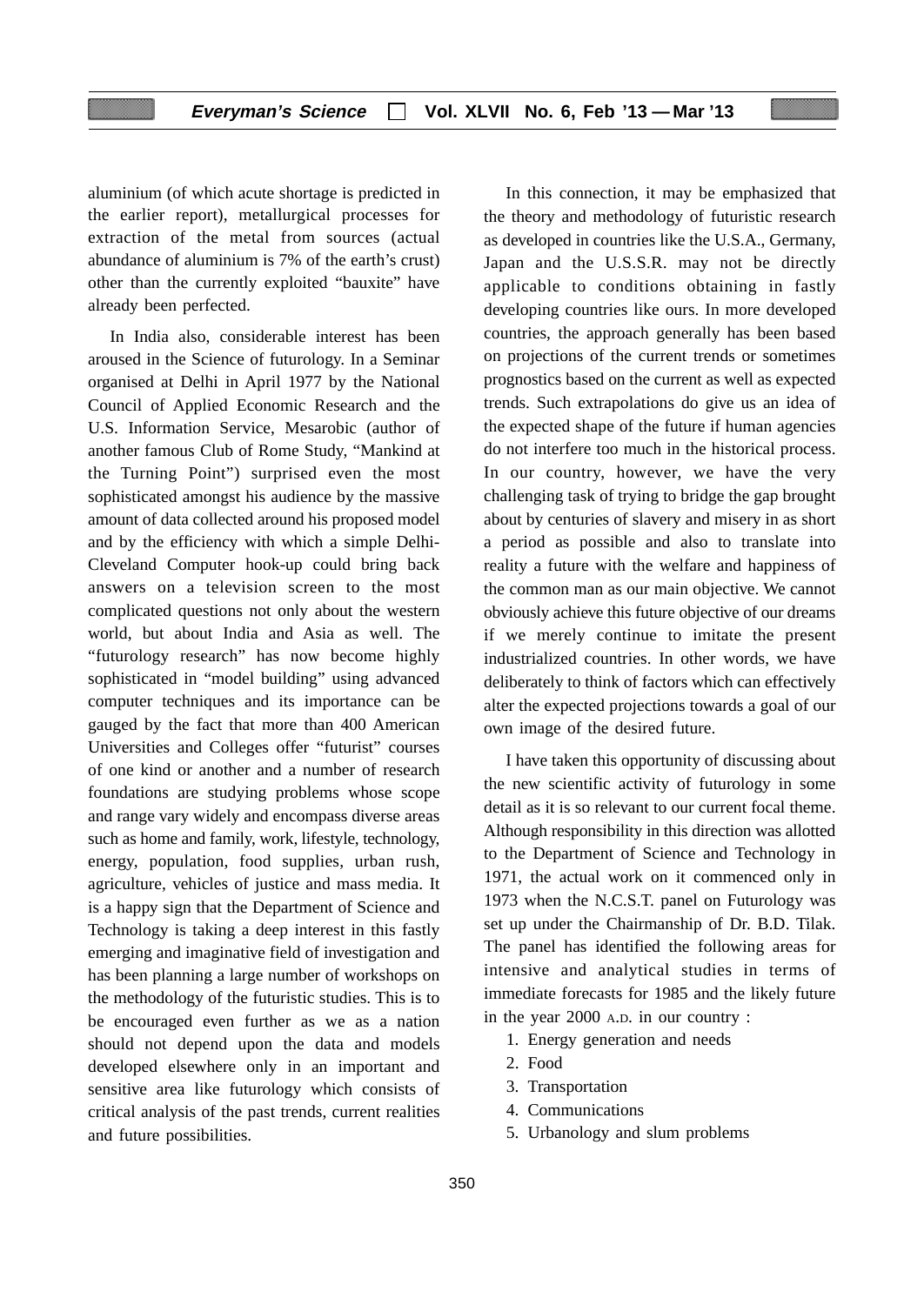aluminium (of which acute shortage is predicted in the earlier report), metallurgical processes for extraction of the metal from sources (actual abundance of aluminium is 7% of the earth's crust) other than the currently exploited "bauxite" have already been perfected.

In India also, considerable interest has been aroused in the Science of futurology. In a Seminar organised at Delhi in April 1977 by the National Council of Applied Economic Research and the U.S. Information Service, Mesarobic (author of another famous Club of Rome Study, "Mankind at the Turning Point") surprised even the most sophisticated amongst his audience by the massive amount of data collected around his proposed model and by the efficiency with which a simple Delhi-Cleveland Computer hook-up could bring back answers on a television screen to the most complicated questions not only about the western world, but about India and Asia as well. The "futurology research" has now become highly sophisticated in "model building" using advanced computer techniques and its importance can be gauged by the fact that more than 400 American Universities and Colleges offer "futurist" courses of one kind or another and a number of research foundations are studying problems whose scope and range vary widely and encompass diverse areas such as home and family, work, lifestyle, technology, energy, population, food supplies, urban rush, agriculture, vehicles of justice and mass media. It is a happy sign that the Department of Science and Technology is taking a deep interest in this fastly emerging and imaginative field of investigation and has been planning a large number of workshops on the methodology of the futuristic studies. This is to be encouraged even further as we as a nation should not depend upon the data and models developed elsewhere only in an important and sensitive area like futurology which consists of critical analysis of the past trends, current realities and future possibilities.

In this connection, it may be emphasized that the theory and methodology of futuristic research as developed in countries like the U.S.A., Germany, Japan and the U.S.S.R. may not be directly applicable to conditions obtaining in fastly developing countries like ours. In more developed countries, the approach generally has been based on projections of the current trends or sometimes prognostics based on the current as well as expected trends. Such extrapolations do give us an idea of the expected shape of the future if human agencies do not interfere too much in the historical process. In our country, however, we have the very challenging task of trying to bridge the gap brought about by centuries of slavery and misery in as short a period as possible and also to translate into reality a future with the welfare and happiness of the common man as our main objective. We cannot obviously achieve this future objective of our dreams if we merely continue to imitate the present industrialized countries. In other words, we have deliberately to think of factors which can effectively alter the expected projections towards a goal of our own image of the desired future.

I have taken this opportunity of discussing about the new scientific activity of futurology in some detail as it is so relevant to our current focal theme. Although responsibility in this direction was allotted to the Department of Science and Technology in 1971, the actual work on it commenced only in 1973 when the N.C.S.T. panel on Futurology was set up under the Chairmanship of Dr. B.D. Tilak. The panel has identified the following areas for intensive and analytical studies in terms of immediate forecasts for 1985 and the likely future in the year 2000 A.D. in our country :

1. Energy generation and needs
2. Food
3. Transportation
4. Communications
5. Urbanology and slum problems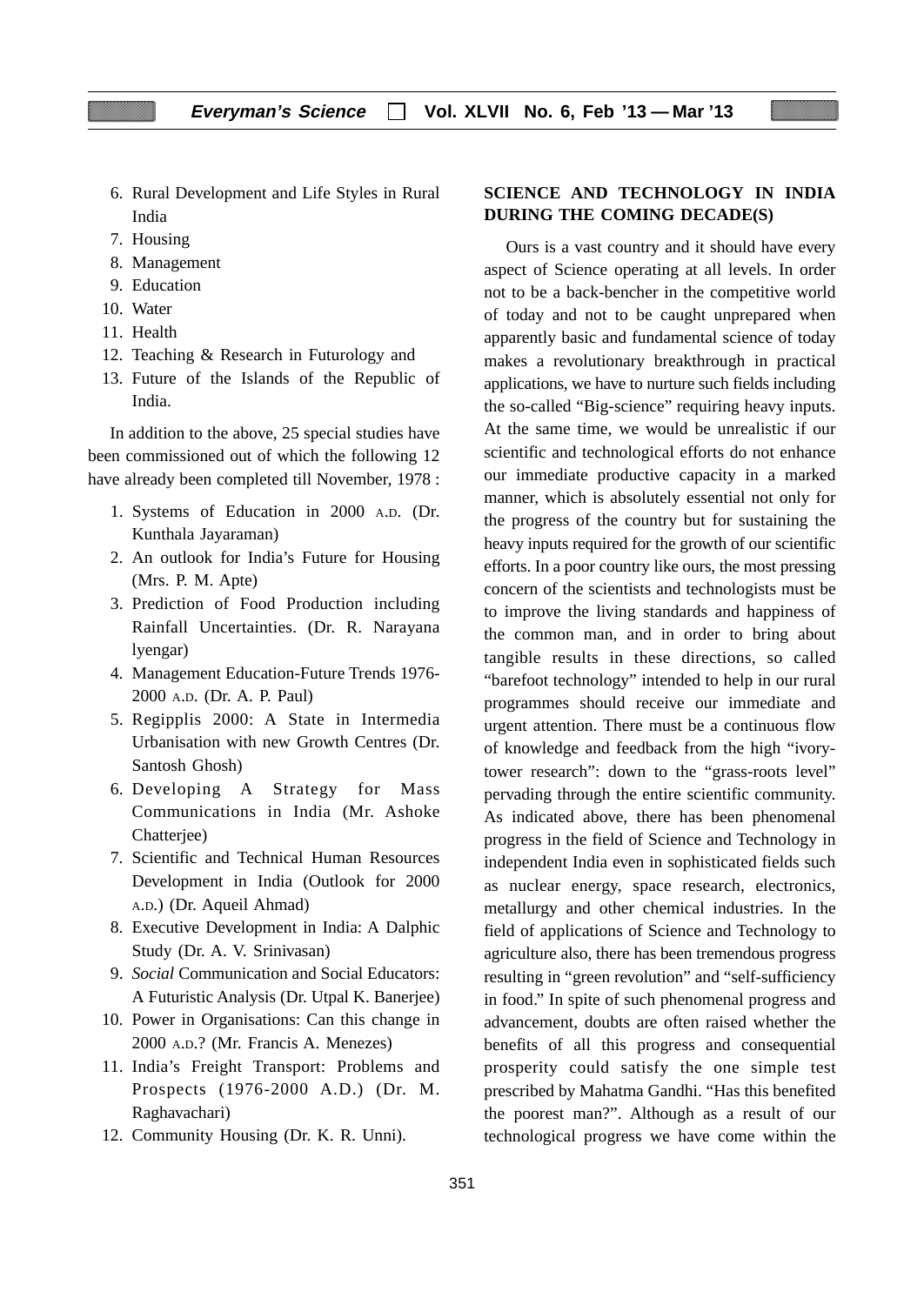6. Rural Development and Life Styles in Rural India
7. Housing
8. Management
9. Education
10. Water
11. Health
12. Teaching & Research in Futurology and
13. Future of the Islands of the Republic of India.

In addition to the above, 25 special studies have been commissioned out of which the following 12 have already been completed till November, 1978 :

1. Systems of Education in 2000 A.D. (Dr. Kunthala Jayaraman)
2. An outlook for India's Future for Housing (Mrs. P. M. Apte)
3. Prediction of Food Production including Rainfall Uncertainties. (Dr. R. Narayana lyengar)
4. Management Education-Future Trends 1976-2000 A.D. (Dr. A. P. Paul)
5. Regipplis 2000: A State in Intermedia Urbanisation with new Growth Centres (Dr. Santosh Ghosh)
6. Developing A Strategy for Mass Communications in India (Mr. Ashoke Chatterjee)
7. Scientific and Technical Human Resources Development in India (Outlook for 2000 A.D.) (Dr. Aqueil Ahmad)
8. Executive Development in India: A Dalphic Study (Dr. A. V. Srinivasan)
9. *Social* Communication and Social Educators: A Futuristic Analysis (Dr. Utpal K. Banerjee)
10. Power in Organisations: Can this change in 2000 A.D.? (Mr. Francis A. Menezes)
11. India's Freight Transport: Problems and Prospects (1976-2000 A.D.) (Dr. M. Raghavachari)
12. Community Housing (Dr. K. R. Unni).

## SCIENCE AND TECHNOLOGY IN INDIA DURING THE COMING DECADE(S)

Ours is a vast country and it should have every aspect of Science operating at all levels. In order not to be a back-bencher in the competitive world of today and not to be caught unprepared when apparently basic and fundamental science of today makes a revolutionary breakthrough in practical applications, we have to nurture such fields including the so-called "Big-science" requiring heavy inputs. At the same time, we would be unrealistic if our scientific and technological efforts do not enhance our immediate productive capacity in a marked manner, which is absolutely essential not only for the progress of the country but for sustaining the heavy inputs required for the growth of our scientific efforts. In a poor country like ours, the most pressing concern of the scientists and technologists must be to improve the living standards and happiness of the common man, and in order to bring about tangible results in these directions, so called "barefoot technology" intended to help in our rural programmes should receive our immediate and urgent attention. There must be a continuous flow of knowledge and feedback from the high "ivory-tower research": down to the "grass-roots level" pervading through the entire scientific community. As indicated above, there has been phenomenal progress in the field of Science and Technology in independent India even in sophisticated fields such as nuclear energy, space research, electronics, metallurgy and other chemical industries. In the field of applications of Science and Technology to agriculture also, there has been tremendous progress resulting in "green revolution" and "self-sufficiency in food." In spite of such phenomenal progress and advancement, doubts are often raised whether the benefits of all this progress and consequential prosperity could satisfy the one simple test prescribed by Mahatma Gandhi. "Has this benefited the poorest man?". Although as a result of our technological progress we have come within the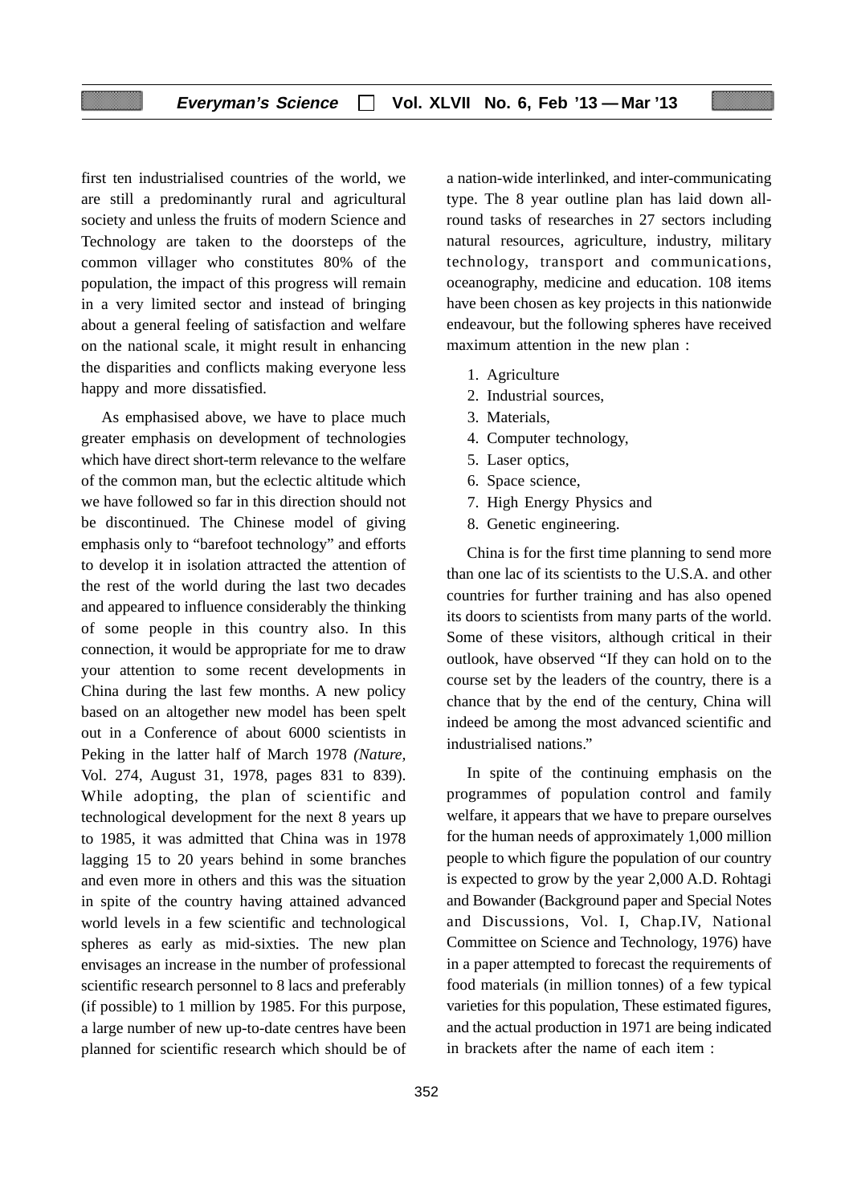first ten industrialised countries of the world, we are still a predominantly rural and agricultural society and unless the fruits of modern Science and Technology are taken to the doorsteps of the common villager who constitutes 80% of the population, the impact of this progress will remain in a very limited sector and instead of bringing about a general feeling of satisfaction and welfare on the national scale, it might result in enhancing the disparities and conflicts making everyone less happy and more dissatisfied.

As emphasised above, we have to place much greater emphasis on development of technologies which have direct short-term relevance to the welfare of the common man, but the eclectic altitude which we have followed so far in this direction should not be discontinued. The Chinese model of giving emphasis only to "barefoot technology" and efforts to develop it in isolation attracted the attention of the rest of the world during the last two decades and appeared to influence considerably the thinking of some people in this country also. In this connection, it would be appropriate for me to draw your attention to some recent developments in China during the last few months. A new policy based on an altogether new model has been spelt out in a Conference of about 6000 scientists in Peking in the latter half of March 1978 *(Nature,* Vol. 274, August 31, 1978, pages 831 to 839). While adopting, the plan of scientific and technological development for the next 8 years up to 1985, it was admitted that China was in 1978 lagging 15 to 20 years behind in some branches and even more in others and this was the situation in spite of the country having attained advanced world levels in a few scientific and technological spheres as early as mid-sixties. The new plan envisages an increase in the number of professional scientific research personnel to 8 lacs and preferably (if possible) to 1 million by 1985. For this purpose, a large number of new up-to-date centres have been planned for scientific research which should be of a nation-wide interlinked, and inter-communicating type. The 8 year outline plan has laid down all-round tasks of researches in 27 sectors including natural resources, agriculture, industry, military technology, transport and communications, oceanography, medicine and education. 108 items have been chosen as key projects in this nationwide endeavour, but the following spheres have received maximum attention in the new plan :

1. Agriculture
2. Industrial sources,
3. Materials,
4. Computer technology,
5. Laser optics,
6. Space science,
7. High Energy Physics and
8. Genetic engineering.

China is for the first time planning to send more than one lac of its scientists to the U.S.A. and other countries for further training and has also opened its doors to scientists from many parts of the world. Some of these visitors, although critical in their outlook, have observed "If they can hold on to the course set by the leaders of the country, there is a chance that by the end of the century, China will indeed be among the most advanced scientific and industrialised nations."

In spite of the continuing emphasis on the programmes of population control and family welfare, it appears that we have to prepare ourselves for the human needs of approximately 1,000 million people to which figure the population of our country is expected to grow by the year 2,000 A.D. Rohtagi and Bowander (Background paper and Special Notes and Discussions, Vol. I, Chap.IV, National Committee on Science and Technology, 1976) have in a paper attempted to forecast the requirements of food materials (in million tonnes) of a few typical varieties for this population, These estimated figures, and the actual production in 1971 are being indicated in brackets after the name of each item :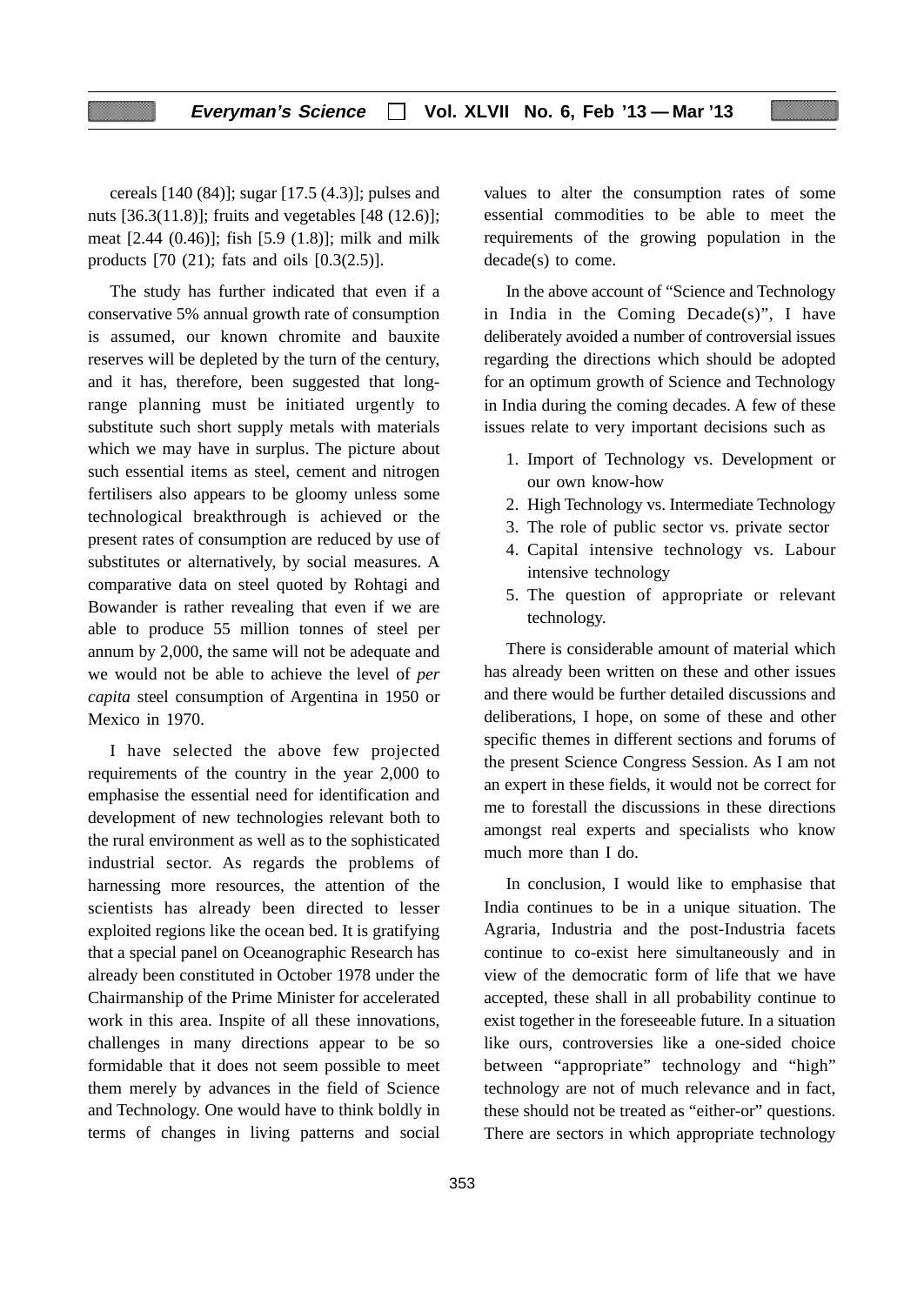cereals [140 (84)]; sugar [17.5 (4.3)]; pulses and nuts [36.3(11.8)]; fruits and vegetables [48 (12.6)]; meat [2.44 (0.46)]; fish [5.9 (1.8)]; milk and milk products [70 (21); fats and oils [0.3(2.5)].

The study has further indicated that even if a conservative 5% annual growth rate of consumption is assumed, our known chromite and bauxite reserves will be depleted by the turn of the century, and it has, therefore, been suggested that long-range planning must be initiated urgently to substitute such short supply metals with materials which we may have in surplus. The picture about such essential items as steel, cement and nitrogen fertilisers also appears to be gloomy unless some technological breakthrough is achieved or the present rates of consumption are reduced by use of substitutes or alternatively, by social measures. A comparative data on steel quoted by Rohtagi and Bowander is rather revealing that even if we are able to produce 55 million tonnes of steel per annum by 2,000, the same will not be adequate and we would not be able to achieve the level of *per capita* steel consumption of Argentina in 1950 or Mexico in 1970.

I have selected the above few projected requirements of the country in the year 2,000 to emphasise the essential need for identification and development of new technologies relevant both to the rural environment as well as to the sophisticated industrial sector. As regards the problems of harnessing more resources, the attention of the scientists has already been directed to lesser exploited regions like the ocean bed. It is gratifying that a special panel on Oceanographic Research has already been constituted in October 1978 under the Chairmanship of the Prime Minister for accelerated work in this area. Inspite of all these innovations, challenges in many directions appear to be so formidable that it does not seem possible to meet them merely by advances in the field of Science and Technology. One would have to think boldly in terms of changes in living patterns and social values to alter the consumption rates of some essential commodities to be able to meet the requirements of the growing population in the decade(s) to come.

In the above account of "Science and Technology in India in the Coming Decade(s)", I have deliberately avoided a number of controversial issues regarding the directions which should be adopted for an optimum growth of Science and Technology in India during the coming decades. A few of these issues relate to very important decisions such as

1. Import of Technology vs. Development or our own know-how
2. High Technology vs. Intermediate Technology
3. The role of public sector vs. private sector
4. Capital intensive technology vs. Labour intensive technology
5. The question of appropriate or relevant technology.

There is considerable amount of material which has already been written on these and other issues and there would be further detailed discussions and deliberations, I hope, on some of these and other specific themes in different sections and forums of the present Science Congress Session. As I am not an expert in these fields, it would not be correct for me to forestall the discussions in these directions amongst real experts and specialists who know much more than I do.

In conclusion, I would like to emphasise that India continues to be in a unique situation. The Agraria, Industria and the post-Industria facets continue to co-exist here simultaneously and in view of the democratic form of life that we have accepted, these shall in all probability continue to exist together in the foreseeable future. In a situation like ours, controversies like a one-sided choice between "appropriate" technology and "high" technology are not of much relevance and in fact, these should not be treated as "either-or" questions. There are sectors in which appropriate technology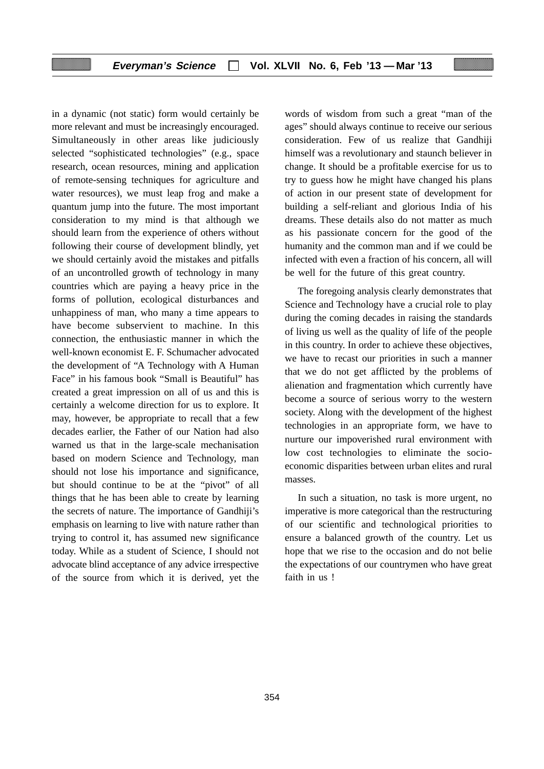in a dynamic (not static) form would certainly be more relevant and must be increasingly encouraged. Simultaneously in other areas like judiciously selected "sophisticated technologies" (e.g., space research, ocean resources, mining and application of remote-sensing techniques for agriculture and water resources), we must leap frog and make a quantum jump into the future. The most important consideration to my mind is that although we should learn from the experience of others without following their course of development blindly, yet we should certainly avoid the mistakes and pitfalls of an uncontrolled growth of technology in many countries which are paying a heavy price in the forms of pollution, ecological disturbances and unhappiness of man, who many a time appears to have become subservient to machine. In this connection, the enthusiastic manner in which the well-known economist E. F. Schumacher advocated the development of "A Technology with A Human Face" in his famous book "Small is Beautiful" has created a great impression on all of us and this is certainly a welcome direction for us to explore. It may, however, be appropriate to recall that a few decades earlier, the Father of our Nation had also warned us that in the large-scale mechanisation based on modern Science and Technology, man should not lose his importance and significance, but should continue to be at the "pivot" of all things that he has been able to create by learning the secrets of nature. The importance of Gandhiji's emphasis on learning to live with nature rather than trying to control it, has assumed new significance today. While as a student of Science, I should not advocate blind acceptance of any advice irrespective of the source from which it is derived, yet the words of wisdom from such a great "man of the ages" should always continue to receive our serious consideration. Few of us realize that Gandhiji himself was a revolutionary and staunch believer in change. It should be a profitable exercise for us to try to guess how he might have changed his plans of action in our present state of development for building a self-reliant and glorious India of his dreams. These details also do not matter as much as his passionate concern for the good of the humanity and the common man and if we could be infected with even a fraction of his concern, all will be well for the future of this great country.

The foregoing analysis clearly demonstrates that Science and Technology have a crucial role to play during the coming decades in raising the standards of living us well as the quality of life of the people in this country. In order to achieve these objectives, we have to recast our priorities in such a manner that we do not get afflicted by the problems of alienation and fragmentation which currently have become a source of serious worry to the western society. Along with the development of the highest technologies in an appropriate form, we have to nurture our impoverished rural environment with low cost technologies to eliminate the socio-economic disparities between urban elites and rural masses.

In such a situation, no task is more urgent, no imperative is more categorical than the restructuring of our scientific and technological priorities to ensure a balanced growth of the country. Let us hope that we rise to the occasion and do not belie the expectations of our countrymen who have great faith in us !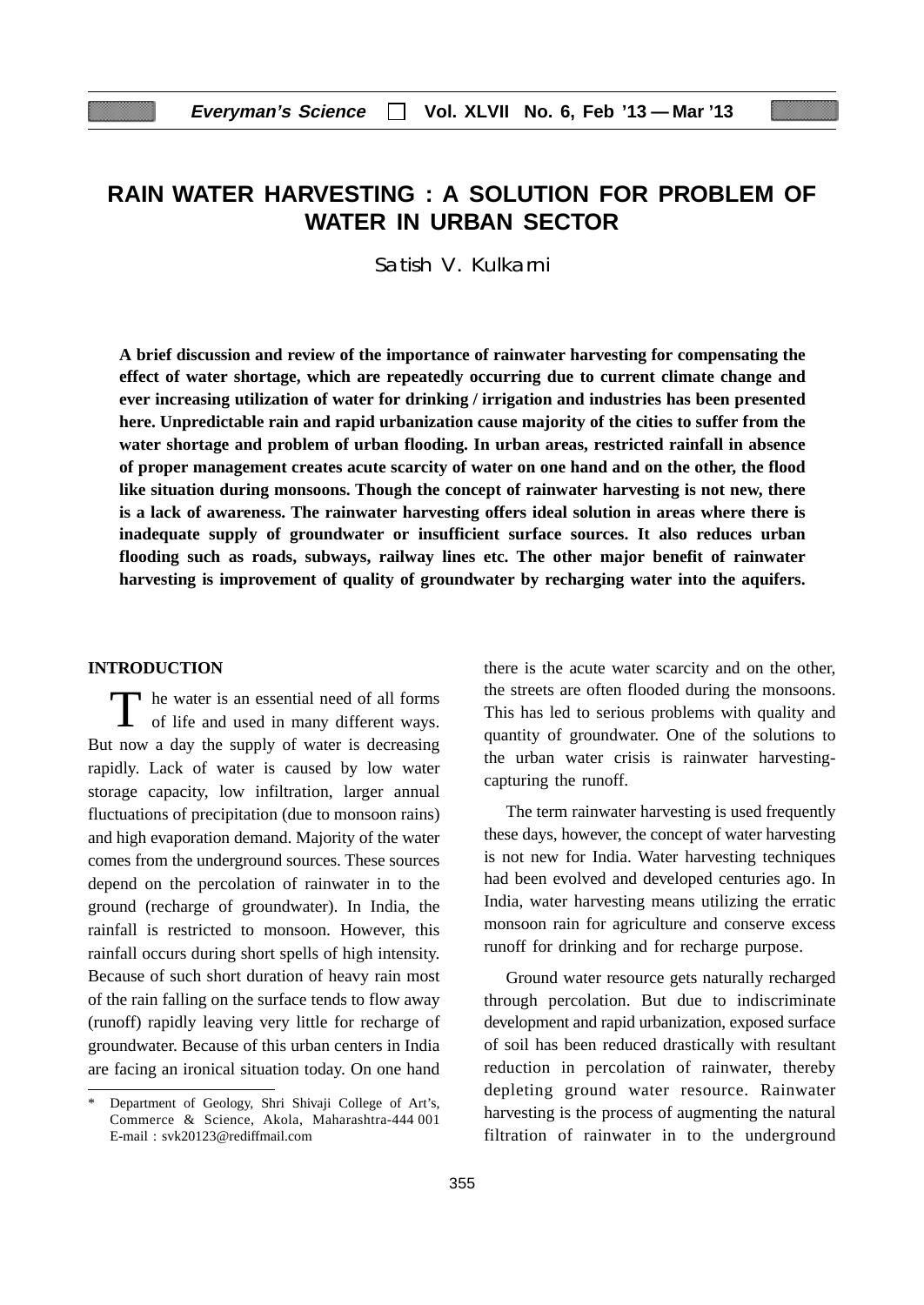# RAIN WATER HARVESTING : A SOLUTION FOR PROBLEM OF WATER IN URBAN SECTOR

Satish V. Kulkarni

**A brief discussion and review of the importance of rainwater harvesting for compensating the effect of water shortage, which are repeatedly occurring due to current climate change and ever increasing utilization of water for drinking / irrigation and industries has been presented here. Unpredictable rain and rapid urbanization cause majority of the cities to suffer from the water shortage and problem of urban flooding. In urban areas, restricted rainfall in absence of proper management creates acute scarcity of water on one hand and on the other, the flood like situation during monsoons. Though the concept of rainwater harvesting is not new, there is a lack of awareness. The rainwater harvesting offers ideal solution in areas where there is inadequate supply of groundwater or insufficient surface sources. It also reduces urban flooding such as roads, subways, railway lines etc. The other major benefit of rainwater harvesting is improvement of quality of groundwater by recharging water into the aquifers.**

## INTRODUCTION

The water is an essential need of all forms of life and used in many different ways. But now a day the supply of water is decreasing rapidly. Lack of water is caused by low water storage capacity, low infiltration, larger annual fluctuations of precipitation (due to monsoon rains) and high evaporation demand. Majority of the water comes from the underground sources. These sources depend on the percolation of rainwater in to the ground (recharge of groundwater). In India, the rainfall is restricted to monsoon. However, this rainfall occurs during short spells of high intensity. Because of such short duration of heavy rain most of the rain falling on the surface tends to flow away (runoff) rapidly leaving very little for recharge of groundwater. Because of this urban centers in India are facing an ironical situation today. On one hand there is the acute water scarcity and on the other, the streets are often flooded during the monsoons. This has led to serious problems with quality and quantity of groundwater. One of the solutions to the urban water crisis is rainwater harvesting-capturing the runoff.

The term rainwater harvesting is used frequently these days, however, the concept of water harvesting is not new for India. Water harvesting techniques had been evolved and developed centuries ago. In India, water harvesting means utilizing the erratic monsoon rain for agriculture and conserve excess runoff for drinking and for recharge purpose.

Ground water resource gets naturally recharged through percolation. But due to indiscriminate development and rapid urbanization, exposed surface of soil has been reduced drastically with resultant reduction in percolation of rainwater, thereby depleting ground water resource. Rainwater harvesting is the process of augmenting the natural filtration of rainwater in to the underground

\* Department of Geology, Shri Shivaji College of Art's, Commerce & Science, Akola, Maharashtra-444 001 E-mail : svk20123@rediffmail.com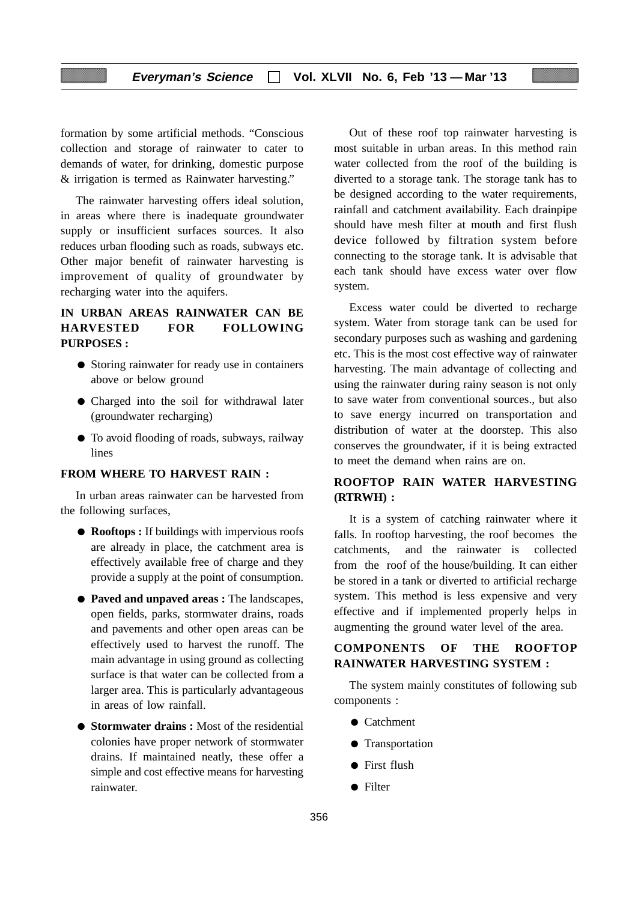formation by some artificial methods. "Conscious collection and storage of rainwater to cater to demands of water, for drinking, domestic purpose & irrigation is termed as Rainwater harvesting."

The rainwater harvesting offers ideal solution, in areas where there is inadequate groundwater supply or insufficient surfaces sources. It also reduces urban flooding such as roads, subways etc. Other major benefit of rainwater harvesting is improvement of quality of groundwater by recharging water into the aquifers.

### IN URBAN AREAS RAINWATER CAN BE HARVESTED FOR FOLLOWING PURPOSES :

- Storing rainwater for ready use in containers above or below ground
- Charged into the soil for withdrawal later (groundwater recharging)
- To avoid flooding of roads, subways, railway lines

### FROM WHERE TO HARVEST RAIN :

In urban areas rainwater can be harvested from the following surfaces,

- **Rooftops :** If buildings with impervious roofs are already in place, the catchment area is effectively available free of charge and they provide a supply at the point of consumption.
- **Paved and unpaved areas :** The landscapes, open fields, parks, stormwater drains, roads and pavements and other open areas can be effectively used to harvest the runoff. The main advantage in using ground as collecting surface is that water can be collected from a larger area. This is particularly advantageous in areas of low rainfall.
- **Stormwater drains :** Most of the residential colonies have proper network of stormwater drains. If maintained neatly, these offer a simple and cost effective means for harvesting rainwater.

Out of these roof top rainwater harvesting is most suitable in urban areas. In this method rain water collected from the roof of the building is diverted to a storage tank. The storage tank has to be designed according to the water requirements, rainfall and catchment availability. Each drainpipe should have mesh filter at mouth and first flush device followed by filtration system before connecting to the storage tank. It is advisable that each tank should have excess water over flow system.

Excess water could be diverted to recharge system. Water from storage tank can be used for secondary purposes such as washing and gardening etc. This is the most cost effective way of rainwater harvesting. The main advantage of collecting and using the rainwater during rainy season is not only to save water from conventional sources., but also to save energy incurred on transportation and distribution of water at the doorstep. This also conserves the groundwater, if it is being extracted to meet the demand when rains are on.

### ROOFTOP RAIN WATER HARVESTING (RTRWH) :

It is a system of catching rainwater where it falls. In rooftop harvesting, the roof becomes the catchments, and the rainwater is collected from the roof of the house/building. It can either be stored in a tank or diverted to artificial recharge system. This method is less expensive and very effective and if implemented properly helps in augmenting the ground water level of the area.

### COMPONENTS OF THE ROOFTOP RAINWATER HARVESTING SYSTEM :

The system mainly constitutes of following sub components :

- Catchment
- Transportation
- First flush
- Filter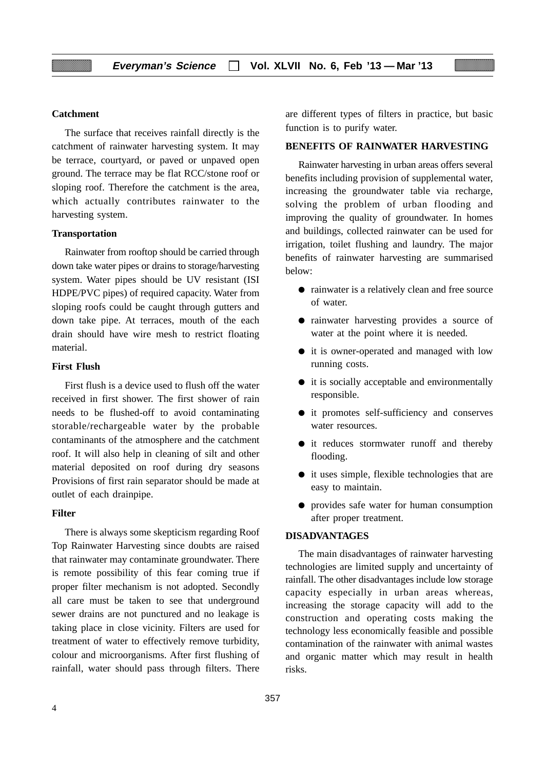#### Catchment

The surface that receives rainfall directly is the catchment of rainwater harvesting system. It may be terrace, courtyard, or paved or unpaved open ground. The terrace may be flat RCC/stone roof or sloping roof. Therefore the catchment is the area, which actually contributes rainwater to the harvesting system.

#### Transportation

Rainwater from rooftop should be carried through down take water pipes or drains to storage/harvesting system. Water pipes should be UV resistant (ISI HDPE/PVC pipes) of required capacity. Water from sloping roofs could be caught through gutters and down take pipe. At terraces, mouth of the each drain should have wire mesh to restrict floating material.

#### First Flush

First flush is a device used to flush off the water received in first shower. The first shower of rain needs to be flushed-off to avoid contaminating storable/rechargeable water by the probable contaminants of the atmosphere and the catchment roof. It will also help in cleaning of silt and other material deposited on roof during dry seasons Provisions of first rain separator should be made at outlet of each drainpipe.

#### Filter

There is always some skepticism regarding Roof Top Rainwater Harvesting since doubts are raised that rainwater may contaminate groundwater. There is remote possibility of this fear coming true if proper filter mechanism is not adopted. Secondly all care must be taken to see that underground sewer drains are not punctured and no leakage is taking place in close vicinity. Filters are used for treatment of water to effectively remove turbidity, colour and microorganisms. After first flushing of rainfall, water should pass through filters. There are different types of filters in practice, but basic function is to purify water.

## BENEFITS OF RAINWATER HARVESTING

Rainwater harvesting in urban areas offers several benefits including provision of supplemental water, increasing the groundwater table via recharge, solving the problem of urban flooding and improving the quality of groundwater. In homes and buildings, collected rainwater can be used for irrigation, toilet flushing and laundry. The major benefits of rainwater harvesting are summarised below:

- rainwater is a relatively clean and free source of water.
- rainwater harvesting provides a source of water at the point where it is needed.
- it is owner-operated and managed with low running costs.
- it is socially acceptable and environmentally responsible.
- it promotes self-sufficiency and conserves water resources.
- it reduces stormwater runoff and thereby flooding.
- it uses simple, flexible technologies that are easy to maintain.
- provides safe water for human consumption after proper treatment.

## DISADVANTAGES

The main disadvantages of rainwater harvesting technologies are limited supply and uncertainty of rainfall. The other disadvantages include low storage capacity especially in urban areas whereas, increasing the storage capacity will add to the construction and operating costs making the technology less economically feasible and possible contamination of the rainwater with animal wastes and organic matter which may result in health risks.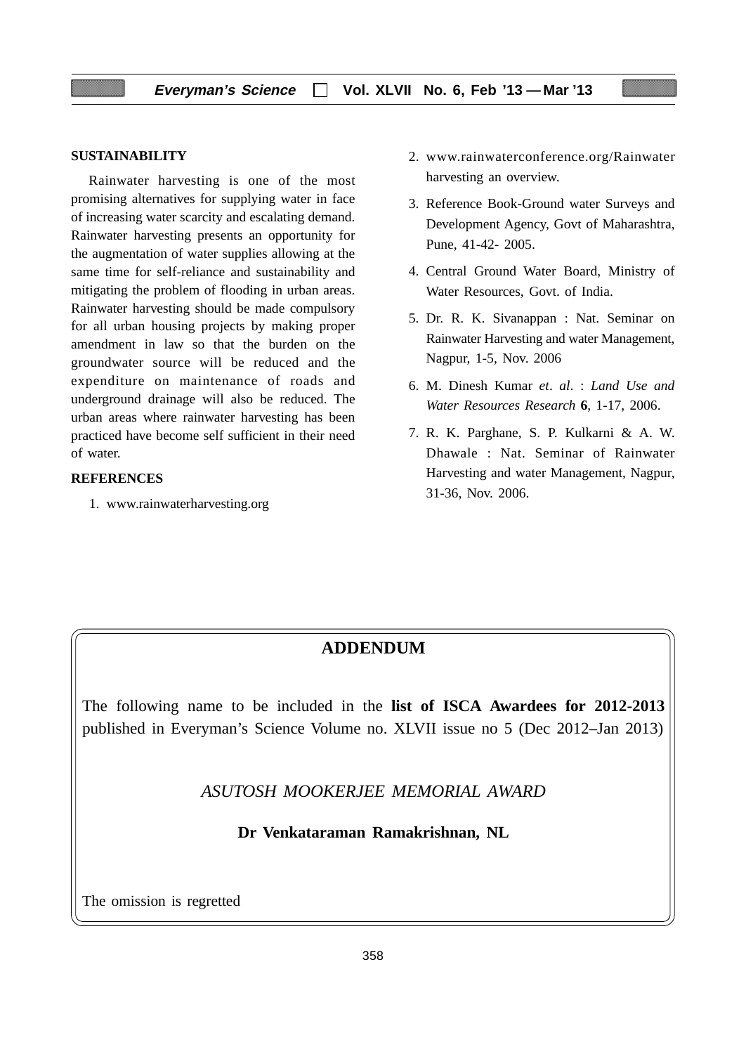## SUSTAINABILITY

Rainwater harvesting is one of the most promising alternatives for supplying water in face of increasing water scarcity and escalating demand. Rainwater harvesting presents an opportunity for the augmentation of water supplies allowing at the same time for self-reliance and sustainability and mitigating the problem of flooding in urban areas. Rainwater harvesting should be made compulsory for all urban housing projects by making proper amendment in law so that the burden on the groundwater source will be reduced and the expenditure on maintenance of roads and underground drainage will also be reduced. The urban areas where rainwater harvesting has been practiced have become self sufficient in their need of water.

## REFERENCES

1. www.rainwaterharvesting.org
2. www.rainwaterconference.org/Rainwater harvesting an overview.
3. Reference Book-Ground water Surveys and Development Agency, Govt of Maharashtra, Pune, 41-42- 2005.
4. Central Ground Water Board, Ministry of Water Resources, Govt. of India.
5. Dr. R. K. Sivanappan : Nat. Seminar on Rainwater Harvesting and water Management, Nagpur, 1-5, Nov. 2006
6. M. Dinesh Kumar *et*. *al*. : *Land Use and Water Resources Research* **6**, 1-17, 2006.
7. R. K. Parghane, S. P. Kulkarni & A. W. Dhawale : Nat. Seminar of Rainwater Harvesting and water Management, Nagpur, 31-36, Nov. 2006.

## ADDENDUM

The following name to be included in the **list of ISCA Awardees for 2012-2013** published in Everyman's Science Volume no. XLVII issue no 5 (Dec 2012–Jan 2013)

*ASUTOSH MOOKERJEE MEMORIAL AWARD*

**Dr Venkataraman Ramakrishnan, NL**

The omission is regretted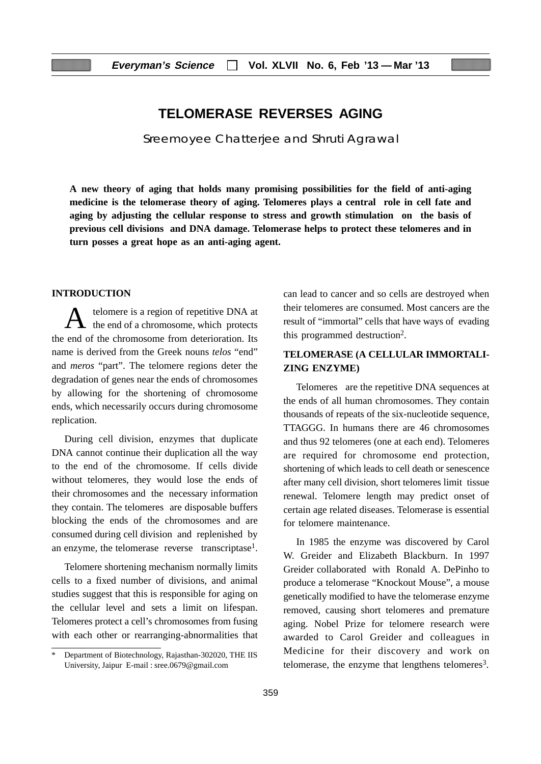# TELOMERASE REVERSES AGING

Sreemoyee Chatterjee and Shruti Agrawal

**A new theory of aging that holds many promising possibilities for the field of anti-aging medicine is the telomerase theory of aging. Telomeres plays a central role in cell fate and aging by adjusting the cellular response to stress and growth stimulation on the basis of previous cell divisions and DNA damage. Telomerase helps to protect these telomeres and in turn posses a great hope as an anti-aging agent.**

## INTRODUCTION

A telomere is a region of repetitive DNA at the end of a chromosome, which protects the end of the chromosome from deterioration. Its name is derived from the Greek nouns *telos* "end" and *meros* "part". The telomere regions deter the degradation of genes near the ends of chromosomes by allowing for the shortening of chromosome ends, which necessarily occurs during chromosome replication.

During cell division, enzymes that duplicate DNA cannot continue their duplication all the way to the end of the chromosome. If cells divide without telomeres, they would lose the ends of their chromosomes and the necessary information they contain. The telomeres are disposable buffers blocking the ends of the chromosomes and are consumed during cell division and replenished by an enzyme, the telomerase reverse transcriptase[1].

Telomere shortening mechanism normally limits cells to a fixed number of divisions, and animal studies suggest that this is responsible for aging on the cellular level and sets a limit on lifespan. Telomeres protect a cell's chromosomes from fusing with each other or rearranging-abnormalities that can lead to cancer and so cells are destroyed when their telomeres are consumed. Most cancers are the result of "immortal" cells that have ways of evading this programmed destruction[2].

## TELOMERASE (A CELLULAR IMMORTALIZING ENZYME)

Telomeres are the repetitive DNA sequences at the ends of all human chromosomes. They contain thousands of repeats of the six-nucleotide sequence, TTAGGG. In humans there are 46 chromosomes and thus 92 telomeres (one at each end). Telomeres are required for chromosome end protection, shortening of which leads to cell death or senescence after many cell division, short telomeres limit tissue renewal. Telomere length may predict onset of certain age related diseases. Telomerase is essential for telomere maintenance.

In 1985 the enzyme was discovered by Carol W. Greider and Elizabeth Blackburn. In 1997 Greider collaborated with Ronald A. DePinho to produce a telomerase "Knockout Mouse", a mouse genetically modified to have the telomerase enzyme removed, causing short telomeres and premature aging. Nobel Prize for telomere research were awarded to Carol Greider and colleagues in Medicine for their discovery and work on telomerase, the enzyme that lengthens telomeres[3].

---

\* Department of Biotechnology, Rajasthan-302020, THE IIS University, Jaipur E-mail : sree.0679@gmail.com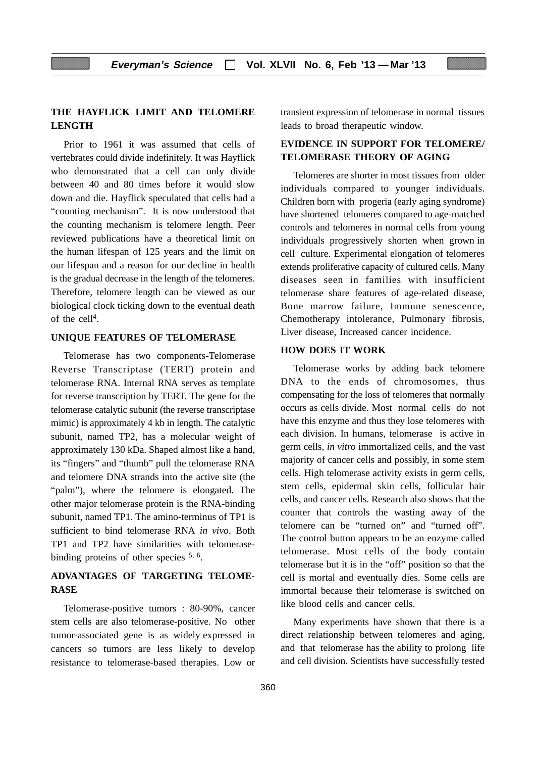## THE HAYFLICK LIMIT AND TELOMERE LENGTH

Prior to 1961 it was assumed that cells of vertebrates could divide indefinitely. It was Hayflick who demonstrated that a cell can only divide between 40 and 80 times before it would slow down and die. Hayflick speculated that cells had a "counting mechanism". It is now understood that the counting mechanism is telomere length. Peer reviewed publications have a theoretical limit on the human lifespan of 125 years and the limit on our lifespan and a reason for our decline in health is the gradual decrease in the length of the telomeres. Therefore, telomere length can be viewed as our biological clock ticking down to the eventual death of the cell[4].

## UNIQUE FEATURES OF TELOMERASE

Telomerase has two components-Telomerase Reverse Transcriptase (TERT) protein and telomerase RNA. Internal RNA serves as template for reverse transcription by TERT. The gene for the telomerase catalytic subunit (the reverse transcriptase mimic) is approximately 4 kb in length. The catalytic subunit, named TP2, has a molecular weight of approximately 130 kDa. Shaped almost like a hand, its "fingers" and "thumb" pull the telomerase RNA and telomere DNA strands into the active site (the "palm"), where the telomere is elongated. The other major telomerase protein is the RNA-binding subunit, named TP1. The amino-terminus of TP1 is sufficient to bind telomerase RNA *in vivo*. Both TP1 and TP2 have similarities with telomerase-binding proteins of other species [5, 6].

## ADVANTAGES OF TARGETING TELOMERASE

Telomerase-positive tumors : 80-90%, cancer stem cells are also telomerase-positive. No other tumor-associated gene is as widely expressed in cancers so tumors are less likely to develop resistance to telomerase-based therapies. Low or transient expression of telomerase in normal tissues leads to broad therapeutic window.

## EVIDENCE IN SUPPORT FOR TELOMERE/ TELOMERASE THEORY OF AGING

Telomeres are shorter in most tissues from older individuals compared to younger individuals. Children born with progeria (early aging syndrome) have shortened telomeres compared to age-matched controls and telomeres in normal cells from young individuals progressively shorten when grown in cell culture. Experimental elongation of telomeres extends proliferative capacity of cultured cells. Many diseases seen in families with insufficient telomerase share features of age-related disease, Bone marrow failure, Immune senescence, Chemotherapy intolerance, Pulmonary fibrosis, Liver disease, Increased cancer incidence.

## HOW DOES IT WORK

Telomerase works by adding back telomere DNA to the ends of chromosomes, thus compensating for the loss of telomeres that normally occurs as cells divide. Most normal cells do not have this enzyme and thus they lose telomeres with each division. In humans, telomerase is active in germ cells, *in vitro* immortalized cells, and the vast majority of cancer cells and possibly, in some stem cells. High telomerase activity exists in germ cells, stem cells, epidermal skin cells, follicular hair cells, and cancer cells. Research also shows that the counter that controls the wasting away of the telomere can be "turned on" and "turned off". The control button appears to be an enzyme called telomerase. Most cells of the body contain telomerase but it is in the "off" position so that the cell is mortal and eventually dies. Some cells are immortal because their telomerase is switched on like blood cells and cancer cells.

Many experiments have shown that there is a direct relationship between telomeres and aging, and that telomerase has the ability to prolong life and cell division. Scientists have successfully tested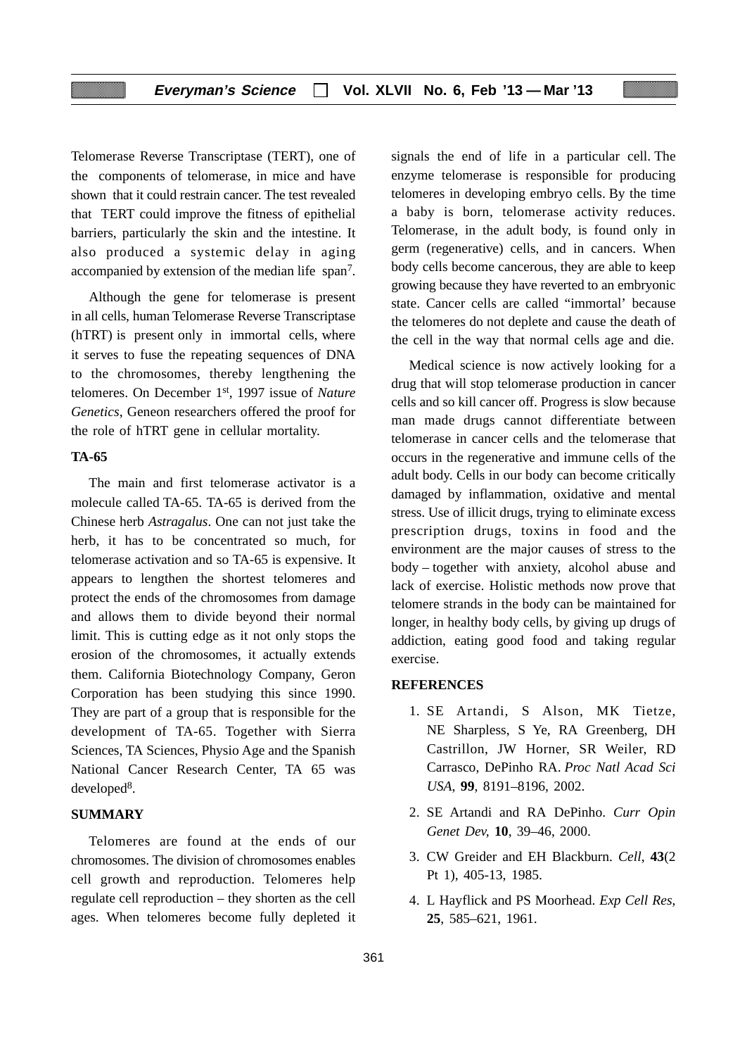Telomerase Reverse Transcriptase (TERT), one of the components of telomerase, in mice and have shown that it could restrain cancer. The test revealed that TERT could improve the fitness of epithelial barriers, particularly the skin and the intestine. It also produced a systemic delay in aging accompanied by extension of the median life span[7].

Although the gene for telomerase is present in all cells, human Telomerase Reverse Transcriptase (hTRT) is present only in immortal cells, where it serves to fuse the repeating sequences of DNA to the chromosomes, thereby lengthening the telomeres. On December 1st, 1997 issue of *Nature Genetics*, Geneon researchers offered the proof for the role of hTRT gene in cellular mortality.

**TA-65**

The main and first telomerase activator is a molecule called TA-65. TA-65 is derived from the Chinese herb *Astragalus*. One can not just take the herb, it has to be concentrated so much, for telomerase activation and so TA-65 is expensive. It appears to lengthen the shortest telomeres and protect the ends of the chromosomes from damage and allows them to divide beyond their normal limit. This is cutting edge as it not only stops the erosion of the chromosomes, it actually extends them. California Biotechnology Company, Geron Corporation has been studying this since 1990. They are part of a group that is responsible for the development of TA-65. Together with Sierra Sciences, TA Sciences, Physio Age and the Spanish National Cancer Research Center, TA 65 was developed[8].

**SUMMARY**

Telomeres are found at the ends of our chromosomes. The division of chromosomes enables cell growth and reproduction. Telomeres help regulate cell reproduction – they shorten as the cell ages. When telomeres become fully depleted it signals the end of life in a particular cell. The enzyme telomerase is responsible for producing telomeres in developing embryo cells. By the time a baby is born, telomerase activity reduces. Telomerase, in the adult body, is found only in germ (regenerative) cells, and in cancers. When body cells become cancerous, they are able to keep growing because they have reverted to an embryonic state. Cancer cells are called "immortal' because the telomeres do not deplete and cause the death of the cell in the way that normal cells age and die.

Medical science is now actively looking for a drug that will stop telomerase production in cancer cells and so kill cancer off. Progress is slow because man made drugs cannot differentiate between telomerase in cancer cells and the telomerase that occurs in the regenerative and immune cells of the adult body. Cells in our body can become critically damaged by inflammation, oxidative and mental stress. Use of illicit drugs, trying to eliminate excess prescription drugs, toxins in food and the environment are the major causes of stress to the body – together with anxiety, alcohol abuse and lack of exercise. Holistic methods now prove that telomere strands in the body can be maintained for longer, in healthy body cells, by giving up drugs of addiction, eating good food and taking regular exercise.

**REFERENCES**

1. SE Artandi, S Alson, MK Tietze, NE Sharpless, S Ye, RA Greenberg, DH Castrillon, JW Horner, SR Weiler, RD Carrasco, DePinho RA. *Proc Natl Acad Sci USA*, **99**, 8191–8196, 2002.
2. SE Artandi and RA DePinho. *Curr Opin Genet Dev,* **10**, 39–46, 2000.
3. CW Greider and EH Blackburn. *Cell*, **43**(2 Pt 1), 405-13, 1985.
4. L Hayflick and PS Moorhead. *Exp Cell Res*, **25**, 585–621, 1961.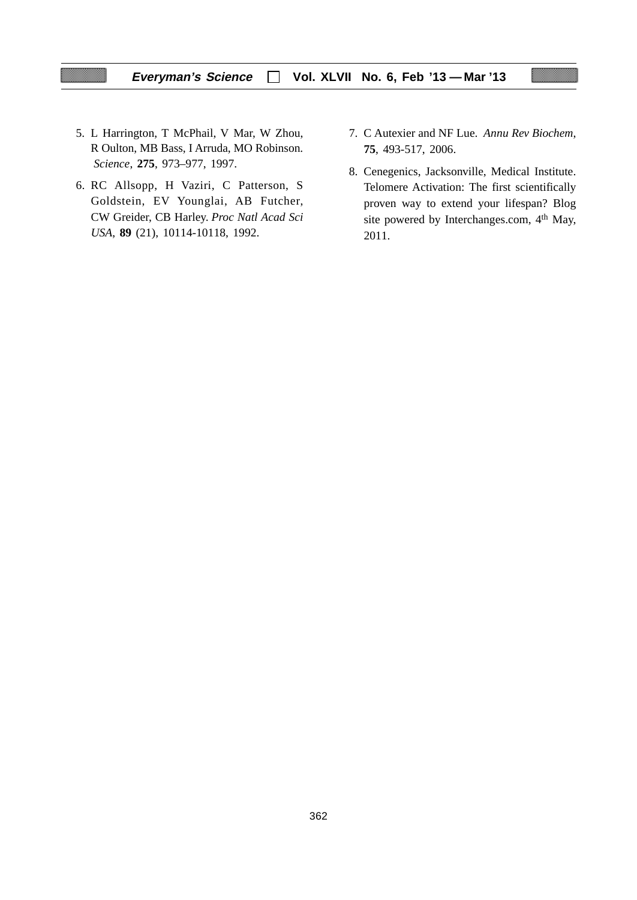5. L Harrington, T McPhail, V Mar, W Zhou, R Oulton, MB Bass, I Arruda, MO Robinson. *Science*, **275**, 973–977, 1997.

6. RC Allsopp, H Vaziri, C Patterson, S Goldstein, EV Younglai, AB Futcher, CW Greider, CB Harley. *Proc Natl Acad Sci USA*, **89** (21), 10114-10118, 1992.

7. C Autexier and NF Lue. *Annu Rev Biochem*, **75**, 493-517, 2006.

8. Cenegenics, Jacksonville, Medical Institute. Telomere Activation: The first scientifically proven way to extend your lifespan? Blog site powered by Interchanges.com, 4th May, 2011.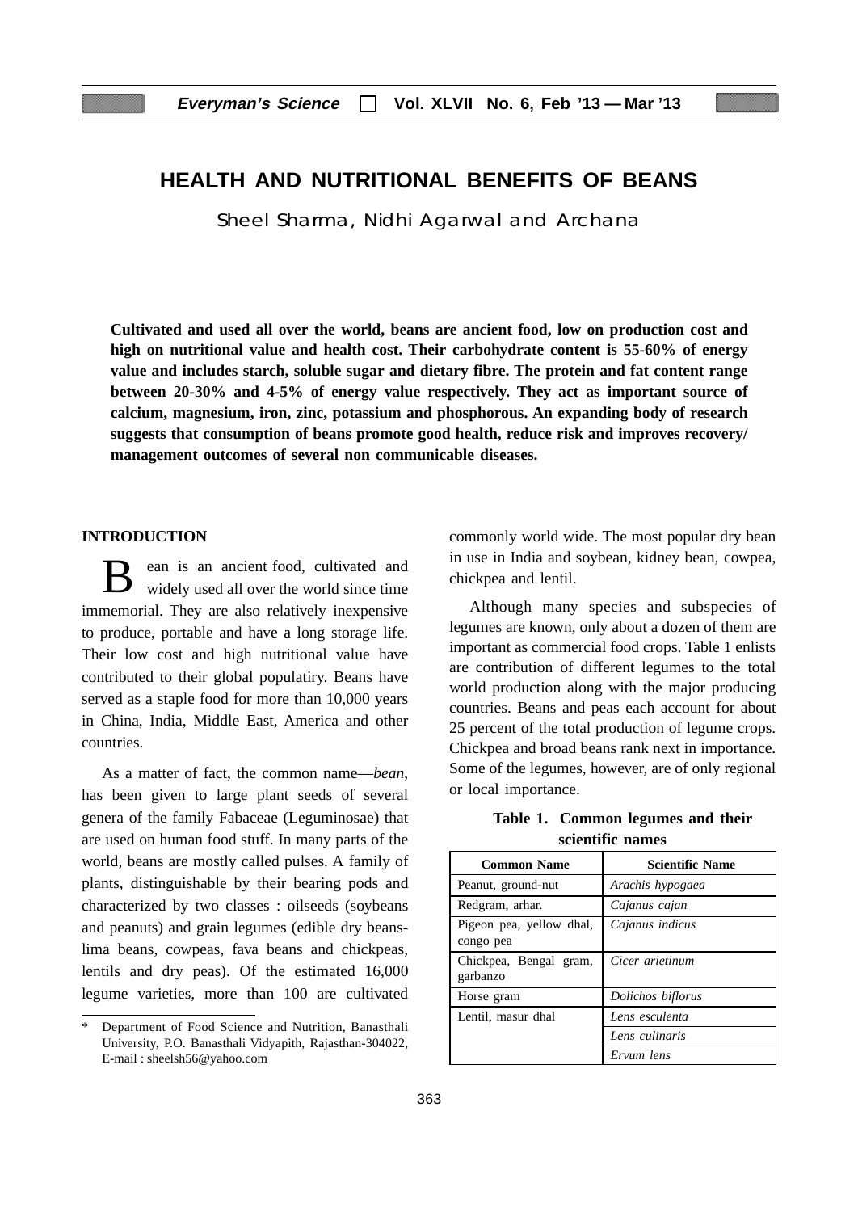# HEALTH AND NUTRITIONAL BENEFITS OF BEANS

Sheel Sharma, Nidhi Agarwal and Archana

**Cultivated and used all over the world, beans are ancient food, low on production cost and high on nutritional value and health cost. Their carbohydrate content is 55-60% of energy value and includes starch, soluble sugar and dietary fibre. The protein and fat content range between 20-30% and 4-5% of energy value respectively. They act as important source of calcium, magnesium, iron, zinc, potassium and phosphorous. An expanding body of research suggests that consumption of beans promote good health, reduce risk and improves recovery/ management outcomes of several non communicable diseases.**

## INTRODUCTION

Bean is an ancient food, cultivated and widely used all over the world since time immemorial. They are also relatively inexpensive to produce, portable and have a long storage life. Their low cost and high nutritional value have contributed to their global popularity. Beans have served as a staple food for more than 10,000 years in China, India, Middle East, America and other countries.

As a matter of fact, the common name—*bean*, has been given to large plant seeds of several genera of the family Fabaceae (Leguminosae) that are used on human food stuff. In many parts of the world, beans are mostly called pulses. A family of plants, distinguishable by their bearing pods and characterized by two classes : oilseeds (soybeans and peanuts) and grain legumes (edible dry beans-lima beans, cowpeas, fava beans and chickpeas, lentils and dry peas). Of the estimated 16,000 legume varieties, more than 100 are cultivated commonly world wide. The most popular dry bean in use in India and soybean, kidney bean, cowpea, chickpea and lentil.

Although many species and subspecies of legumes are known, only about a dozen of them are important as commercial food crops. Table 1 enlists are contribution of different legumes to the total world production along with the major producing countries. Beans and peas each account for about 25 percent of the total production of legume crops. Chickpea and broad beans rank next in importance. Some of the legumes, however, are of only regional or local importance.

**Table 1. Common legumes and their scientific names**

| Common Name | Scientific Name |
|---|---|
| Peanut, ground-nut | *Arachis hypogaea* |
| Redgram, arhar. | *Cajanus cajan* |
| Pigeon pea, yellow dhal, congo pea | *Cajanus indicus* |
| Chickpea, Bengal gram, garbanzo | *Cicer arietinum* |
| Horse gram | *Dolichos biflorus* |
| Lentil, masur dhal | *Lens esculenta* |
| | *Lens culinaris* |
| | *Ervum lens* |

\* Department of Food Science and Nutrition, Banasthali University, P.O. Banasthali Vidyapith, Rajasthan-304022, E-mail : sheelsh56@yahoo.com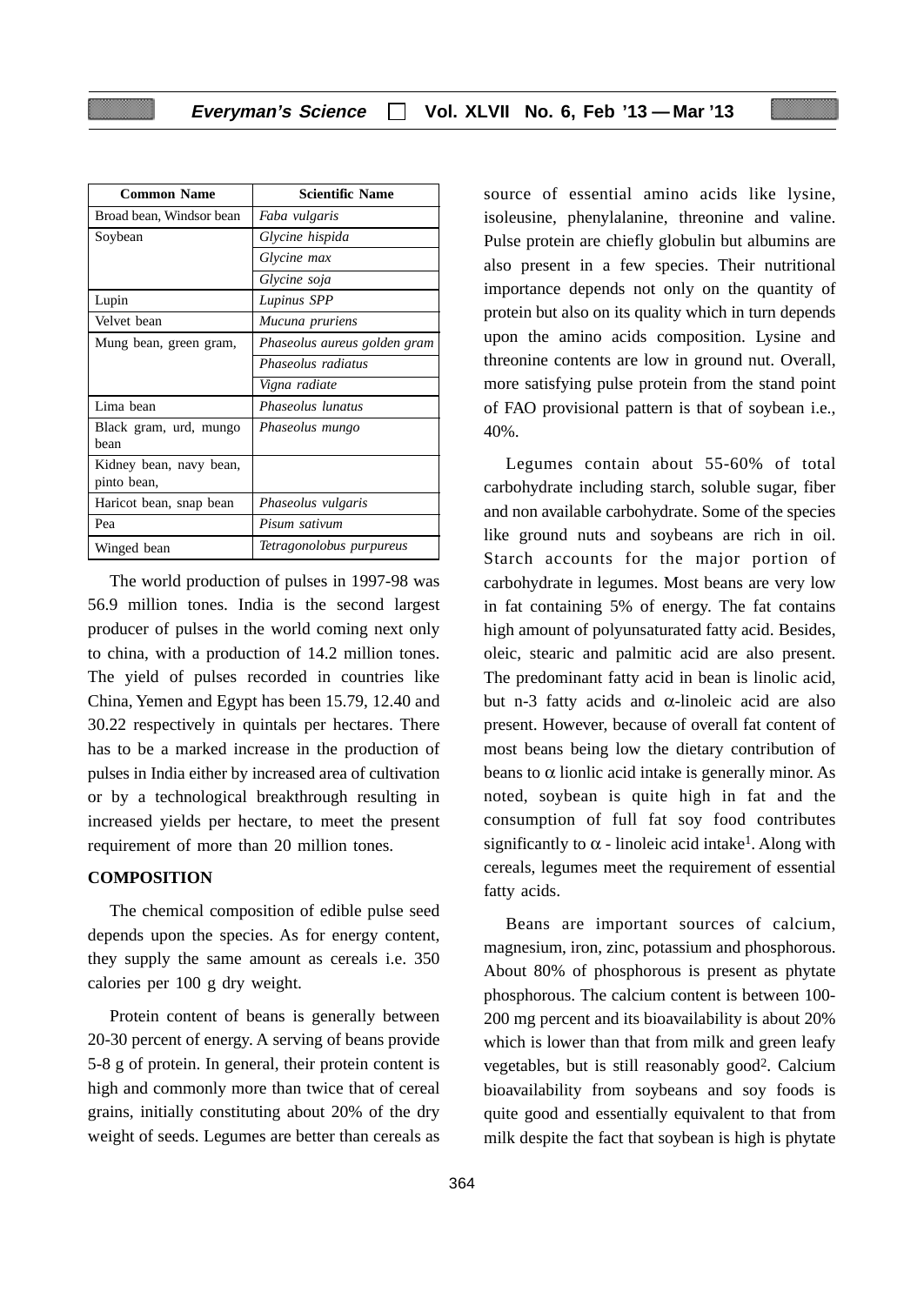| Common Name | Scientific Name |
|---|---|
| Broad bean, Windsor bean | *Faba vulgaris* |
| Soybean | *Glycine hispida* |
| | *Glycine max* |
| | *Glycine soja* |
| Lupin | *Lupinus SPP* |
| Velvet bean | *Mucuna pruriens* |
| Mung bean, green gram, | *Phaseolus aureus golden gram* |
| | *Phaseolus radiatus* |
| | *Vigna radiate* |
| Lima bean | *Phaseolus lunatus* |
| Black gram, urd, mungo bean | *Phaseolus mungo* |
| Kidney bean, navy bean, pinto bean, | |
| Haricot bean, snap bean | *Phaseolus vulgaris* |
| Pea | *Pisum sativum* |
| Winged bean | *Tetragonolobus purpureus* |

The world production of pulses in 1997-98 was 56.9 million tones. India is the second largest producer of pulses in the world coming next only to china, with a production of 14.2 million tones. The yield of pulses recorded in countries like China, Yemen and Egypt has been 15.79, 12.40 and 30.22 respectively in quintals per hectares. There has to be a marked increase in the production of pulses in India either by increased area of cultivation or by a technological breakthrough resulting in increased yields per hectare, to meet the present requirement of more than 20 million tones.

## COMPOSITION

The chemical composition of edible pulse seed depends upon the species. As for energy content, they supply the same amount as cereals i.e. 350 calories per 100 g dry weight.

Protein content of beans is generally between 20-30 percent of energy. A serving of beans provide 5-8 g of protein. In general, their protein content is high and commonly more than twice that of cereal grains, initially constituting about 20% of the dry weight of seeds. Legumes are better than cereals as source of essential amino acids like lysine, isoleusine, phenylalanine, threonine and valine. Pulse protein are chiefly globulin but albumins are also present in a few species. Their nutritional importance depends not only on the quantity of protein but also on its quality which in turn depends upon the amino acids composition. Lysine and threonine contents are low in ground nut. Overall, more satisfying pulse protein from the stand point of FAO provisional pattern is that of soybean i.e., 40%.

Legumes contain about 55-60% of total carbohydrate including starch, soluble sugar, fiber and non available carbohydrate. Some of the species like ground nuts and soybeans are rich in oil. Starch accounts for the major portion of carbohydrate in legumes. Most beans are very low in fat containing 5% of energy. The fat contains high amount of polyunsaturated fatty acid. Besides, oleic, stearic and palmitic acid are also present. The predominant fatty acid in bean is linolic acid, but n-3 fatty acids and $\alpha$-linoleic acid are also present. However, because of overall fat content of most beans being low the dietary contribution of beans to $\alpha$ lionlic acid intake is generally minor. As noted, soybean is quite high in fat and the consumption of full fat soy food contributes significantly to $\alpha$ - linoleic acid intake[1]. Along with cereals, legumes meet the requirement of essential fatty acids.

Beans are important sources of calcium, magnesium, iron, zinc, potassium and phosphorous. About 80% of phosphorous is present as phytate phosphorous. The calcium content is between 100-200 mg percent and its bioavailability is about 20% which is lower than that from milk and green leafy vegetables, but is still reasonably good[2]. Calcium bioavailability from soybeans and soy foods is quite good and essentially equivalent to that from milk despite the fact that soybean is high is phytate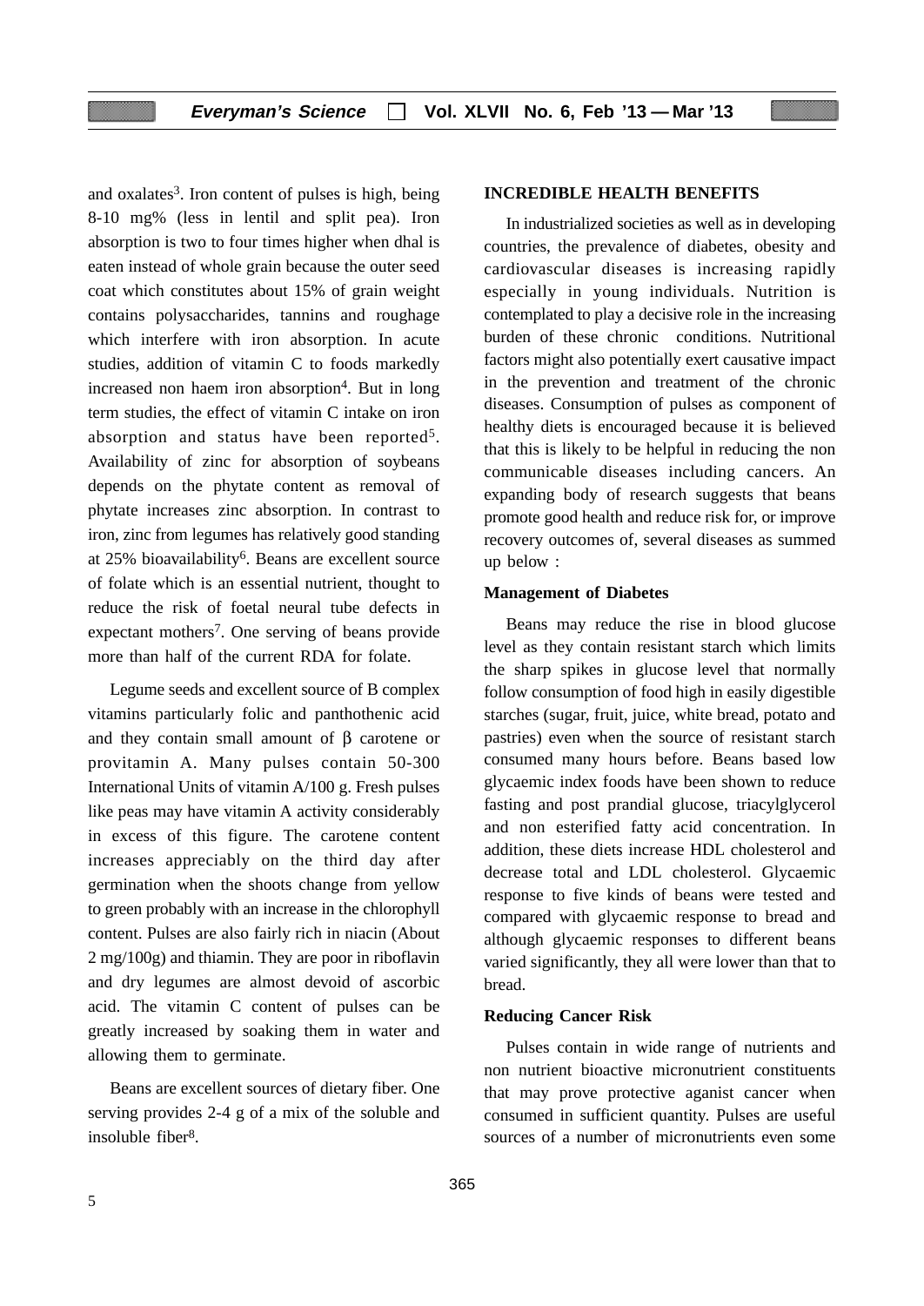and oxalates[3]. Iron content of pulses is high, being 8-10 mg% (less in lentil and split pea). Iron absorption is two to four times higher when dhal is eaten instead of whole grain because the outer seed coat which constitutes about 15% of grain weight contains polysaccharides, tannins and roughage which interfere with iron absorption. In acute studies, addition of vitamin C to foods markedly increased non haem iron absorption[4]. But in long term studies, the effect of vitamin C intake on iron absorption and status have been reported[5]. Availability of zinc for absorption of soybeans depends on the phytate content as removal of phytate increases zinc absorption. In contrast to iron, zinc from legumes has relatively good standing at 25% bioavailability[6]. Beans are excellent source of folate which is an essential nutrient, thought to reduce the risk of foetal neural tube defects in expectant mothers[7]. One serving of beans provide more than half of the current RDA for folate.

Legume seeds and excellent source of B complex vitamins particularly folic and panthothenic acid and they contain small amount of β carotene or provitamin A. Many pulses contain 50-300 International Units of vitamin A/100 g. Fresh pulses like peas may have vitamin A activity considerably in excess of this figure. The carotene content increases appreciably on the third day after germination when the shoots change from yellow to green probably with an increase in the chlorophyll content. Pulses are also fairly rich in niacin (About 2 mg/100g) and thiamin. They are poor in riboflavin and dry legumes are almost devoid of ascorbic acid. The vitamin C content of pulses can be greatly increased by soaking them in water and allowing them to germinate.

Beans are excellent sources of dietary fiber. One serving provides 2-4 g of a mix of the soluble and insoluble fiber[8].

## INCREDIBLE HEALTH BENEFITS

In industrialized societies as well as in developing countries, the prevalence of diabetes, obesity and cardiovascular diseases is increasing rapidly especially in young individuals. Nutrition is contemplated to play a decisive role in the increasing burden of these chronic conditions. Nutritional factors might also potentially exert causative impact in the prevention and treatment of the chronic diseases. Consumption of pulses as component of healthy diets is encouraged because it is believed that this is likely to be helpful in reducing the non communicable diseases including cancers. An expanding body of research suggests that beans promote good health and reduce risk for, or improve recovery outcomes of, several diseases as summed up below :

### Management of Diabetes

Beans may reduce the rise in blood glucose level as they contain resistant starch which limits the sharp spikes in glucose level that normally follow consumption of food high in easily digestible starches (sugar, fruit, juice, white bread, potato and pastries) even when the source of resistant starch consumed many hours before. Beans based low glycaemic index foods have been shown to reduce fasting and post prandial glucose, triacylglycerol and non esterified fatty acid concentration. In addition, these diets increase HDL cholesterol and decrease total and LDL cholesterol. Glycaemic response to five kinds of beans were tested and compared with glycaemic response to bread and although glycaemic responses to different beans varied significantly, they all were lower than that to bread.

### Reducing Cancer Risk

Pulses contain in wide range of nutrients and non nutrient bioactive micronutrient constituents that may prove protective aganist cancer when consumed in sufficient quantity. Pulses are useful sources of a number of micronutrients even some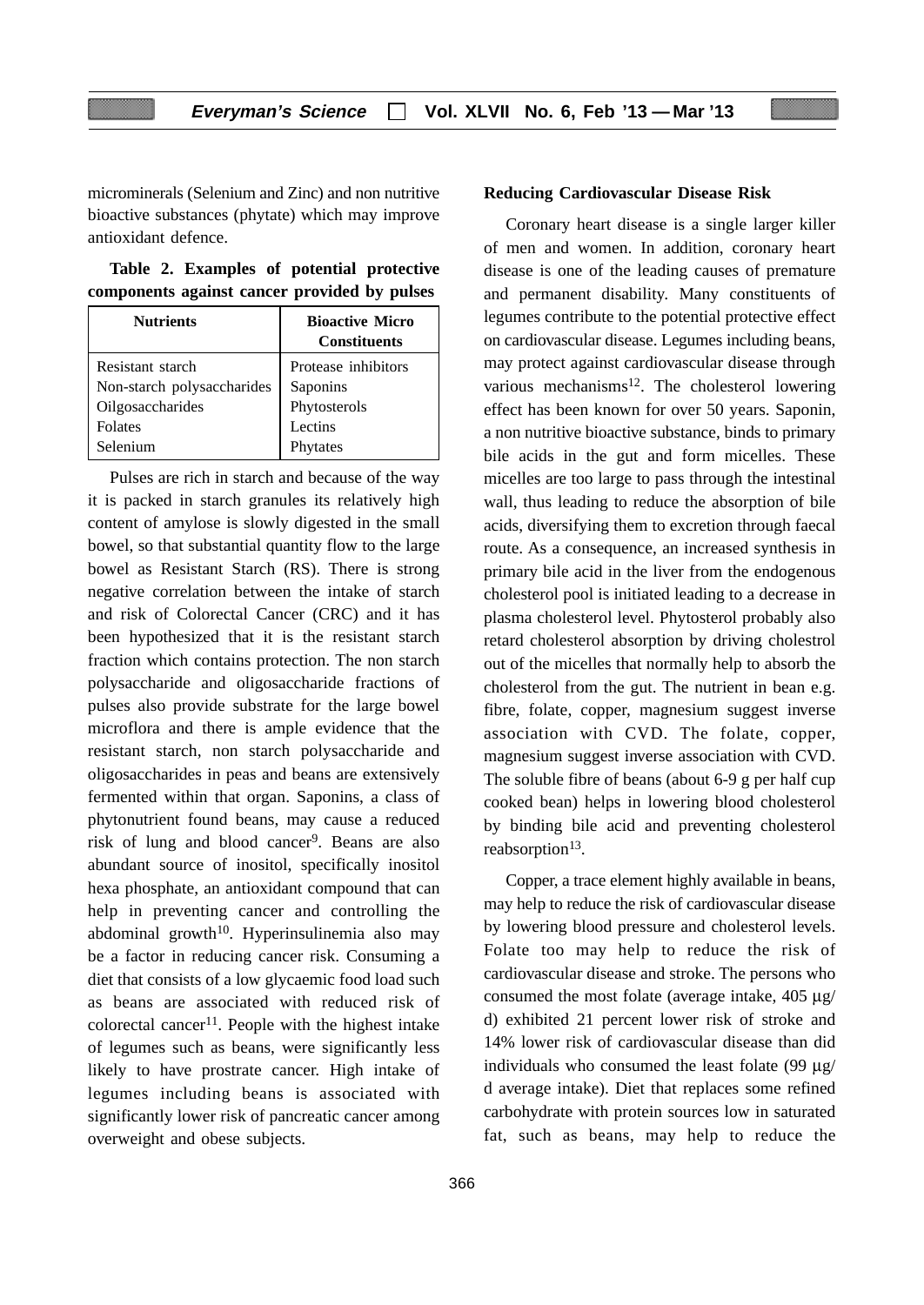microminerals (Selenium and Zinc) and non nutritive bioactive substances (phytate) which may improve antioxidant defence.

**Table 2. Examples of potential protective components against cancer provided by pulses**

| Nutrients | Bioactive Micro Constituents |
|---|---|
| Resistant starch | Protease inhibitors |
| Non-starch polysaccharides | Saponins |
| Oilgosaccharides | Phytosterols |
| Folates | Lectins |
| Selenium | Phytates |

Pulses are rich in starch and because of the way it is packed in starch granules its relatively high content of amylose is slowly digested in the small bowel, so that substantial quantity flow to the large bowel as Resistant Starch (RS). There is strong negative correlation between the intake of starch and risk of Colorectal Cancer (CRC) and it has been hypothesized that it is the resistant starch fraction which contains protection. The non starch polysaccharide and oligosaccharide fractions of pulses also provide substrate for the large bowel microflora and there is ample evidence that the resistant starch, non starch polysaccharide and oligosaccharides in peas and beans are extensively fermented within that organ. Saponins, a class of phytonutrient found beans, may cause a reduced risk of lung and blood cancer[9]. Beans are also abundant source of inositol, specifically inositol hexa phosphate, an antioxidant compound that can help in preventing cancer and controlling the abdominal growth[10]. Hyperinsulinemia also may be a factor in reducing cancer risk. Consuming a diet that consists of a low glycaemic food load such as beans are associated with reduced risk of colorectal cancer[11]. People with the highest intake of legumes such as beans, were significantly less likely to have prostrate cancer. High intake of legumes including beans is associated with significantly lower risk of pancreatic cancer among overweight and obese subjects.

**Reducing Cardiovascular Disease Risk**

Coronary heart disease is a single larger killer of men and women. In addition, coronary heart disease is one of the leading causes of premature and permanent disability. Many constituents of legumes contribute to the potential protective effect on cardiovascular disease. Legumes including beans, may protect against cardiovascular disease through various mechanisms[12]. The cholesterol lowering effect has been known for over 50 years. Saponin, a non nutritive bioactive substance, binds to primary bile acids in the gut and form micelles. These micelles are too large to pass through the intestinal wall, thus leading to reduce the absorption of bile acids, diversifying them to excretion through faecal route. As a consequence, an increased synthesis in primary bile acid in the liver from the endogenous cholesterol pool is initiated leading to a decrease in plasma cholesterol level. Phytosterol probably also retard cholesterol absorption by driving cholestrol out of the micelles that normally help to absorb the cholesterol from the gut. The nutrient in bean e.g. fibre, folate, copper, magnesium suggest inverse association with CVD. The folate, copper, magnesium suggest inverse association with CVD. The soluble fibre of beans (about 6-9 g per half cup cooked bean) helps in lowering blood cholesterol by binding bile acid and preventing cholesterol reabsorption[13].

Copper, a trace element highly available in beans, may help to reduce the risk of cardiovascular disease by lowering blood pressure and cholesterol levels. Folate too may help to reduce the risk of cardiovascular disease and stroke. The persons who consumed the most folate (average intake, 405 µg/d) exhibited 21 percent lower risk of stroke and 14% lower risk of cardiovascular disease than did individuals who consumed the least folate (99 µg/d average intake). Diet that replaces some refined carbohydrate with protein sources low in saturated fat, such as beans, may help to reduce the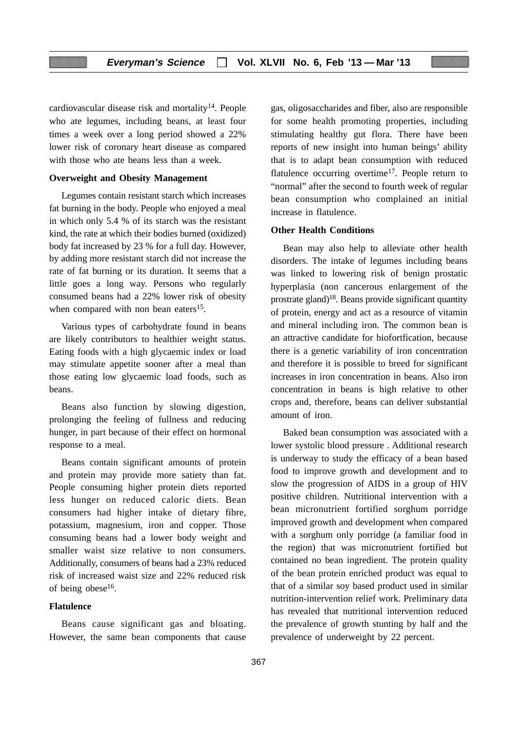cardiovascular disease risk and mortality[14]. People who ate legumes, including beans, at least four times a week over a long period showed a 22% lower risk of coronary heart disease as compared with those who ate beans less than a week.

**Overweight and Obesity Management**

Legumes contain resistant starch which increases fat burning in the body. People who enjoyed a meal in which only 5.4 % of its starch was the resistant kind, the rate at which their bodies burned (oxidized) body fat increased by 23 % for a full day. However, by adding more resistant starch did not increase the rate of fat burning or its duration. It seems that a little goes a long way. Persons who regularly consumed beans had a 22% lower risk of obesity when compared with non bean eaters[15].

Various types of carbohydrate found in beans are likely contributors to healthier weight status. Eating foods with a high glycaemic index or load may stimulate appetite sooner after a meal than those eating low glycaemic load foods, such as beans.

Beans also function by slowing digestion, prolonging the feeling of fullness and reducing hunger, in part because of their effect on hormonal response to a meal.

Beans contain significant amounts of protein and protein may provide more satiety than fat. People consuming higher protein diets reported less hunger on reduced caloric diets. Bean consumers had higher intake of dietary fibre, potassium, magnesium, iron and copper. Those consuming beans had a lower body weight and smaller waist size relative to non consumers. Additionally, consumers of beans had a 23% reduced risk of increased waist size and 22% reduced risk of being obese[16].

**Flatulence**

Beans cause significant gas and bloating. However, the same bean components that cause gas, oligosaccharides and fiber, also are responsible for some health promoting properties, including stimulating healthy gut flora. There have been reports of new insight into human beings' ability that is to adapt bean consumption with reduced flatulence occurring overtime[17]. People return to "normal" after the second to fourth week of regular bean consumption who complained an initial increase in flatulence.

**Other Health Conditions**

Bean may also help to alleviate other health disorders. The intake of legumes including beans was linked to lowering risk of benign prostatic hyperplasia (non cancerous enlargement of the prostrate gland)[18]. Beans provide significant quantity of protein, energy and act as a resource of vitamin and mineral including iron. The common bean is an attractive candidate for biofortfication, because there is a genetic variability of iron concentration and therefore it is possible to breed for significant increases in iron concentration in beans. Also iron concentration in beans is high relative to other crops and, therefore, beans can deliver substantial amount of iron.

Baked bean consumption was associated with a lower systolic blood pressure . Additional research is underway to study the efficacy of a bean based food to improve growth and development and to slow the progression of AIDS in a group of HIV positive children. Nutritional intervention with a bean micronutrient fortified sorghum porridge improved growth and development when compared with a sorghum only porridge (a familiar food in the region) that was micronutrient fortified but contained no bean ingredient. The protein quality of the bean protein enriched product was equal to that of a similar soy based product used in similar nutrition-intervention relief work. Preliminary data has revealed that nutritional intervention reduced the prevalence of growth stunting by half and the prevalence of underweight by 22 percent.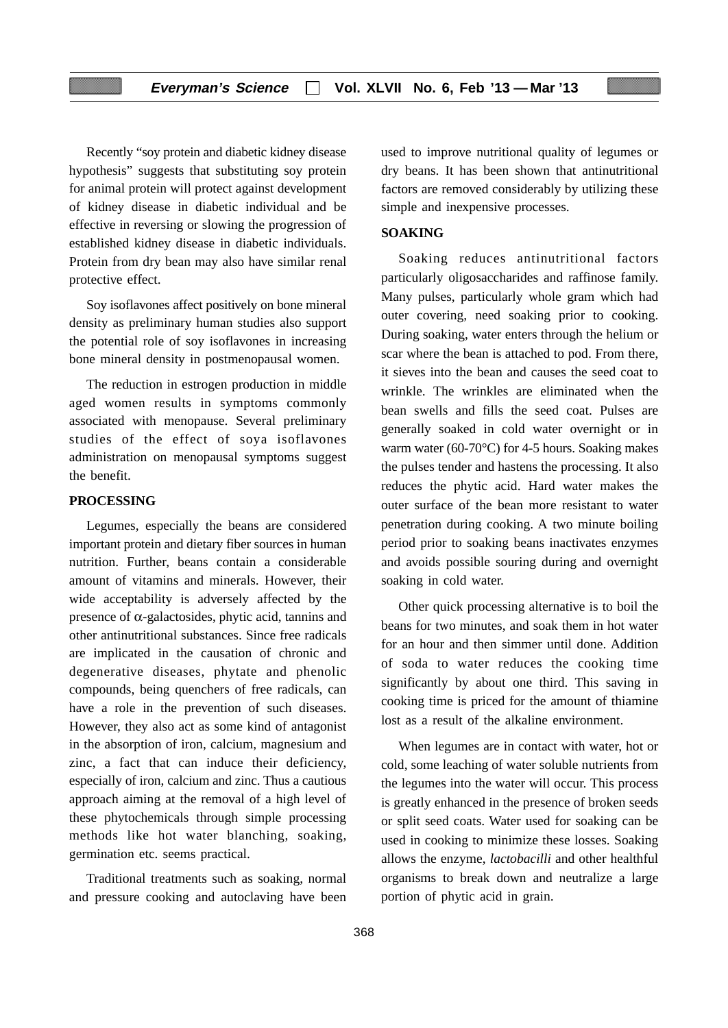Recently "soy protein and diabetic kidney disease hypothesis" suggests that substituting soy protein for animal protein will protect against development of kidney disease in diabetic individual and be effective in reversing or slowing the progression of established kidney disease in diabetic individuals. Protein from dry bean may also have similar renal protective effect.

Soy isoflavones affect positively on bone mineral density as preliminary human studies also support the potential role of soy isoflavones in increasing bone mineral density in postmenopausal women.

The reduction in estrogen production in middle aged women results in symptoms commonly associated with menopause. Several preliminary studies of the effect of soya isoflavones administration on menopausal symptoms suggest the benefit.

## PROCESSING

Legumes, especially the beans are considered important protein and dietary fiber sources in human nutrition. Further, beans contain a considerable amount of vitamins and minerals. However, their wide acceptability is adversely affected by the presence of $\alpha$-galactosides, phytic acid, tannins and other antinutritional substances. Since free radicals are implicated in the causation of chronic and degenerative diseases, phytate and phenolic compounds, being quenchers of free radicals, can have a role in the prevention of such diseases. However, they also act as some kind of antagonist in the absorption of iron, calcium, magnesium and zinc, a fact that can induce their deficiency, especially of iron, calcium and zinc. Thus a cautious approach aiming at the removal of a high level of these phytochemicals through simple processing methods like hot water blanching, soaking, germination etc. seems practical.

Traditional treatments such as soaking, normal and pressure cooking and autoclaving have been used to improve nutritional quality of legumes or dry beans. It has been shown that antinutritional factors are removed considerably by utilizing these simple and inexpensive processes.

## SOAKING

Soaking reduces antinutritional factors particularly oligosaccharides and raffinose family. Many pulses, particularly whole gram which had outer covering, need soaking prior to cooking. During soaking, water enters through the helium or scar where the bean is attached to pod. From there, it sieves into the bean and causes the seed coat to wrinkle. The wrinkles are eliminated when the bean swells and fills the seed coat. Pulses are generally soaked in cold water overnight or in warm water (60-70°C) for 4-5 hours. Soaking makes the pulses tender and hastens the processing. It also reduces the phytic acid. Hard water makes the outer surface of the bean more resistant to water penetration during cooking. A two minute boiling period prior to soaking beans inactivates enzymes and avoids possible souring during and overnight soaking in cold water.

Other quick processing alternative is to boil the beans for two minutes, and soak them in hot water for an hour and then simmer until done. Addition of soda to water reduces the cooking time significantly by about one third. This saving in cooking time is priced for the amount of thiamine lost as a result of the alkaline environment.

When legumes are in contact with water, hot or cold, some leaching of water soluble nutrients from the legumes into the water will occur. This process is greatly enhanced in the presence of broken seeds or split seed coats. Water used for soaking can be used in cooking to minimize these losses. Soaking allows the enzyme, *lactobacilli* and other healthful organisms to break down and neutralize a large portion of phytic acid in grain.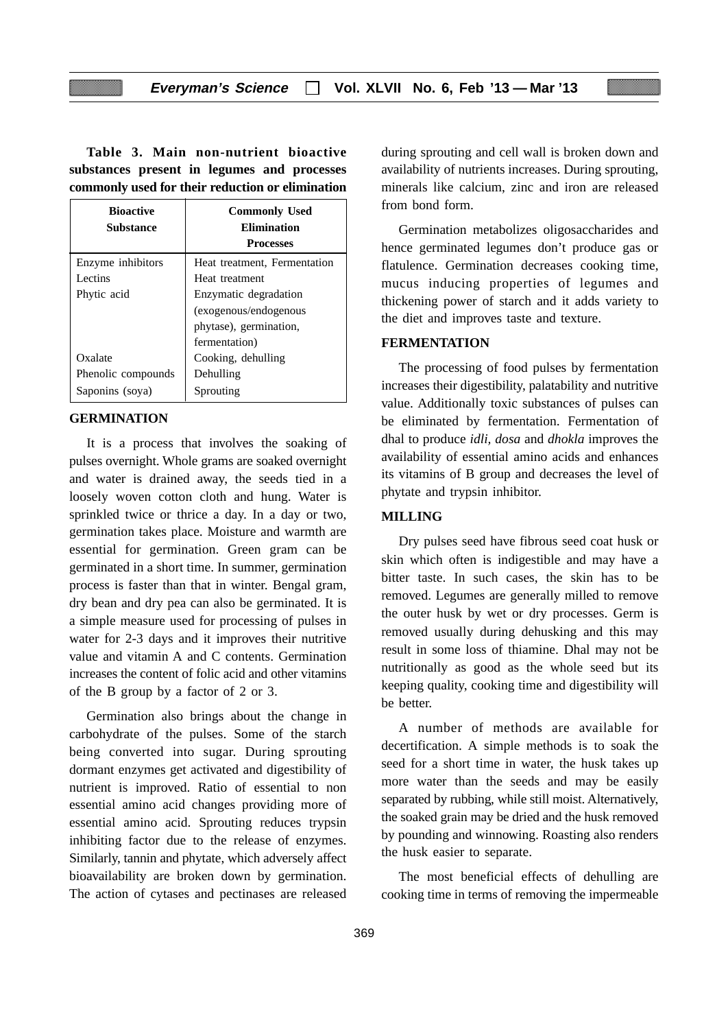**Table 3. Main non-nutrient bioactive substances present in legumes and processes commonly used for their reduction or elimination**

| Bioactive Substance | Commonly Used Elimination Processes |
|---|---|
| Enzyme inhibitors | Heat treatment, Fermentation |
| Lectins | Heat treatment |
| Phytic acid | Enzymatic degradation (exogenous/endogenous phytase), germination, fermentation) |
| Oxalate | Cooking, dehulling |
| Phenolic compounds | Dehulling |
| Saponins (soya) | Sprouting |

## GERMINATION

It is a process that involves the soaking of pulses overnight. Whole grams are soaked overnight and water is drained away, the seeds tied in a loosely woven cotton cloth and hung. Water is sprinkled twice or thrice a day. In a day or two, germination takes place. Moisture and warmth are essential for germination. Green gram can be germinated in a short time. In summer, germination process is faster than that in winter. Bengal gram, dry bean and dry pea can also be germinated. It is a simple measure used for processing of pulses in water for 2-3 days and it improves their nutritive value and vitamin A and C contents. Germination increases the content of folic acid and other vitamins of the B group by a factor of 2 or 3.

Germination also brings about the change in carbohydrate of the pulses. Some of the starch being converted into sugar. During sprouting dormant enzymes get activated and digestibility of nutrient is improved. Ratio of essential to non essential amino acid changes providing more of essential amino acid. Sprouting reduces trypsin inhibiting factor due to the release of enzymes. Similarly, tannin and phytate, which adversely affect bioavailability are broken down by germination. The action of cytases and pectinases are released during sprouting and cell wall is broken down and availability of nutrients increases. During sprouting, minerals like calcium, zinc and iron are released from bond form.

Germination metabolizes oligosaccharides and hence germinated legumes don't produce gas or flatulence. Germination decreases cooking time, mucus inducing properties of legumes and thickening power of starch and it adds variety to the diet and improves taste and texture.

## FERMENTATION

The processing of food pulses by fermentation increases their digestibility, palatability and nutritive value. Additionally toxic substances of pulses can be eliminated by fermentation. Fermentation of dhal to produce *idli, dosa* and *dhokla* improves the availability of essential amino acids and enhances its vitamins of B group and decreases the level of phytate and trypsin inhibitor.

## MILLING

Dry pulses seed have fibrous seed coat husk or skin which often is indigestible and may have a bitter taste. In such cases, the skin has to be removed. Legumes are generally milled to remove the outer husk by wet or dry processes. Germ is removed usually during dehusking and this may result in some loss of thiamine. Dhal may not be nutritionally as good as the whole seed but its keeping quality, cooking time and digestibility will be better.

A number of methods are available for decertification. A simple methods is to soak the seed for a short time in water, the husk takes up more water than the seeds and may be easily separated by rubbing, while still moist. Alternatively, the soaked grain may be dried and the husk removed by pounding and winnowing. Roasting also renders the husk easier to separate.

The most beneficial effects of dehulling are cooking time in terms of removing the impermeable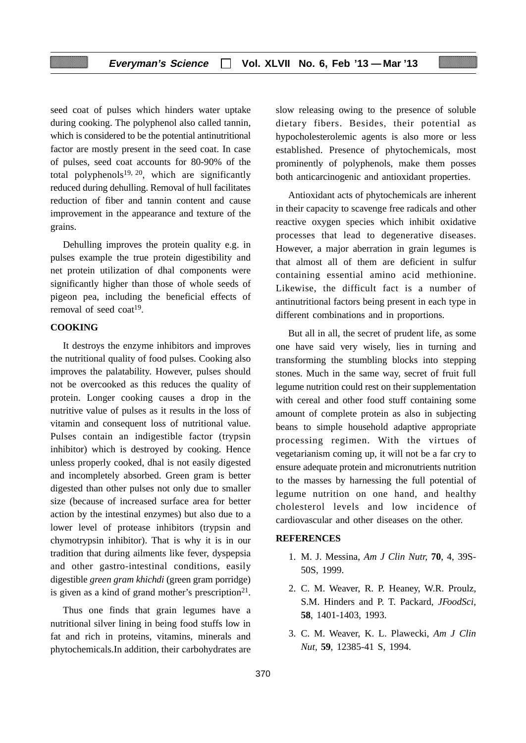seed coat of pulses which hinders water uptake during cooking. The polyphenol also called tannin, which is considered to be the potential antinutritional factor are mostly present in the seed coat. In case of pulses, seed coat accounts for 80-90% of the total polyphenols[19, 20], which are significantly reduced during dehulling. Removal of hull facilitates reduction of fiber and tannin content and cause improvement in the appearance and texture of the grains.

Dehulling improves the protein quality e.g. in pulses example the true protein digestibility and net protein utilization of dhal components were significantly higher than those of whole seeds of pigeon pea, including the beneficial effects of removal of seed coat[19].

## COOKING

It destroys the enzyme inhibitors and improves the nutritional quality of food pulses. Cooking also improves the palatability. However, pulses should not be overcooked as this reduces the quality of protein. Longer cooking causes a drop in the nutritive value of pulses as it results in the loss of vitamin and consequent loss of nutritional value. Pulses contain an indigestible factor (trypsin inhibitor) which is destroyed by cooking. Hence unless properly cooked, dhal is not easily digested and incompletely absorbed. Green gram is better digested than other pulses not only due to smaller size (because of increased surface area for better action by the intestinal enzymes) but also due to a lower level of protease inhibitors (trypsin and chymotrypsin inhibitor). That is why it is in our tradition that during ailments like fever, dyspepsia and other gastro-intestinal conditions, easily digestible *green gram khichdi* (green gram porridge) is given as a kind of grand mother's prescription[21].

Thus one finds that grain legumes have a nutritional silver lining in being food stuffs low in fat and rich in proteins, vitamins, minerals and phytochemicals.In addition, their carbohydrates are slow releasing owing to the presence of soluble dietary fibers. Besides, their potential as hypocholesterolemic agents is also more or less established. Presence of phytochemicals, most prominently of polyphenols, make them posses both anticarcinogenic and antioxidant properties.

Antioxidant acts of phytochemicals are inherent in their capacity to scavenge free radicals and other reactive oxygen species which inhibit oxidative processes that lead to degenerative diseases. However, a major aberration in grain legumes is that almost all of them are deficient in sulfur containing essential amino acid methionine. Likewise, the difficult fact is a number of antinutritional factors being present in each type in different combinations and in proportions.

But all in all, the secret of prudent life, as some one have said very wisely, lies in turning and transforming the stumbling blocks into stepping stones. Much in the same way, secret of fruit full legume nutrition could rest on their supplementation with cereal and other food stuff containing some amount of complete protein as also in subjecting beans to simple household adaptive appropriate processing regimen. With the virtues of vegetarianism coming up, it will not be a far cry to ensure adequate protein and micronutrients nutrition to the masses by harnessing the full potential of legume nutrition on one hand, and healthy cholesterol levels and low incidence of cardiovascular and other diseases on the other.

## REFERENCES

1. M. J. Messina, *Am J Clin Nutr,* **70**, 4, 39S-50S, 1999.
2. C. M. Weaver, R. P. Heaney, W.R. Proulz, S.M. Hinders and P. T. Packard, *JFoodSci,* **58**, 1401-1403, 1993.
3. C. M. Weaver, K. L. Plawecki, *Am J Clin Nut,* **59**, 12385-41 S, 1994.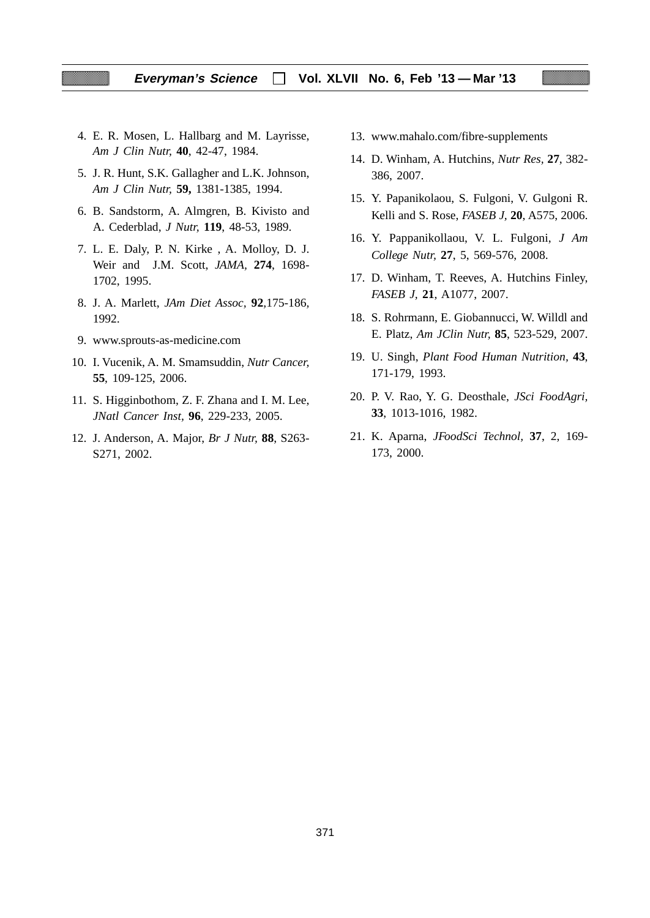4. E. R. Mosen, L. Hallbarg and M. Layrisse, *Am J Clin Nutr,* **40**, 42-47, 1984.
5. J. R. Hunt, S.K. Gallagher and L.K. Johnson, *Am J Clin Nutr,* **59,** 1381-1385, 1994.
6. B. Sandstorm, A. Almgren, B. Kivisto and A. Cederblad, *J Nutr,* **119**, 48-53, 1989.
7. L. E. Daly, P. N. Kirke , A. Molloy, D. J. Weir and J.M. Scott, *JAMA*, **274**, 1698-1702, 1995.
8. J. A. Marlett, *JAm Diet Assoc*, **92**,175-186, 1992.
9. www.sprouts-as-medicine.com
10. I. Vucenik, A. M. Smamsuddin, *Nutr Cancer,* **55**, 109-125, 2006.
11. S. Higginbothom, Z. F. Zhana and I. M. Lee, *JNatl Cancer Inst*, **96**, 229-233, 2005.
12. J. Anderson, A. Major, *Br J Nutr,* **88**, S263-S271, 2002.
13. www.mahalo.com/fibre-supplements
14. D. Winham, A. Hutchins, *Nutr Res*, **27**, 382-386, 2007.
15. Y. Papanikolaou, S. Fulgoni, V. Gulgoni R. Kelli and S. Rose, *FASEB J*, **20**, A575, 2006.
16. Y. Pappanikollaou, V. L. Fulgoni, *J Am College Nutr,* **27**, 5, 569-576, 2008.
17. D. Winham, T. Reeves, A. Hutchins Finley, *FASEB J,* **21**, A1077, 2007.
18. S. Rohrmann, E. Giobannucci, W. Willdl and E. Platz, *Am JClin Nutr,* **85**, 523-529, 2007.
19. U. Singh, *Plant Food Human Nutrition*, **43**, 171-179, 1993.
20. P. V. Rao, Y. G. Deosthale, *JSci FoodAgri,* **33**, 1013-1016, 1982.
21. K. Aparna, *JFoodSci Technol,* **37**, 2, 169-173, 2000.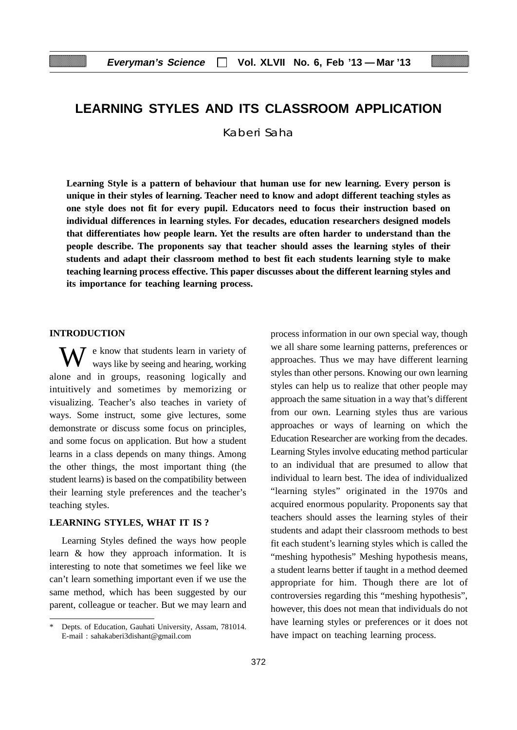# LEARNING STYLES AND ITS CLASSROOM APPLICATION

Kaberi Saha

**Learning Style is a pattern of behaviour that human use for new learning. Every person is unique in their styles of learning. Teacher need to know and adopt different teaching styles as one style does not fit for every pupil. Educators need to focus their instruction based on individual differences in learning styles. For decades, education researchers designed models that differentiates how people learn. Yet the results are often harder to understand than the people describe. The proponents say that teacher should asses the learning styles of their students and adapt their classroom method to best fit each students learning style to make teaching learning process effective. This paper discusses about the different learning styles and its importance for teaching learning process.**

## INTRODUCTION

We know that students learn in variety of ways like by seeing and hearing, working alone and in groups, reasoning logically and intuitively and sometimes by memorizing or visualizing. Teacher's also teaches in variety of ways. Some instruct, some give lectures, some demonstrate or discuss some focus on principles, and some focus on application. But how a student learns in a class depends on many things. Among the other things, the most important thing (the student learns) is based on the compatibility between their learning style preferences and the teacher's teaching styles.

## LEARNING STYLES, WHAT IT IS ?

Learning Styles defined the ways how people learn & how they approach information. It is interesting to note that sometimes we feel like we can't learn something important even if we use the same method, which has been suggested by our parent, colleague or teacher. But we may learn and process information in our own special way, though we all share some learning patterns, preferences or approaches. Thus we may have different learning styles than other persons. Knowing our own learning styles can help us to realize that other people may approach the same situation in a way that's different from our own. Learning styles thus are various approaches or ways of learning on which the Education Researcher are working from the decades. Learning Styles involve educating method particular to an individual that are presumed to allow that individual to learn best. The idea of individualized "learning styles" originated in the 1970s and acquired enormous popularity. Proponents say that teachers should asses the learning styles of their students and adapt their classroom methods to best fit each student's learning styles which is called the "meshing hypothesis" Meshing hypothesis means, a student learns better if taught in a method deemed appropriate for him. Though there are lot of controversies regarding this "meshing hypothesis", however, this does not mean that individuals do not have learning styles or preferences or it does not have impact on teaching learning process.

---

\* Depts. of Education, Gauhati University, Assam, 781014. E-mail : sahakaberi3dishant@gmail.com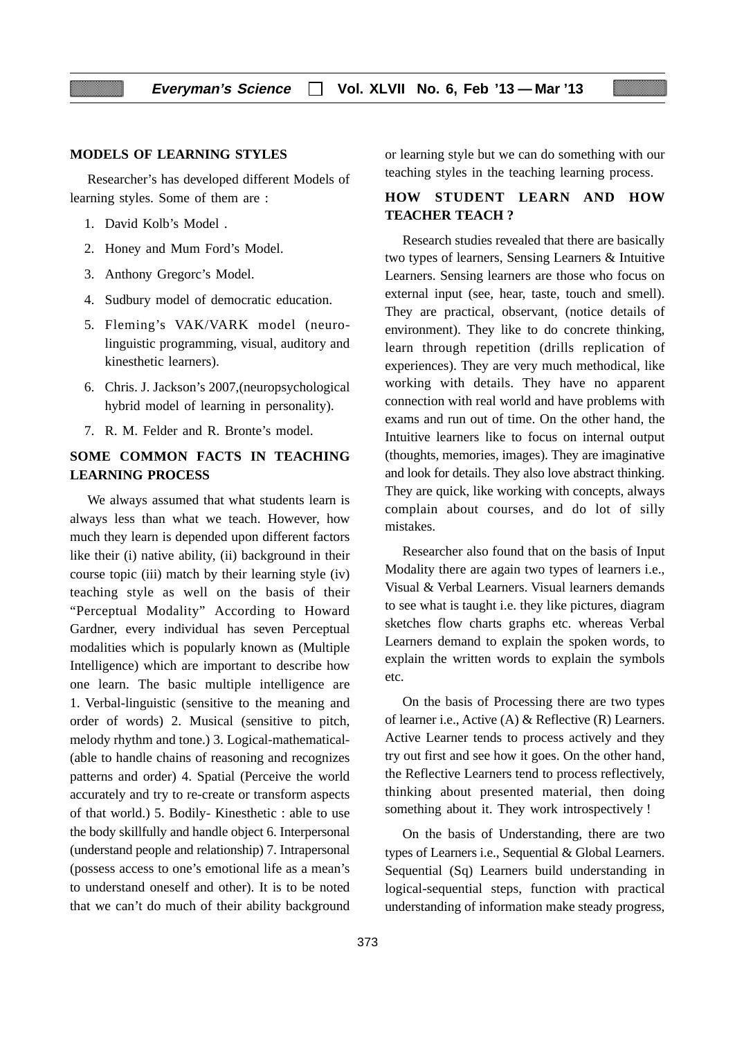## MODELS OF LEARNING STYLES

Researcher's has developed different Models of learning styles. Some of them are :

1. David Kolb's Model .
2. Honey and Mum Ford's Model.
3. Anthony Gregorc's Model.
4. Sudbury model of democratic education.
5. Fleming's VAK/VARK model (neuro-linguistic programming, visual, auditory and kinesthetic learners).
6. Chris. J. Jackson's 2007,(neuropsychological hybrid model of learning in personality).
7. R. M. Felder and R. Bronte's model.

## SOME COMMON FACTS IN TEACHING LEARNING PROCESS

We always assumed that what students learn is always less than what we teach. However, how much they learn is depended upon different factors like their (i) native ability, (ii) background in their course topic (iii) match by their learning style (iv) teaching style as well on the basis of their "Perceptual Modality" According to Howard Gardner, every individual has seven Perceptual modalities which is popularly known as (Multiple Intelligence) which are important to describe how one learn. The basic multiple intelligence are 1. Verbal-linguistic (sensitive to the meaning and order of words) 2. Musical (sensitive to pitch, melody rhythm and tone.) 3. Logical-mathematical- (able to handle chains of reasoning and recognizes patterns and order) 4. Spatial (Perceive the world accurately and try to re-create or transform aspects of that world.) 5. Bodily- Kinesthetic : able to use the body skillfully and handle object 6. Interpersonal (understand people and relationship) 7. Intrapersonal (possess access to one's emotional life as a mean's to understand oneself and other). It is to be noted that we can't do much of their ability background or learning style but we can do something with our teaching styles in the teaching learning process.

## HOW STUDENT LEARN AND HOW TEACHER TEACH ?

Research studies revealed that there are basically two types of learners, Sensing Learners & Intuitive Learners. Sensing learners are those who focus on external input (see, hear, taste, touch and smell). They are practical, observant, (notice details of environment). They like to do concrete thinking, learn through repetition (drills replication of experiences). They are very much methodical, like working with details. They have no apparent connection with real world and have problems with exams and run out of time. On the other hand, the Intuitive learners like to focus on internal output (thoughts, memories, images). They are imaginative and look for details. They also love abstract thinking. They are quick, like working with concepts, always complain about courses, and do lot of silly mistakes.

Researcher also found that on the basis of Input Modality there are again two types of learners i.e., Visual & Verbal Learners. Visual learners demands to see what is taught i.e. they like pictures, diagram sketches flow charts graphs etc. whereas Verbal Learners demand to explain the spoken words, to explain the written words to explain the symbols etc.

On the basis of Processing there are two types of learner i.e., Active (A) & Reflective (R) Learners. Active Learner tends to process actively and they try out first and see how it goes. On the other hand, the Reflective Learners tend to process reflectively, thinking about presented material, then doing something about it. They work introspectively !

On the basis of Understanding, there are two types of Learners i.e., Sequential & Global Learners. Sequential (Sq) Learners build understanding in logical-sequential steps, function with practical understanding of information make steady progress,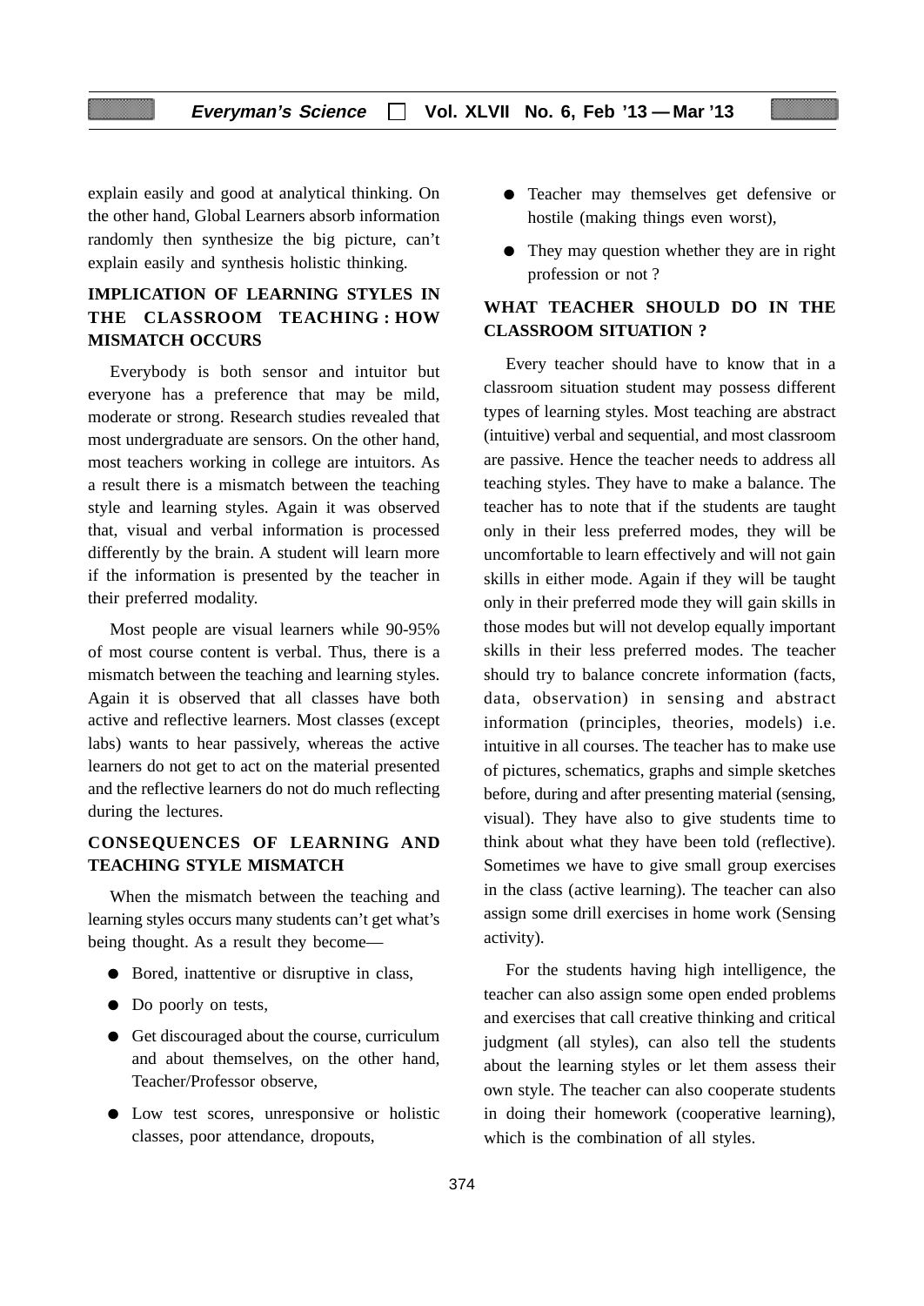explain easily and good at analytical thinking. On the other hand, Global Learners absorb information randomly then synthesize the big picture, can't explain easily and synthesis holistic thinking.

## IMPLICATION OF LEARNING STYLES IN THE CLASSROOM TEACHING : HOW MISMATCH OCCURS

Everybody is both sensor and intuitor but everyone has a preference that may be mild, moderate or strong. Research studies revealed that most undergraduate are sensors. On the other hand, most teachers working in college are intuitors. As a result there is a mismatch between the teaching style and learning styles. Again it was observed that, visual and verbal information is processed differently by the brain. A student will learn more if the information is presented by the teacher in their preferred modality.

Most people are visual learners while 90-95% of most course content is verbal. Thus, there is a mismatch between the teaching and learning styles. Again it is observed that all classes have both active and reflective learners. Most classes (except labs) wants to hear passively, whereas the active learners do not get to act on the material presented and the reflective learners do not do much reflecting during the lectures.

## CONSEQUENCES OF LEARNING AND TEACHING STYLE MISMATCH

When the mismatch between the teaching and learning styles occurs many students can't get what's being thought. As a result they become—

- Bored, inattentive or disruptive in class,
- Do poorly on tests,
- Get discouraged about the course, curriculum and about themselves, on the other hand, Teacher/Professor observe,
- Low test scores, unresponsive or holistic classes, poor attendance, dropouts,
- Teacher may themselves get defensive or hostile (making things even worst),
- They may question whether they are in right profession or not ?

## WHAT TEACHER SHOULD DO IN THE CLASSROOM SITUATION ?

Every teacher should have to know that in a classroom situation student may possess different types of learning styles. Most teaching are abstract (intuitive) verbal and sequential, and most classroom are passive. Hence the teacher needs to address all teaching styles. They have to make a balance. The teacher has to note that if the students are taught only in their less preferred modes, they will be uncomfortable to learn effectively and will not gain skills in either mode. Again if they will be taught only in their preferred mode they will gain skills in those modes but will not develop equally important skills in their less preferred modes. The teacher should try to balance concrete information (facts, data, observation) in sensing and abstract information (principles, theories, models) i.e. intuitive in all courses. The teacher has to make use of pictures, schematics, graphs and simple sketches before, during and after presenting material (sensing, visual). They have also to give students time to think about what they have been told (reflective). Sometimes we have to give small group exercises in the class (active learning). The teacher can also assign some drill exercises in home work (Sensing activity).

For the students having high intelligence, the teacher can also assign some open ended problems and exercises that call creative thinking and critical judgment (all styles), can also tell the students about the learning styles or let them assess their own style. The teacher can also cooperate students in doing their homework (cooperative learning), which is the combination of all styles.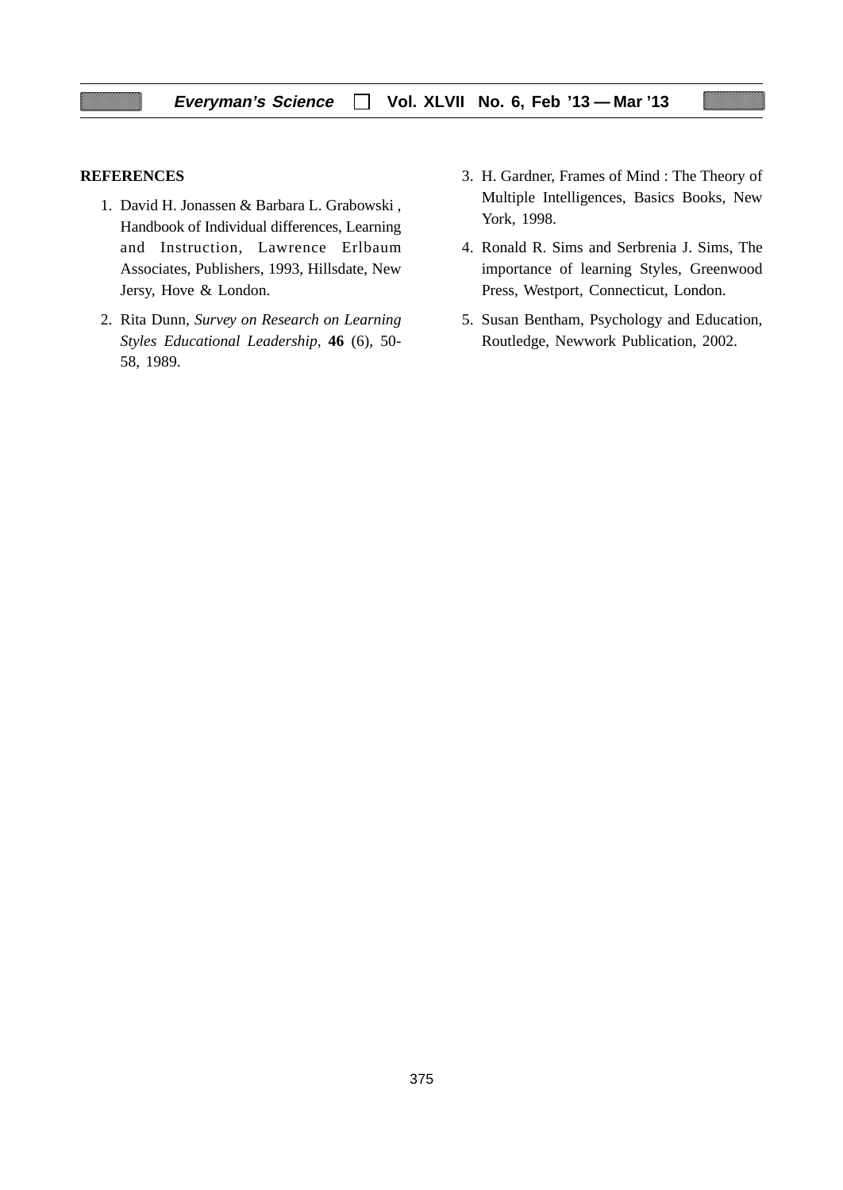**REFERENCES**

1. David H. Jonassen & Barbara L. Grabowski , Handbook of Individual differences, Learning and Instruction, Lawrence Erlbaum Associates, Publishers, 1993, Hillsdate, New Jersy, Hove & London.
2. Rita Dunn, *Survey on Research on Learning Styles Educational Leadership*, **46** (6), 50-58, 1989.
3. H. Gardner, Frames of Mind : The Theory of Multiple Intelligences, Basics Books, New York, 1998.
4. Ronald R. Sims and Serbrenia J. Sims, The importance of learning Styles, Greenwood Press, Westport, Connecticut, London.
5. Susan Bentham, Psychology and Education, Routledge, Newwork Publication, 2002.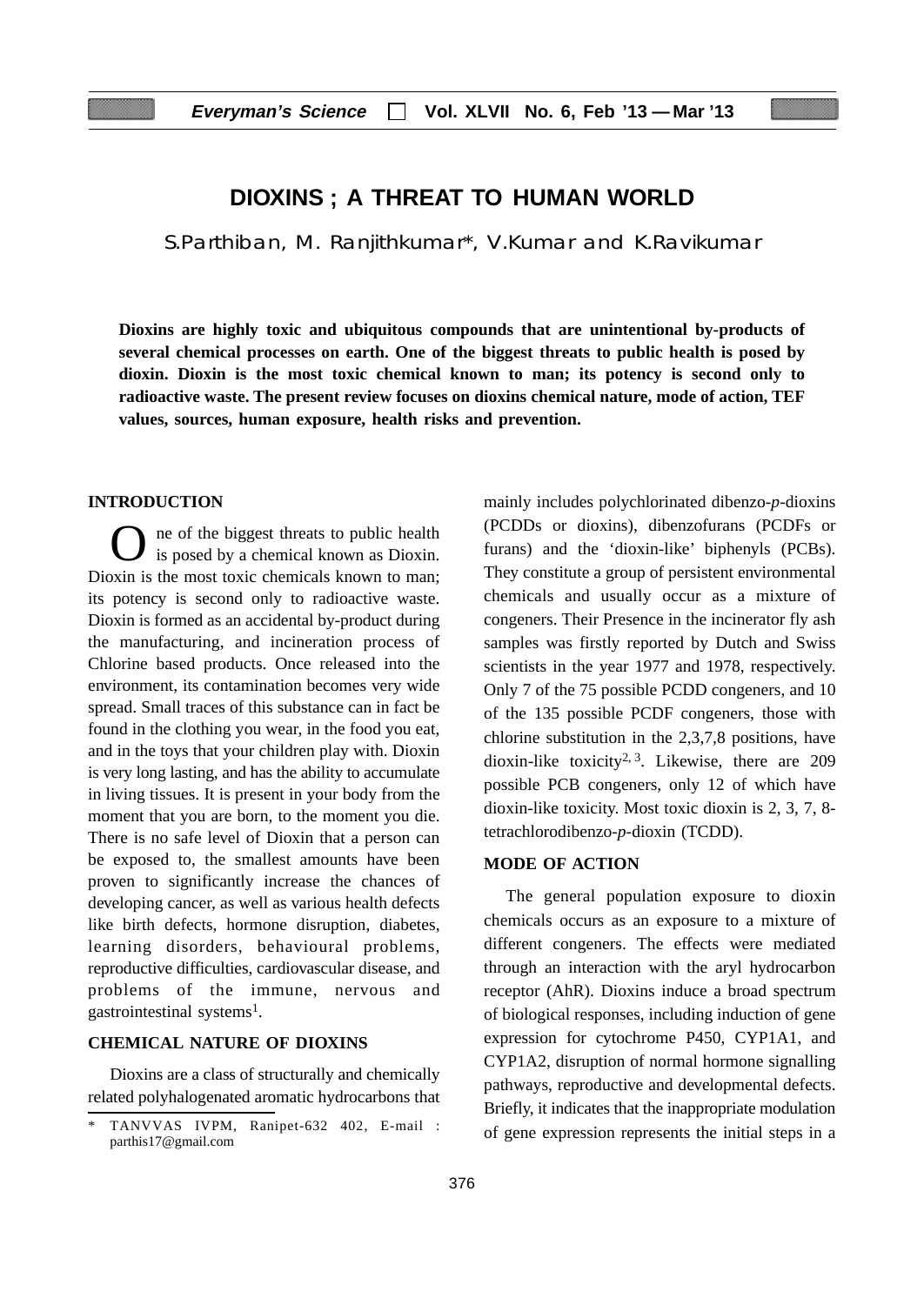# DIOXINS ; A THREAT TO HUMAN WORLD

S.Parthiban, M. Ranjithkumar*, V.Kumar and K.Ravikumar

**Dioxins are highly toxic and ubiquitous compounds that are unintentional by-products of several chemical processes on earth. One of the biggest threats to public health is posed by dioxin. Dioxin is the most toxic chemical known to man; its potency is second only to radioactive waste. The present review focuses on dioxins chemical nature, mode of action, TEF values, sources, human exposure, health risks and prevention.**

## INTRODUCTION

One of the biggest threats to public health is posed by a chemical known as Dioxin. Dioxin is the most toxic chemicals known to man; its potency is second only to radioactive waste. Dioxin is formed as an accidental by-product during the manufacturing, and incineration process of Chlorine based products. Once released into the environment, its contamination becomes very wide spread. Small traces of this substance can in fact be found in the clothing you wear, in the food you eat, and in the toys that your children play with. Dioxin is very long lasting, and has the ability to accumulate in living tissues. It is present in your body from the moment that you are born, to the moment you die. There is no safe level of Dioxin that a person can be exposed to, the smallest amounts have been proven to significantly increase the chances of developing cancer, as well as various health defects like birth defects, hormone disruption, diabetes, learning disorders, behavioural problems, reproductive difficulties, cardiovascular disease, and problems of the immune, nervous and gastrointestinal systems[1].

## CHEMICAL NATURE OF DIOXINS

Dioxins are a class of structurally and chemically related polyhalogenated aromatic hydrocarbons that mainly includes polychlorinated dibenzo-*p*-dioxins (PCDDs or dioxins), dibenzofurans (PCDFs or furans) and the 'dioxin-like' biphenyls (PCBs). They constitute a group of persistent environmental chemicals and usually occur as a mixture of congeners. Their Presence in the incinerator fly ash samples was firstly reported by Dutch and Swiss scientists in the year 1977 and 1978, respectively. Only 7 of the 75 possible PCDD congeners, and 10 of the 135 possible PCDF congeners, those with chlorine substitution in the 2,3,7,8 positions, have dioxin-like toxicity[2, 3]. Likewise, there are 209 possible PCB congeners, only 12 of which have dioxin-like toxicity. Most toxic dioxin is 2, 3, 7, 8-tetrachlorodibenzo-*p*-dioxin (TCDD).

## MODE OF ACTION

The general population exposure to dioxin chemicals occurs as an exposure to a mixture of different congeners. The effects were mediated through an interaction with the aryl hydrocarbon receptor (AhR). Dioxins induce a broad spectrum of biological responses, including induction of gene expression for cytochrome P450, CYP1A1, and CYP1A2, disruption of normal hormone signalling pathways, reproductive and developmental defects. Briefly, it indicates that the inappropriate modulation of gene expression represents the initial steps in a

\* TANVVAS IVPM, Ranipet-632 402, E-mail : parthis17@gmail.com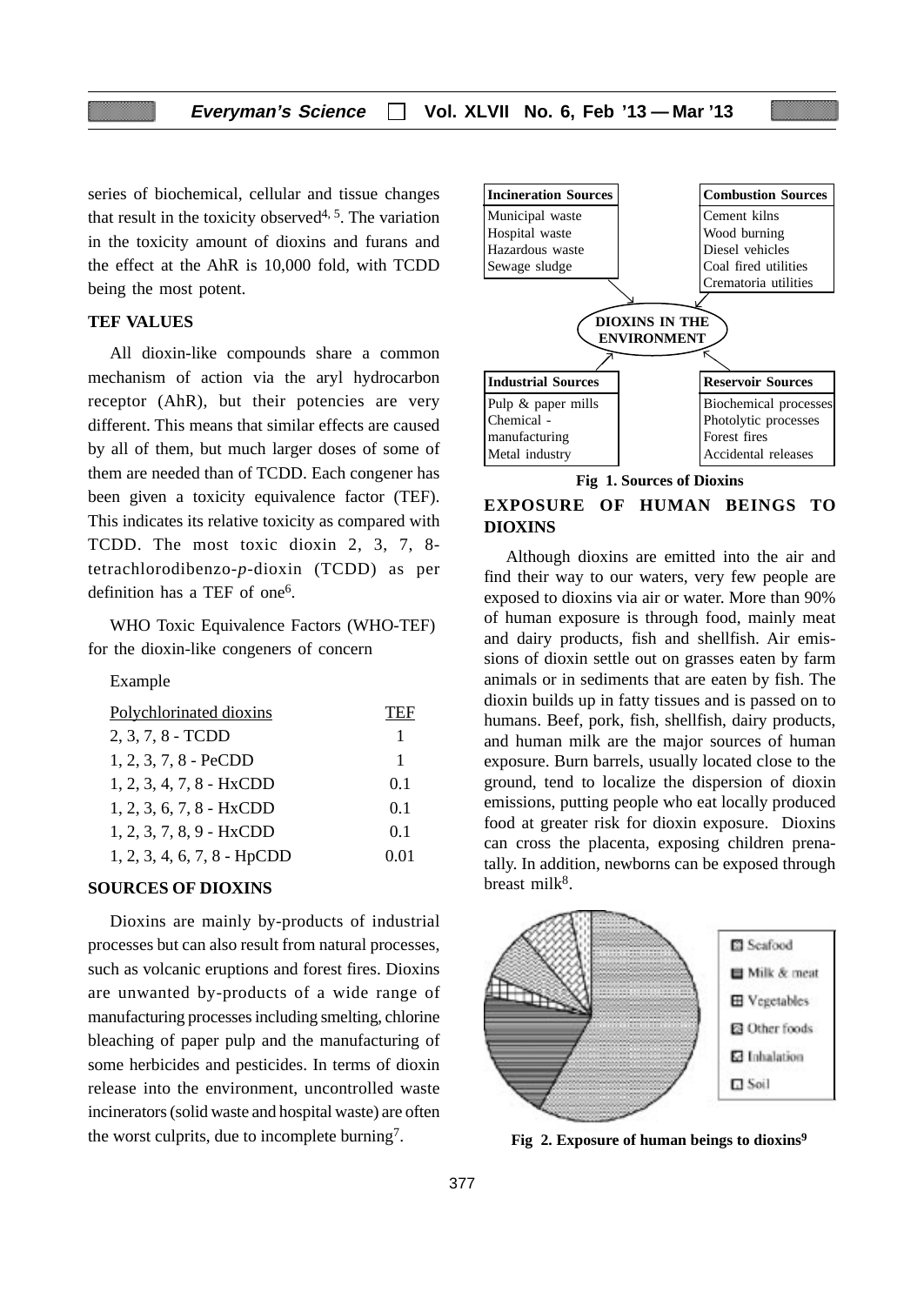series of biochemical, cellular and tissue changes that result in the toxicity observed[4, 5]. The variation in the toxicity amount of dioxins and furans and the effect at the AhR is 10,000 fold, with TCDD being the most potent.

### TEF VALUES

All dioxin-like compounds share a common mechanism of action via the aryl hydrocarbon receptor (AhR), but their potencies are very different. This means that similar effects are caused by all of them, but much larger doses of some of them are needed than of TCDD. Each congener has been given a toxicity equivalence factor (TEF). This indicates its relative toxicity as compared with TCDD. The most toxic dioxin 2, 3, 7, 8-tetrachlorodibenzo-*p*-dioxin (TCDD) as per definition has a TEF of one[6].

WHO Toxic Equivalence Factors (WHO-TEF) for the dioxin-like congeners of concern

Example

| Polychlorinated dioxins | TEF |
|---|---|
| 2, 3, 7, 8 - TCDD | 1 |
| 1, 2, 3, 7, 8 - PeCDD | 1 |
| 1, 2, 3, 4, 7, 8 - HxCDD | 0.1 |
| 1, 2, 3, 6, 7, 8 - HxCDD | 0.1 |
| 1, 2, 3, 7, 8, 9 - HxCDD | 0.1 |
| 1, 2, 3, 4, 6, 7, 8 - HpCDD | 0.01 |

### SOURCES OF DIOXINS

Dioxins are mainly by-products of industrial processes but can also result from natural processes, such as volcanic eruptions and forest fires. Dioxins are unwanted by-products of a wide range of manufacturing processes including smelting, chlorine bleaching of paper pulp and the manufacturing of some herbicides and pesticides. In terms of dioxin release into the environment, uncontrolled waste incinerators (solid waste and hospital waste) are often the worst culprits, due to incomplete burning[7].

| Incineration Sources | Combustion Sources |
|---|---|
| Municipal waste | Cement kilns |
| Hospital waste | Wood burning |
| Hazardous waste | Diesel vehicles |
| Sewage sludge | Coal fired utilities |
| | Crematoria utilities |

**DIOXINS IN THE ENVIRONMENT**

| Industrial Sources | Reservoir Sources |
|---|---|
| Pulp & paper mills | Biochemical processes |
| Chemical - manufacturing | Photolytic processes |
| Metal industry | Forest fires |
| | Accidental releases |

**Fig 1. Sources of Dioxins**

### EXPOSURE OF HUMAN BEINGS TO DIOXINS

Although dioxins are emitted into the air and find their way to our waters, very few people are exposed to dioxins via air or water. More than 90% of human exposure is through food, mainly meat and dairy products, fish and shellfish. Air emissions of dioxin settle out on grasses eaten by farm animals or in sediments that are eaten by fish. The dioxin builds up in fatty tissues and is passed on to humans. Beef, pork, fish, shellfish, dairy products, and human milk are the major sources of human exposure. Burn barrels, usually located close to the ground, tend to localize the dispersion of dioxin emissions, putting people who eat locally produced food at greater risk for dioxin exposure. Dioxins can cross the placenta, exposing children prenatally. In addition, newborns can be exposed through breast milk[8].

Seafood
Milk & meat
Vegetables
Other foods
Inhalation
Soil

**Fig 2. Exposure of human beings to dioxins[9]**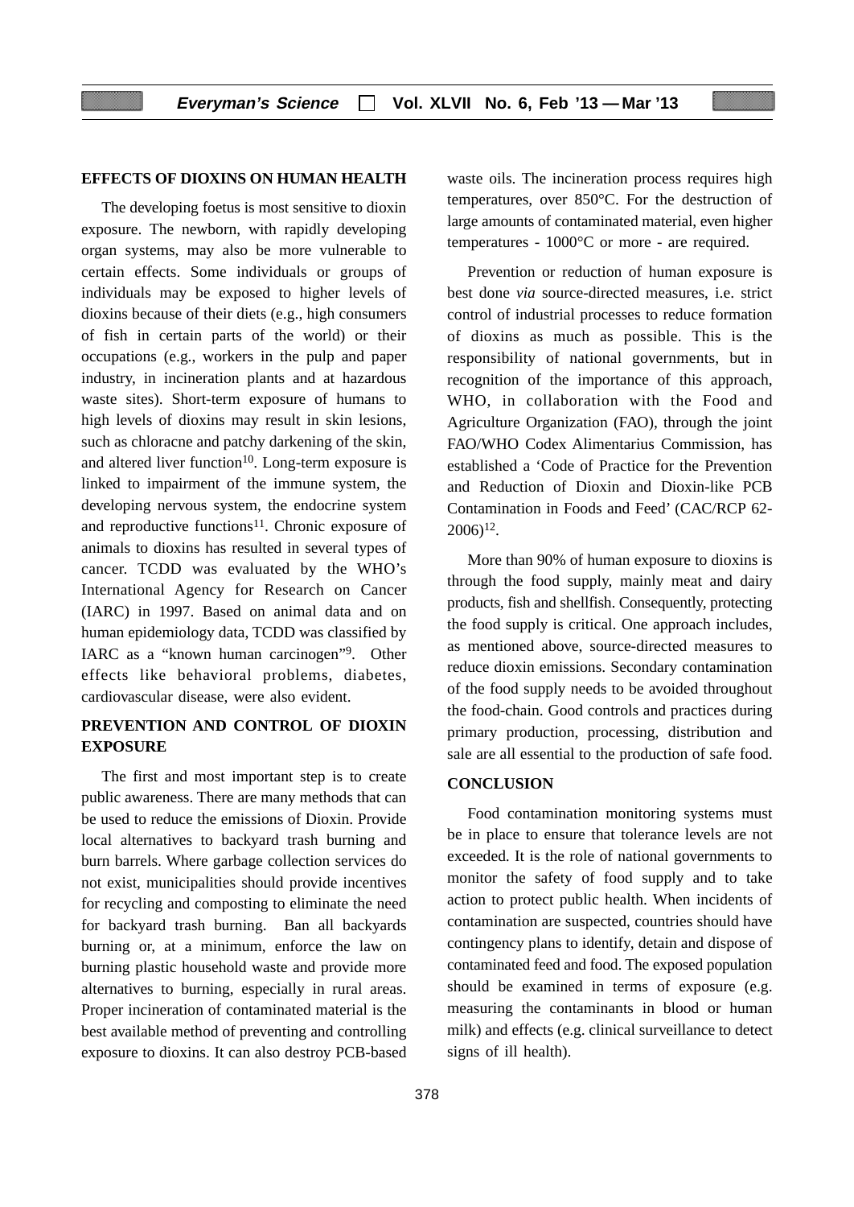## EFFECTS OF DIOXINS ON HUMAN HEALTH

The developing foetus is most sensitive to dioxin exposure. The newborn, with rapidly developing organ systems, may also be more vulnerable to certain effects. Some individuals or groups of individuals may be exposed to higher levels of dioxins because of their diets (e.g., high consumers of fish in certain parts of the world) or their occupations (e.g., workers in the pulp and paper industry, in incineration plants and at hazardous waste sites). Short-term exposure of humans to high levels of dioxins may result in skin lesions, such as chloracne and patchy darkening of the skin, and altered liver function[10]. Long-term exposure is linked to impairment of the immune system, the developing nervous system, the endocrine system and reproductive functions[11]. Chronic exposure of animals to dioxins has resulted in several types of cancer. TCDD was evaluated by the WHO's International Agency for Research on Cancer (IARC) in 1997. Based on animal data and on human epidemiology data, TCDD was classified by IARC as a "known human carcinogen"[9]. Other effects like behavioral problems, diabetes, cardiovascular disease, were also evident.

## PREVENTION AND CONTROL OF DIOXIN EXPOSURE

The first and most important step is to create public awareness. There are many methods that can be used to reduce the emissions of Dioxin. Provide local alternatives to backyard trash burning and burn barrels. Where garbage collection services do not exist, municipalities should provide incentives for recycling and composting to eliminate the need for backyard trash burning. Ban all backyards burning or, at a minimum, enforce the law on burning plastic household waste and provide more alternatives to burning, especially in rural areas. Proper incineration of contaminated material is the best available method of preventing and controlling exposure to dioxins. It can also destroy PCB-based waste oils. The incineration process requires high temperatures, over 850°C. For the destruction of large amounts of contaminated material, even higher temperatures - 1000°C or more - are required.

Prevention or reduction of human exposure is best done *via* source-directed measures, i.e. strict control of industrial processes to reduce formation of dioxins as much as possible. This is the responsibility of national governments, but in recognition of the importance of this approach, WHO, in collaboration with the Food and Agriculture Organization (FAO), through the joint FAO/WHO Codex Alimentarius Commission, has established a 'Code of Practice for the Prevention and Reduction of Dioxin and Dioxin-like PCB Contamination in Foods and Feed' (CAC/RCP 62-2006)[12].

More than 90% of human exposure to dioxins is through the food supply, mainly meat and dairy products, fish and shellfish. Consequently, protecting the food supply is critical. One approach includes, as mentioned above, source-directed measures to reduce dioxin emissions. Secondary contamination of the food supply needs to be avoided throughout the food-chain. Good controls and practices during primary production, processing, distribution and sale are all essential to the production of safe food.

## CONCLUSION

Food contamination monitoring systems must be in place to ensure that tolerance levels are not exceeded. It is the role of national governments to monitor the safety of food supply and to take action to protect public health. When incidents of contamination are suspected, countries should have contingency plans to identify, detain and dispose of contaminated feed and food. The exposed population should be examined in terms of exposure (e.g. measuring the contaminants in blood or human milk) and effects (e.g. clinical surveillance to detect signs of ill health).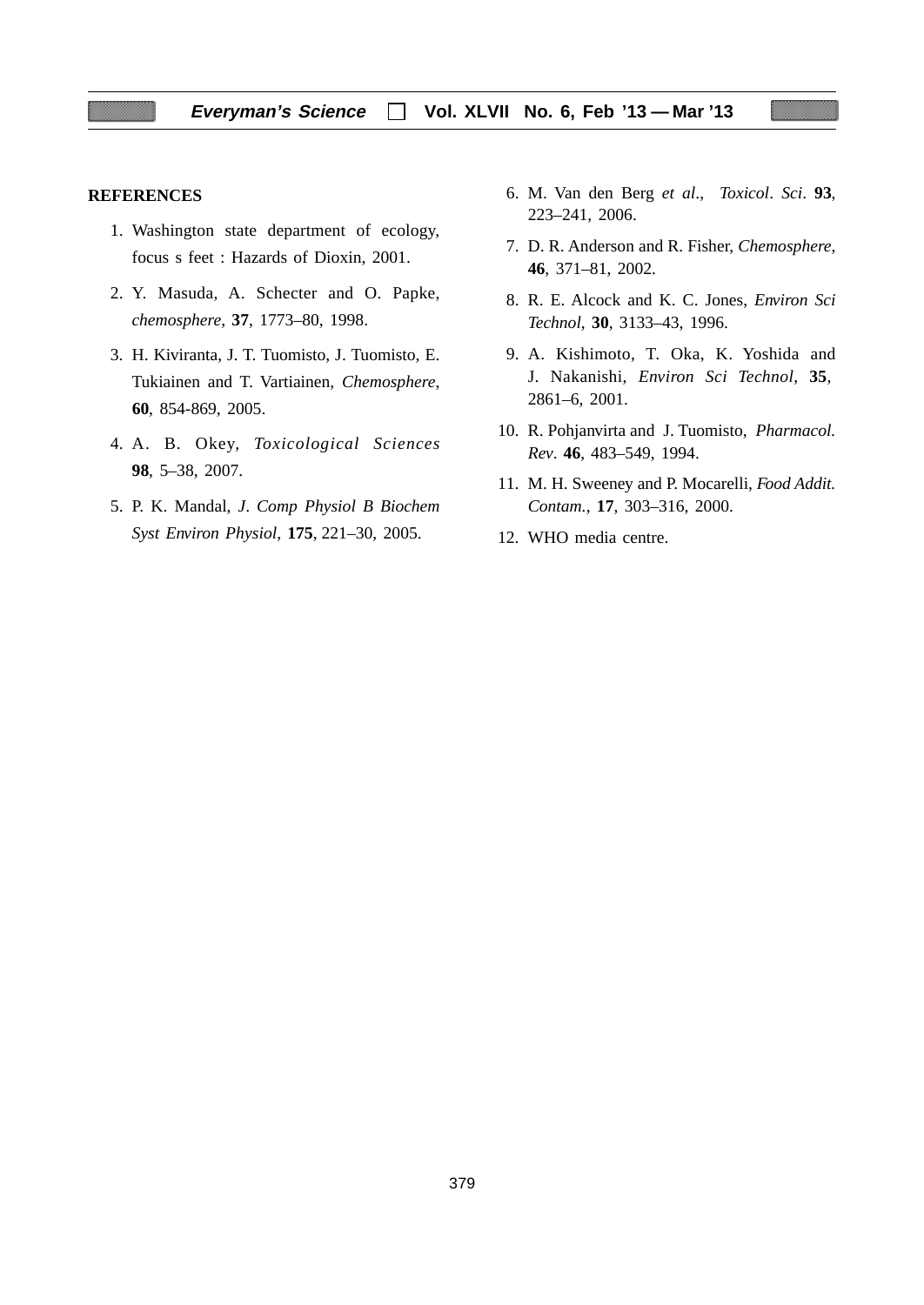## REFERENCES

1. Washington state department of ecology, focus s feet : Hazards of Dioxin, 2001.
2. Y. Masuda, A. Schecter and O. Papke, *chemosphere*, **37**, 1773–80, 1998.
3. H. Kiviranta, J. T. Tuomisto, J. Tuomisto, E. Tukiainen and T. Vartiainen, *Chemosphere*, **60**, 854-869, 2005.
4. A. B. Okey, *Toxicological Sciences* **98**, 5–38, 2007.
5. P. K. Mandal, *J. Comp Physiol B Biochem Syst Environ Physiol*, **175**, 221–30, 2005.
6. M. Van den Berg *et al*., *Toxicol*. *Sci*. **93**, 223–241, 2006.
7. D. R. Anderson and R. Fisher, *Chemosphere*, **46**, 371–81, 2002.
8. R. E. Alcock and K. C. Jones, *Environ Sci Technol*, **30**, 3133–43, 1996.
9. A. Kishimoto, T. Oka, K. Yoshida and J. Nakanishi, *Environ Sci Technol*, **35**, 2861–6, 2001.
10. R. Pohjanvirta and J. Tuomisto, *Pharmacol. Rev*. **46**, 483–549, 1994.
11. M. H. Sweeney and P. Mocarelli, *Food Addit. Contam.*, **17**, 303–316, 2000.
12. WHO media centre.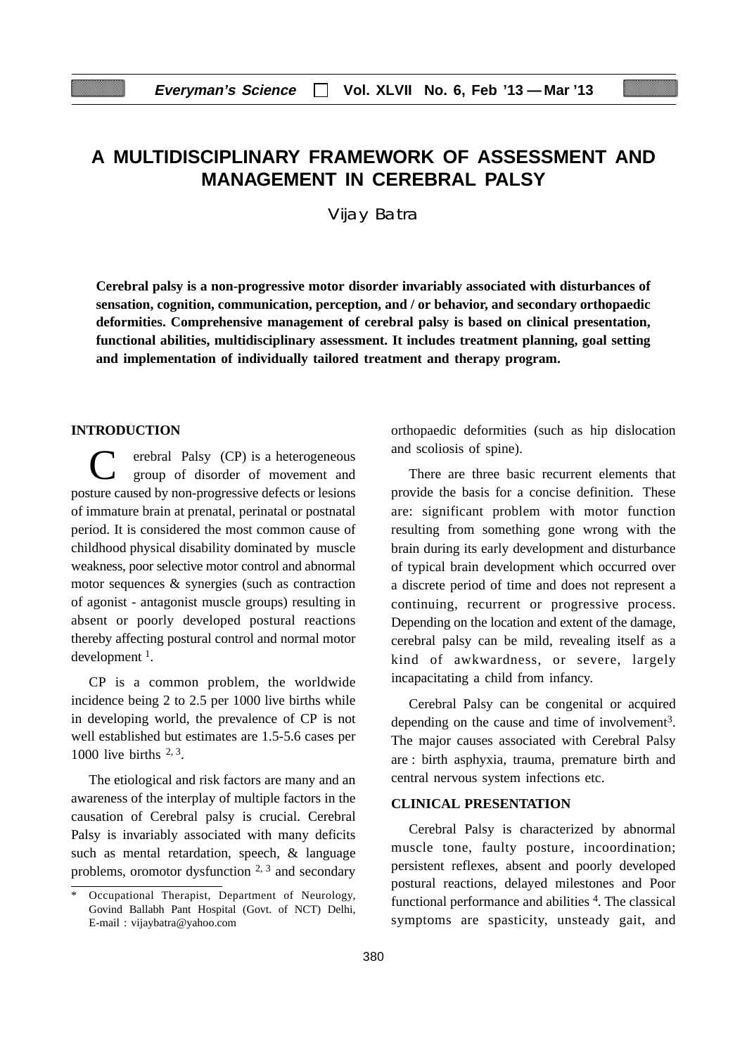# A MULTIDISCIPLINARY FRAMEWORK OF ASSESSMENT AND MANAGEMENT IN CEREBRAL PALSY

Vijay Batra

**Cerebral palsy is a non-progressive motor disorder invariably associated with disturbances of sensation, cognition, communication, perception, and / or behavior, and secondary orthopaedic deformities. Comprehensive management of cerebral palsy is based on clinical presentation, functional abilities, multidisciplinary assessment. It includes treatment planning, goal setting and implementation of individually tailored treatment and therapy program.**

## INTRODUCTION

Cerebral Palsy (CP) is a heterogeneous group of disorder of movement and posture caused by non-progressive defects or lesions of immature brain at prenatal, perinatal or postnatal period. It is considered the most common cause of childhood physical disability dominated by muscle weakness, poor selective motor control and abnormal motor sequences & synergies (such as contraction of agonist - antagonist muscle groups) resulting in absent or poorly developed postural reactions thereby affecting postural control and normal motor development [1].

CP is a common problem, the worldwide incidence being 2 to 2.5 per 1000 live births while in developing world, the prevalence of CP is not well established but estimates are 1.5-5.6 cases per 1000 live births [2, 3].

The etiological and risk factors are many and an awareness of the interplay of multiple factors in the causation of Cerebral palsy is crucial. Cerebral Palsy is invariably associated with many deficits such as mental retardation, speech, & language problems, oromotor dysfunction [2, 3] and secondary orthopaedic deformities (such as hip dislocation and scoliosis of spine).

There are three basic recurrent elements that provide the basis for a concise definition. These are: significant problem with motor function resulting from something gone wrong with the brain during its early development and disturbance of typical brain development which occurred over a discrete period of time and does not represent a continuing, recurrent or progressive process. Depending on the location and extent of the damage, cerebral palsy can be mild, revealing itself as a kind of awkwardness, or severe, largely incapacitating a child from infancy.

Cerebral Palsy can be congenital or acquired depending on the cause and time of involvement[3]. The major causes associated with Cerebral Palsy are : birth asphyxia, trauma, premature birth and central nervous system infections etc.

## CLINICAL PRESENTATION

Cerebral Palsy is characterized by abnormal muscle tone, faulty posture, incoordination; persistent reflexes, absent and poorly developed postural reactions, delayed milestones and Poor functional performance and abilities [4]. The classical symptoms are spasticity, unsteady gait, and

---

\* Occupational Therapist, Department of Neurology, Govind Ballabh Pant Hospital (Govt. of NCT) Delhi, E-mail : vijaybatra@yahoo.com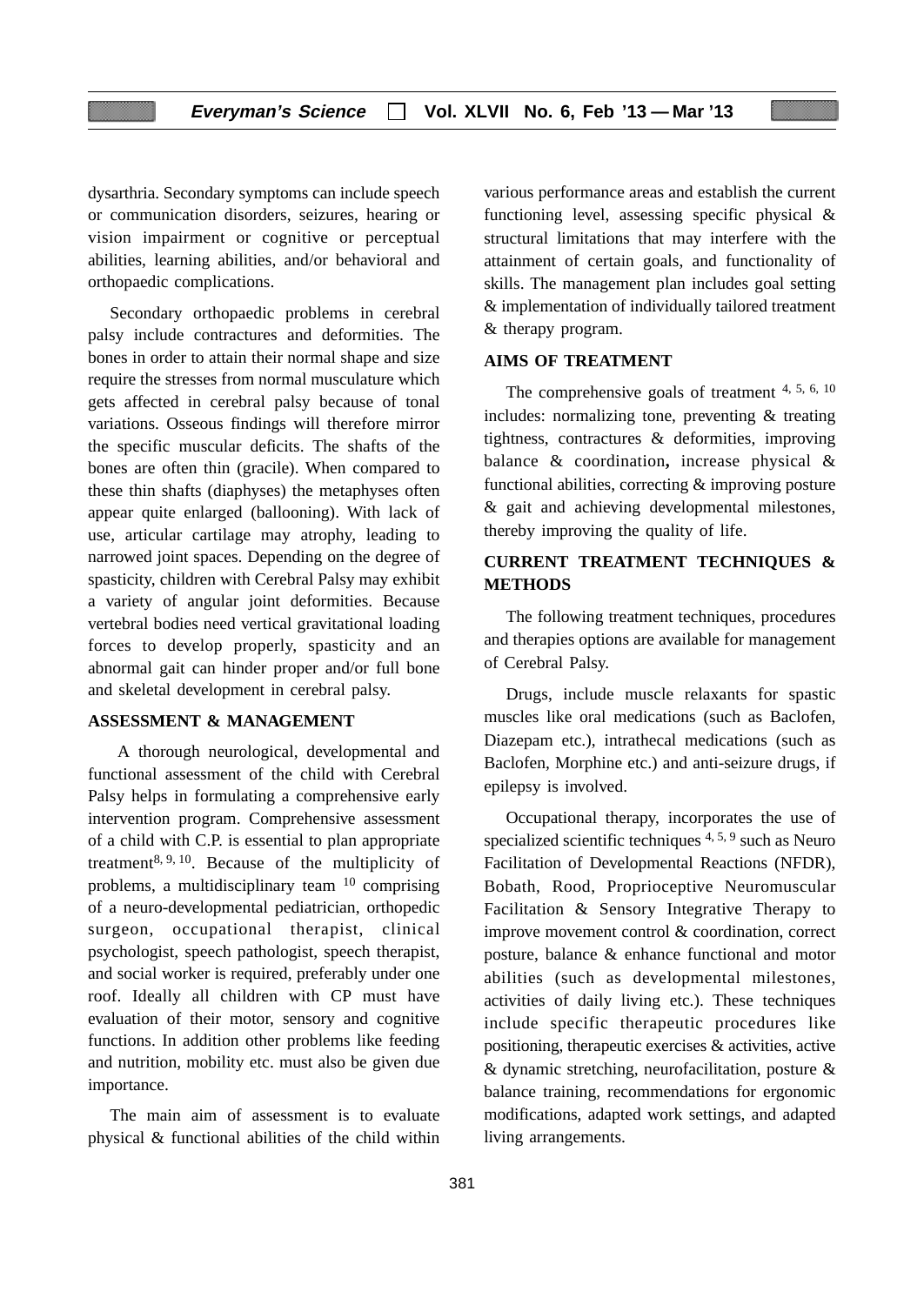dysarthria. Secondary symptoms can include speech or communication disorders, seizures, hearing or vision impairment or cognitive or perceptual abilities, learning abilities, and/or behavioral and orthopaedic complications.

Secondary orthopaedic problems in cerebral palsy include contractures and deformities. The bones in order to attain their normal shape and size require the stresses from normal musculature which gets affected in cerebral palsy because of tonal variations. Osseous findings will therefore mirror the specific muscular deficits. The shafts of the bones are often thin (gracile). When compared to these thin shafts (diaphyses) the metaphyses often appear quite enlarged (ballooning). With lack of use, articular cartilage may atrophy, leading to narrowed joint spaces. Depending on the degree of spasticity, children with Cerebral Palsy may exhibit a variety of angular joint deformities. Because vertebral bodies need vertical gravitational loading forces to develop properly, spasticity and an abnormal gait can hinder proper and/or full bone and skeletal development in cerebral palsy.

## ASSESSMENT & MANAGEMENT

A thorough neurological, developmental and functional assessment of the child with Cerebral Palsy helps in formulating a comprehensive early intervention program. Comprehensive assessment of a child with C.P. is essential to plan appropriate treatment[8, 9, 10]. Because of the multiplicity of problems, a multidisciplinary team [10] comprising of a neuro-developmental pediatrician, orthopedic surgeon, occupational therapist, clinical psychologist, speech pathologist, speech therapist, and social worker is required, preferably under one roof. Ideally all children with CP must have evaluation of their motor, sensory and cognitive functions. In addition other problems like feeding and nutrition, mobility etc. must also be given due importance.

The main aim of assessment is to evaluate physical & functional abilities of the child within various performance areas and establish the current functioning level, assessing specific physical & structural limitations that may interfere with the attainment of certain goals, and functionality of skills. The management plan includes goal setting & implementation of individually tailored treatment & therapy program.

## AIMS OF TREATMENT

The comprehensive goals of treatment [4, 5, 6, 10] includes: normalizing tone, preventing & treating tightness, contractures & deformities, improving balance & coordination**,** increase physical & functional abilities, correcting & improving posture & gait and achieving developmental milestones, thereby improving the quality of life.

## CURRENT TREATMENT TECHNIQUES & METHODS

The following treatment techniques, procedures and therapies options are available for management of Cerebral Palsy.

Drugs, include muscle relaxants for spastic muscles like oral medications (such as Baclofen, Diazepam etc.), intrathecal medications (such as Baclofen, Morphine etc.) and anti-seizure drugs, if epilepsy is involved.

Occupational therapy, incorporates the use of specialized scientific techniques [4, 5, 9] such as Neuro Facilitation of Developmental Reactions (NFDR), Bobath, Rood, Proprioceptive Neuromuscular Facilitation & Sensory Integrative Therapy to improve movement control & coordination, correct posture, balance & enhance functional and motor abilities (such as developmental milestones, activities of daily living etc.). These techniques include specific therapeutic procedures like positioning, therapeutic exercises & activities, active & dynamic stretching, neurofacilitation, posture & balance training, recommendations for ergonomic modifications, adapted work settings, and adapted living arrangements.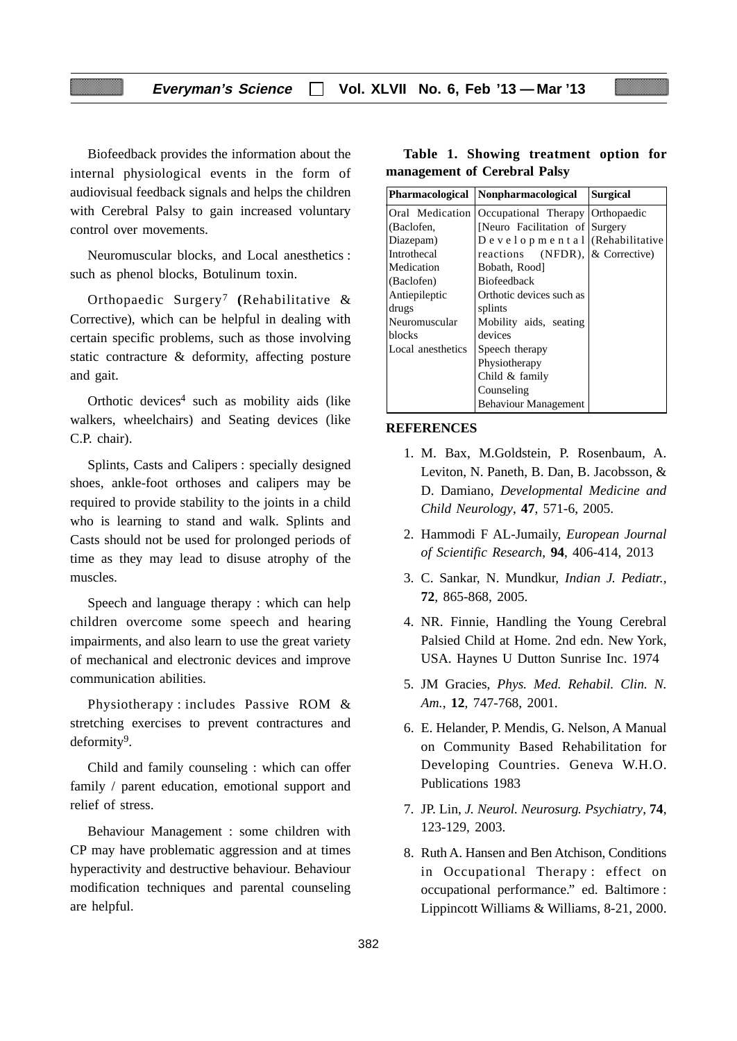Biofeedback provides the information about the internal physiological events in the form of audiovisual feedback signals and helps the children with Cerebral Palsy to gain increased voluntary control over movements.

Neuromuscular blocks, and Local anesthetics : such as phenol blocks, Botulinum toxin.

Orthopaedic Surgery[7] (Rehabilitative & Corrective), which can be helpful in dealing with certain specific problems, such as those involving static contracture & deformity, affecting posture and gait.

Orthotic devices[4] such as mobility aids (like walkers, wheelchairs) and Seating devices (like C.P. chair).

Splints, Casts and Calipers : specially designed shoes, ankle-foot orthoses and calipers may be required to provide stability to the joints in a child who is learning to stand and walk. Splints and Casts should not be used for prolonged periods of time as they may lead to disuse atrophy of the muscles.

Speech and language therapy : which can help children overcome some speech and hearing impairments, and also learn to use the great variety of mechanical and electronic devices and improve communication abilities.

Physiotherapy : includes Passive ROM & stretching exercises to prevent contractures and deformity[9].

Child and family counseling : which can offer family / parent education, emotional support and relief of stress.

Behaviour Management : some children with CP may have problematic aggression and at times hyperactivity and destructive behaviour. Behaviour modification techniques and parental counseling are helpful.

**Table 1. Showing treatment option for management of Cerebral Palsy**

| Pharmacological | Nonpharmacological | Surgical |
|---|---|---|
| Oral Medication (Baclofen, Diazepam)<br>Introthecal Medication (Baclofen)<br>Antiepileptic drugs<br>Neuromuscular blocks<br>Local anesthetics | Occupational Therapy [Neuro Facilitation of Developmental reactions (NFDR), Bobath, Rood]<br>Biofeedback<br>Orthotic devices such as splints<br>Mobility aids, seating devices<br>Speech therapy<br>Physiotherapy<br>Child & family Counseling<br>Behaviour Management | Orthopaedic Surgery (Rehabilitative & Corrective) |

**REFERENCES**

1. M. Bax, M.Goldstein, P. Rosenbaum, A. Leviton, N. Paneth, B. Dan, B. Jacobsson, & D. Damiano, *Developmental Medicine and Child Neurology*, **47**, 571-6, 2005.
2. Hammodi F AL-Jumaily, *European Journal of Scientific Research*, **94**, 406-414, 2013
3. C. Sankar, N. Mundkur, *Indian J. Pediatr.*, **72**, 865-868, 2005.
4. NR. Finnie, Handling the Young Cerebral Palsied Child at Home. 2nd edn. New York, USA. Haynes U Dutton Sunrise Inc. 1974
5. JM Gracies, *Phys. Med. Rehabil. Clin. N. Am.*, **12**, 747-768, 2001.
6. E. Helander, P. Mendis, G. Nelson, A Manual on Community Based Rehabilitation for Developing Countries. Geneva W.H.O. Publications 1983
7. JP. Lin, *J. Neurol. Neurosurg. Psychiatry*, **74**, 123-129, 2003.
8. Ruth A. Hansen and Ben Atchison, Conditions in Occupational Therapy : effect on occupational performance." ed. Baltimore : Lippincott Williams & Williams, 8-21, 2000.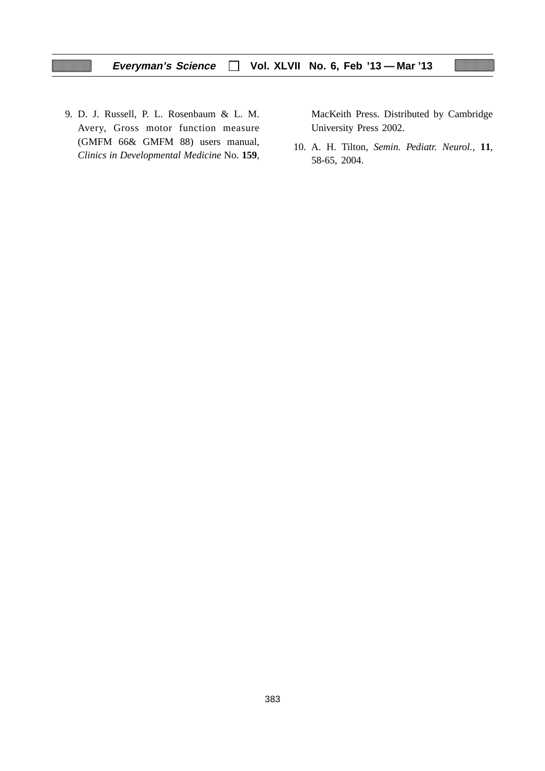9. D. J. Russell, P. L. Rosenbaum & L. M. Avery, Gross motor function measure (GMFM 66& GMFM 88) users manual, *Clinics in Developmental Medicine* No. **159**, MacKeith Press. Distributed by Cambridge University Press 2002.

10. A. H. Tilton, *Semin. Pediatr. Neurol.*, **11**, 58-65, 2004.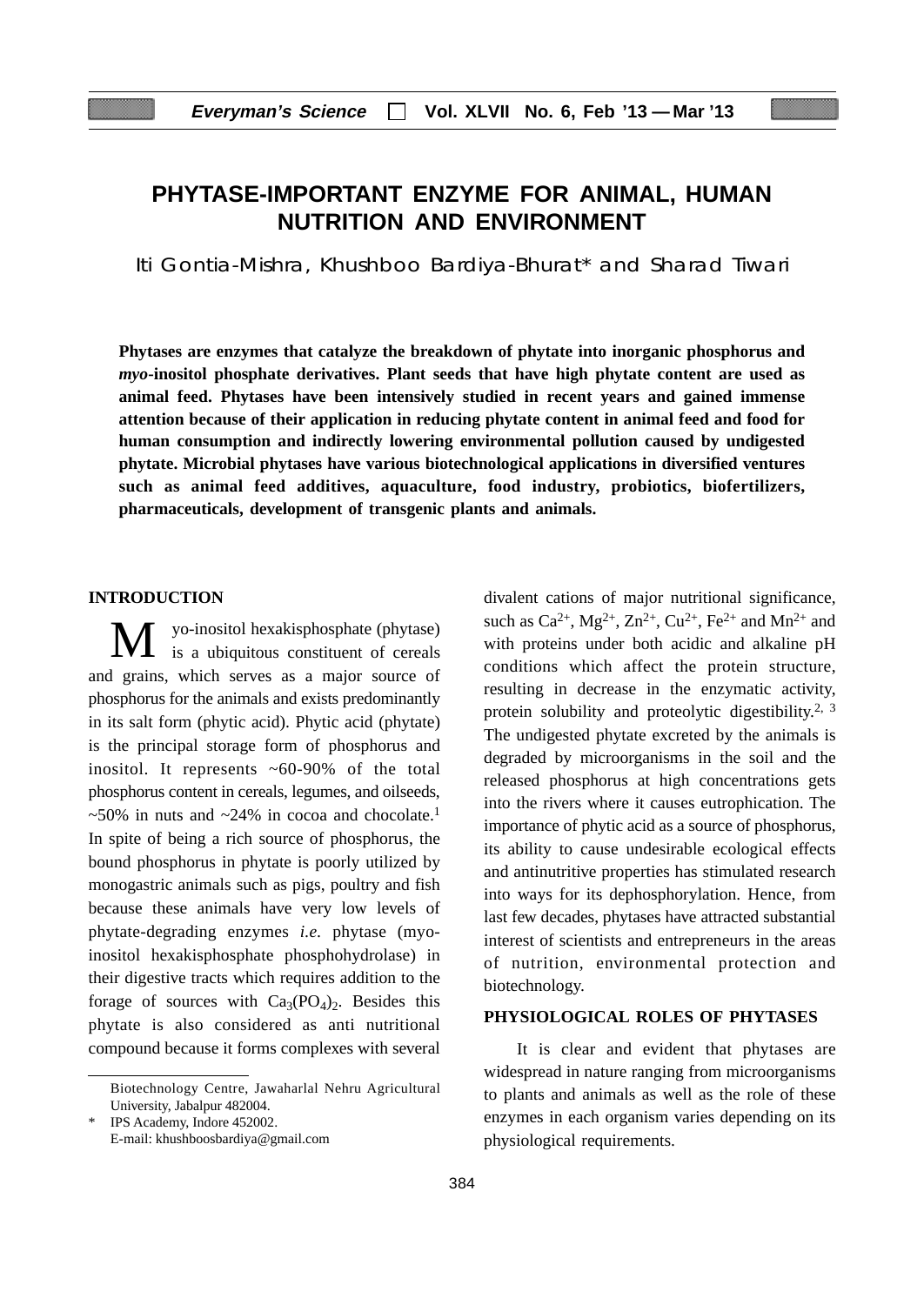# PHYTASE-IMPORTANT ENZYME FOR ANIMAL, HUMAN NUTRITION AND ENVIRONMENT

Iti Gontia-Mishra, Khushboo Bardiya-Bhurat* and Sharad Tiwari

**Phytases are enzymes that catalyze the breakdown of phytate into inorganic phosphorus and *myo*-inositol phosphate derivatives. Plant seeds that have high phytate content are used as animal feed. Phytases have been intensively studied in recent years and gained immense attention because of their application in reducing phytate content in animal feed and food for human consumption and indirectly lowering environmental pollution caused by undigested phytate. Microbial phytases have various biotechnological applications in diversified ventures such as animal feed additives, aquaculture, food industry, probiotics, biofertilizers, pharmaceuticals, development of transgenic plants and animals.**

## INTRODUCTION

Myo-inositol hexakisphosphate (phytase) is a ubiquitous constituent of cereals and grains, which serves as a major source of phosphorus for the animals and exists predominantly in its salt form (phytic acid). Phytic acid (phytate) is the principal storage form of phosphorus and inositol. It represents ~60-90% of the total phosphorus content in cereals, legumes, and oilseeds, ~50% in nuts and ~24% in cocoa and chocolate.[1] In spite of being a rich source of phosphorus, the bound phosphorus in phytate is poorly utilized by monogastric animals such as pigs, poultry and fish because these animals have very low levels of phytate-degrading enzymes *i.e.* phytase (myo-inositol hexakisphosphate phosphohydrolase) in their digestive tracts which requires addition to the forage of sources with $Ca_3(PO_4)_2$. Besides this phytate is also considered as anti nutritional compound because it forms complexes with several divalent cations of major nutritional significance, such as $Ca^{2+}$, $Mg^{2+}$, $Zn^{2+}$, $Cu^{2+}$, $Fe^{2+}$ and $Mn^{2+}$ and with proteins under both acidic and alkaline pH conditions which affect the protein structure, resulting in decrease in the enzymatic activity, protein solubility and proteolytic digestibility.[2, 3] The undigested phytate excreted by the animals is degraded by microorganisms in the soil and the released phosphorus at high concentrations gets into the rivers where it causes eutrophication. The importance of phytic acid as a source of phosphorus, its ability to cause undesirable ecological effects and antinutritive properties has stimulated research into ways for its dephosphorylation. Hence, from last few decades, phytases have attracted substantial interest of scientists and entrepreneurs in the areas of nutrition, environmental protection and biotechnology.

## PHYSIOLOGICAL ROLES OF PHYTASES

It is clear and evident that phytases are widespread in nature ranging from microorganisms to plants and animals as well as the role of these enzymes in each organism varies depending on its physiological requirements.

Biotechnology Centre, Jawaharlal Nehru Agricultural University, Jabalpur 482004.

\* IPS Academy, Indore 452002.
E-mail: khushboosbardiya@gmail.com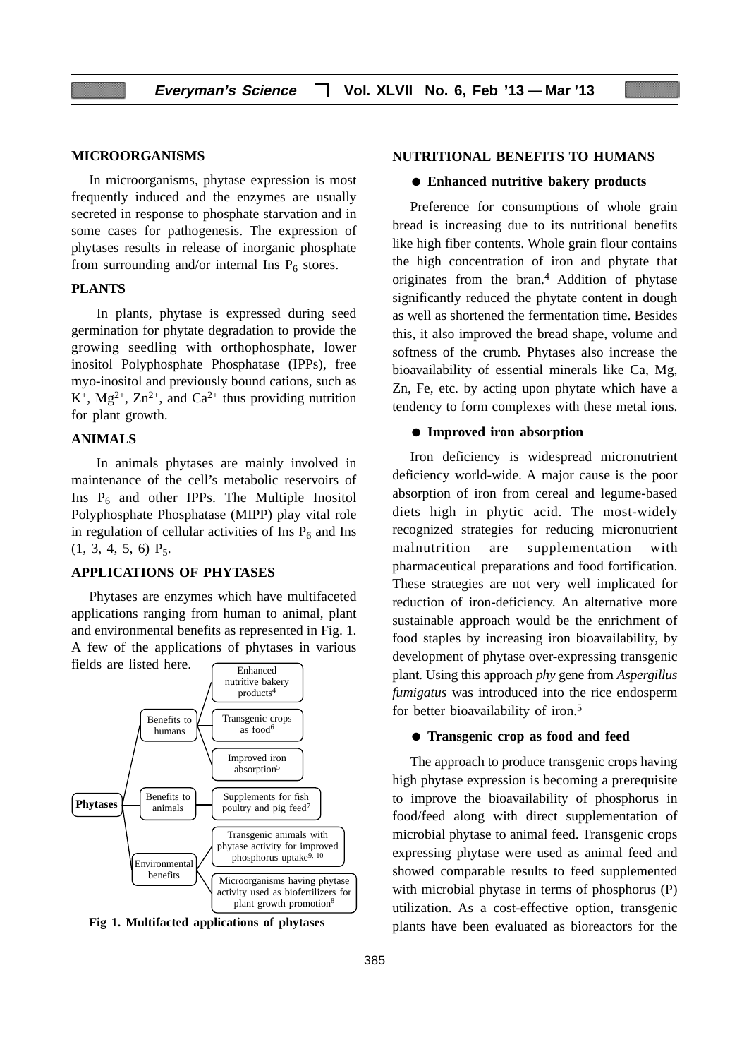## MICROORGANISMS

In microorganisms, phytase expression is most frequently induced and the enzymes are usually secreted in response to phosphate starvation and in some cases for pathogenesis. The expression of phytases results in release of inorganic phosphate from surrounding and/or internal Ins $P_6$ stores.

## PLANTS

In plants, phytase is expressed during seed germination for phytate degradation to provide the growing seedling with orthophosphate, lower inositol Polyphosphate Phosphatase (IPPs), free myo-inositol and previously bound cations, such as $K^+$, $Mg^{2+}$, $Zn^{2+}$, and $Ca^{2+}$ thus providing nutrition for plant growth.

## ANIMALS

In animals phytases are mainly involved in maintenance of the cell's metabolic reservoirs of Ins $P_6$ and other IPPs. The Multiple Inositol Polyphosphate Phosphatase (MIPP) play vital role in regulation of cellular activities of Ins $P_6$ and Ins (1, 3, 4, 5, 6) $P_5$.

## APPLICATIONS OF PHYTASES

Phytases are enzymes which have multifaceted applications ranging from human to animal, plant and environmental benefits as represented in Fig. 1. A few of the applications of phytases in various fields are listed here.

- **Phytases**
  - Benefits to humans
    - Enhanced nutritive bakery products[4]
    - Transgenic crops as food[6]
    - Improved iron absorption[5]
  - Benefits to animals
    - Supplements for fish poultry and pig feed[7]
  - Environmental benefits
    - Transgenic animals with phytase activity for improved phosphorus uptake[9, 10]
    - Microorganisms having phytase activity used as biofertilizers for plant growth promotion[8]

**Fig 1. Multifacted applications of phytases**

## NUTRITIONAL BENEFITS TO HUMANS

- **Enhanced nutritive bakery products**

Preference for consumptions of whole grain bread is increasing due to its nutritional benefits like high fiber contents. Whole grain flour contains the high concentration of iron and phytate that originates from the bran.[4] Addition of phytase significantly reduced the phytate content in dough as well as shortened the fermentation time. Besides this, it also improved the bread shape, volume and softness of the crumb. Phytases also increase the bioavailability of essential minerals like Ca, Mg, Zn, Fe, etc. by acting upon phytate which have a tendency to form complexes with these metal ions.

- **Improved iron absorption**

Iron deficiency is widespread micronutrient deficiency world-wide. A major cause is the poor absorption of iron from cereal and legume-based diets high in phytic acid. The most-widely recognized strategies for reducing micronutrient malnutrition are supplementation with pharmaceutical preparations and food fortification. These strategies are not very well implicated for reduction of iron-deficiency. An alternative more sustainable approach would be the enrichment of food staples by increasing iron bioavailability, by development of phytase over-expressing transgenic plant. Using this approach *phy* gene from *Aspergillus fumigatus* was introduced into the rice endosperm for better bioavailability of iron.[5]

- **Transgenic crop as food and feed**

The approach to produce transgenic crops having high phytase expression is becoming a prerequisite to improve the bioavailability of phosphorus in food/feed along with direct supplementation of microbial phytase to animal feed. Transgenic crops expressing phytase were used as animal feed and showed comparable results to feed supplemented with microbial phytase in terms of phosphorus (P) utilization. As a cost-effective option, transgenic plants have been evaluated as bioreactors for the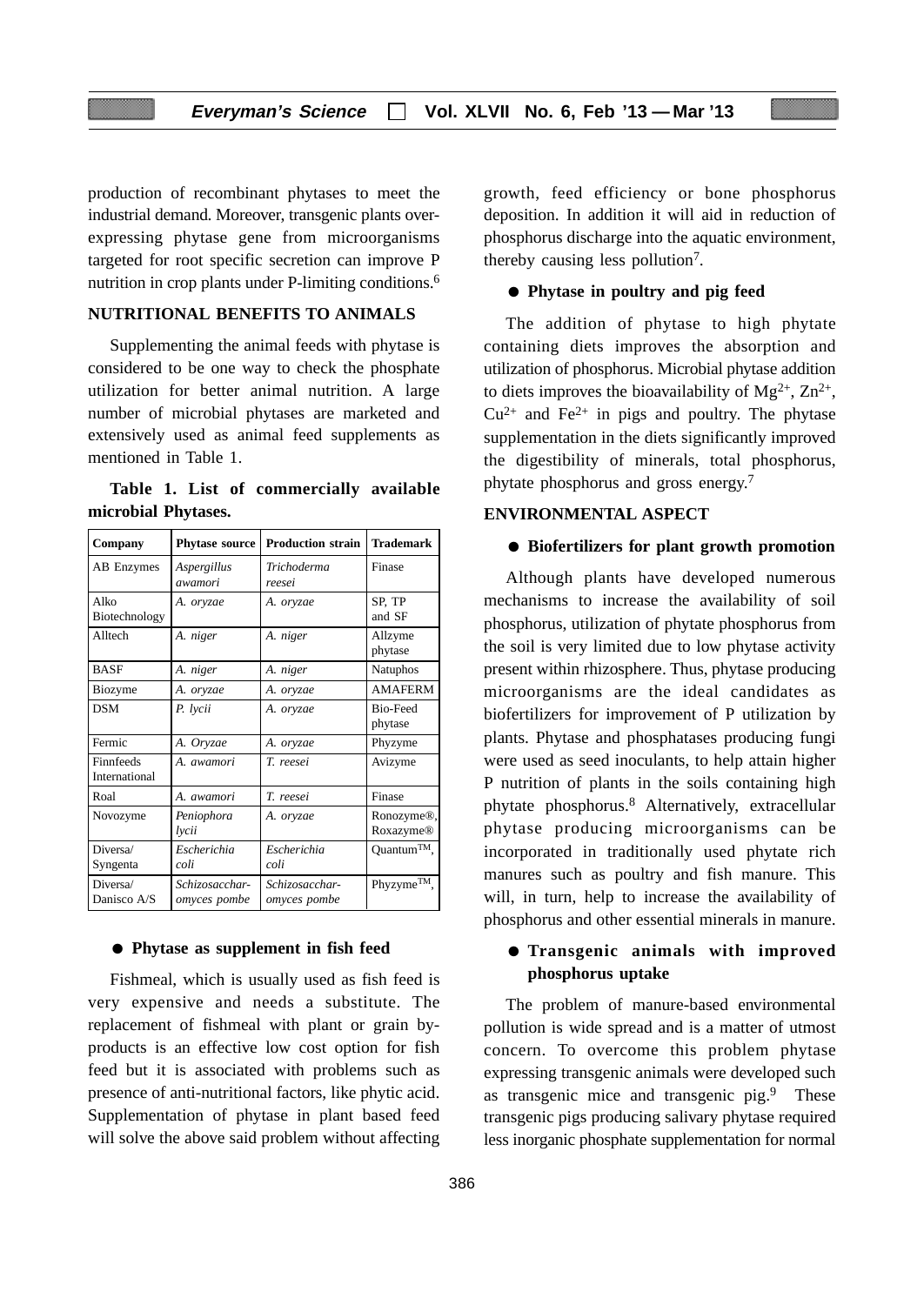production of recombinant phytases to meet the industrial demand. Moreover, transgenic plants over-expressing phytase gene from microorganisms targeted for root specific secretion can improve P nutrition in crop plants under P-limiting conditions.[6]

## NUTRITIONAL BENEFITS TO ANIMALS

Supplementing the animal feeds with phytase is considered to be one way to check the phosphate utilization for better animal nutrition. A large number of microbial phytases are marketed and extensively used as animal feed supplements as mentioned in Table 1.

**Table 1. List of commercially available microbial Phytases.**

| Company | Phytase source | Production strain | Trademark |
|---|---|---|---|
| AB Enzymes | *Aspergillus awamori* | *Trichoderma reesei* | Finase |
| Alko Biotechnology | *A. oryzae* | *A. oryzae* | SP, TP and SF |
| Alltech | *A. niger* | *A. niger* | Allzyme phytase |
| BASF | *A. niger* | *A. niger* | Natuphos |
| Biozyme | *A. oryzae* | *A. oryzae* | AMAFERM |
| DSM | *P. lycii* | *A. oryzae* | Bio-Feed phytase |
| Fermic | *A. Oryzae* | *A. oryzae* | Phyzyme |
| Finnfeeds International | *A. awamori* | *T. reesei* | Avizyme |
| Roal | *A. awamori* | *T. reesei* | Finase |
| Novozyme | *Peniophora lycii* | *A. oryzae* | Ronozyme®, Roxazyme® |
| Diversa/ Syngenta | *Escherichia coli* | *Escherichia coli* | Quantum™, |
| Diversa/ Danisco A/S | *Schizosaccharomyces pombe* | *Schizosaccharomyces pombe* | Phyzyme™, |

### ● Phytase as supplement in fish feed

Fishmeal, which is usually used as fish feed is very expensive and needs a substitute. The replacement of fishmeal with plant or grain by-products is an effective low cost option for fish feed but it is associated with problems such as presence of anti-nutritional factors, like phytic acid. Supplementation of phytase in plant based feed will solve the above said problem without affecting growth, feed efficiency or bone phosphorus deposition. In addition it will aid in reduction of phosphorus discharge into the aquatic environment, thereby causing less pollution[7].

### ● Phytase in poultry and pig feed

The addition of phytase to high phytate containing diets improves the absorption and utilization of phosphorus. Microbial phytase addition to diets improves the bioavailability of $Mg^{2+}$, $Zn^{2+}$, $Cu^{2+}$ and $Fe^{2+}$ in pigs and poultry. The phytase supplementation in the diets significantly improved the digestibility of minerals, total phosphorus, phytate phosphorus and gross energy.[7]

## ENVIRONMENTAL ASPECT

### ● Biofertilizers for plant growth promotion

Although plants have developed numerous mechanisms to increase the availability of soil phosphorus, utilization of phytate phosphorus from the soil is very limited due to low phytase activity present within rhizosphere. Thus, phytase producing microorganisms are the ideal candidates as biofertilizers for improvement of P utilization by plants. Phytase and phosphatases producing fungi were used as seed inoculants, to help attain higher P nutrition of plants in the soils containing high phytate phosphorus.[8] Alternatively, extracellular phytase producing microorganisms can be incorporated in traditionally used phytate rich manures such as poultry and fish manure. This will, in turn, help to increase the availability of phosphorus and other essential minerals in manure.

### ● Transgenic animals with improved phosphorus uptake

The problem of manure-based environmental pollution is wide spread and is a matter of utmost concern. To overcome this problem phytase expressing transgenic animals were developed such as transgenic mice and transgenic pig.[9] These transgenic pigs producing salivary phytase required less inorganic phosphate supplementation for normal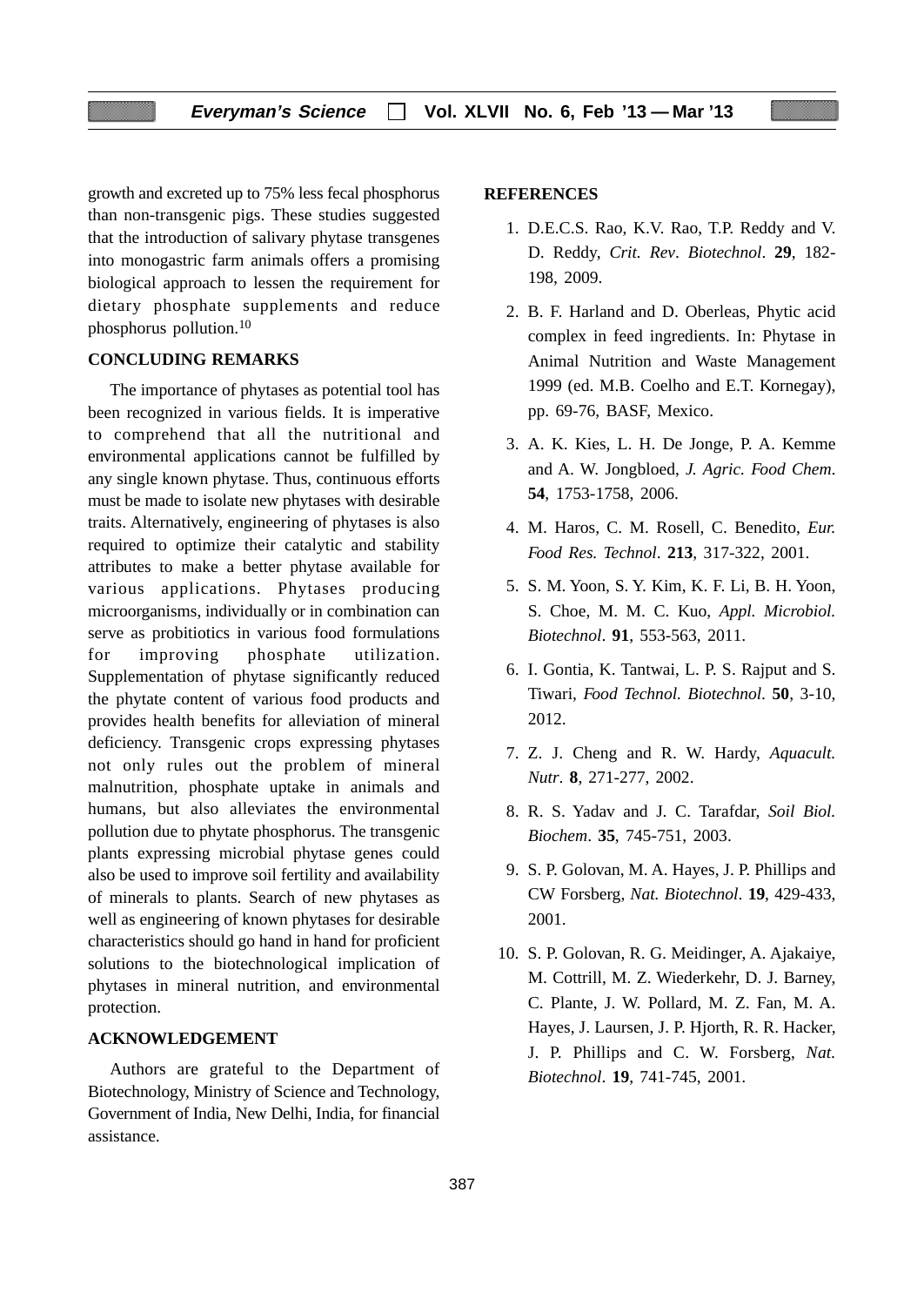growth and excreted up to 75% less fecal phosphorus than non-transgenic pigs. These studies suggested that the introduction of salivary phytase transgenes into monogastric farm animals offers a promising biological approach to lessen the requirement for dietary phosphate supplements and reduce phosphorus pollution.[10]

## CONCLUDING REMARKS

The importance of phytases as potential tool has been recognized in various fields. It is imperative to comprehend that all the nutritional and environmental applications cannot be fulfilled by any single known phytase. Thus, continuous efforts must be made to isolate new phytases with desirable traits. Alternatively, engineering of phytases is also required to optimize their catalytic and stability attributes to make a better phytase available for various applications. Phytases producing microorganisms, individually or in combination can serve as probitiotics in various food formulations for improving phosphate utilization. Supplementation of phytase significantly reduced the phytate content of various food products and provides health benefits for alleviation of mineral deficiency. Transgenic crops expressing phytases not only rules out the problem of mineral malnutrition, phosphate uptake in animals and humans, but also alleviates the environmental pollution due to phytate phosphorus. The transgenic plants expressing microbial phytase genes could also be used to improve soil fertility and availability of minerals to plants. Search of new phytases as well as engineering of known phytases for desirable characteristics should go hand in hand for proficient solutions to the biotechnological implication of phytases in mineral nutrition, and environmental protection.

## ACKNOWLEDGEMENT

Authors are grateful to the Department of Biotechnology, Ministry of Science and Technology, Government of India, New Delhi, India, for financial assistance.

## REFERENCES

1. D.E.C.S. Rao, K.V. Rao, T.P. Reddy and V. D. Reddy, *Crit. Rev. Biotechnol*. **29**, 182-198, 2009.
2. B. F. Harland and D. Oberleas, Phytic acid complex in feed ingredients. In: Phytase in Animal Nutrition and Waste Management 1999 (ed. M.B. Coelho and E.T. Kornegay), pp. 69-76, BASF, Mexico.
3. A. K. Kies, L. H. De Jonge, P. A. Kemme and A. W. Jongbloed, *J. Agric. Food Chem*. **54**, 1753-1758, 2006.
4. M. Haros, C. M. Rosell, C. Benedito, *Eur. Food Res. Technol*. **213**, 317-322, 2001.
5. S. M. Yoon, S. Y. Kim, K. F. Li, B. H. Yoon, S. Choe, M. M. C. Kuo, *Appl. Microbiol. Biotechnol*. **91**, 553-563, 2011.
6. I. Gontia, K. Tantwai, L. P. S. Rajput and S. Tiwari, *Food Technol. Biotechnol*. **50**, 3-10, 2012.
7. Z. J. Cheng and R. W. Hardy, *Aquacult. Nutr*. **8**, 271-277, 2002.
8. R. S. Yadav and J. C. Tarafdar, *Soil Biol. Biochem*. **35**, 745-751, 2003.
9. S. P. Golovan, M. A. Hayes, J. P. Phillips and CW Forsberg, *Nat. Biotechnol*. **19**, 429-433, 2001.
10. S. P. Golovan, R. G. Meidinger, A. Ajakaiye, M. Cottrill, M. Z. Wiederkehr, D. J. Barney, C. Plante, J. W. Pollard, M. Z. Fan, M. A. Hayes, J. Laursen, J. P. Hjorth, R. R. Hacker, J. P. Phillips and C. W. Forsberg, *Nat. Biotechnol*. **19**, 741-745, 2001.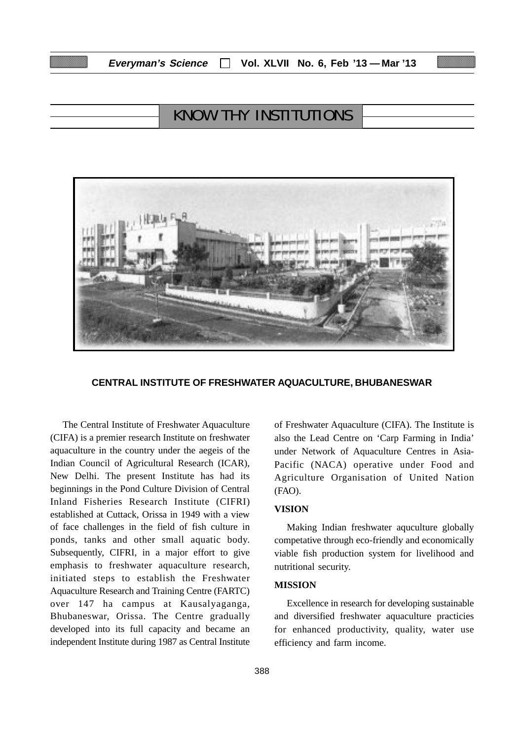# KNOW THY INSTITUTIONS

**CENTRAL INSTITUTE OF FRESHWATER AQUACULTURE, BHUBANESWAR**

The Central Institute of Freshwater Aquaculture (CIFA) is a premier research Institute on freshwater aquaculture in the country under the aegeis of the Indian Council of Agricultural Research (ICAR), New Delhi. The present Institute has had its beginnings in the Pond Culture Division of Central Inland Fisheries Research Institute (CIFRI) established at Cuttack, Orissa in 1949 with a view of face challenges in the field of fish culture in ponds, tanks and other small aquatic body. Subsequently, CIFRI, in a major effort to give emphasis to freshwater aquaculture research, initiated steps to establish the Freshwater Aquaculture Research and Training Centre (FARTC) over 147 ha campus at Kausalyaganga, Bhubaneswar, Orissa. The Centre gradually developed into its full capacity and became an independent Institute during 1987 as Central Institute of Freshwater Aquaculture (CIFA). The Institute is also the Lead Centre on 'Carp Farming in India' under Network of Aquaculture Centres in Asia-Pacific (NACA) operative under Food and Agriculture Organisation of United Nation (FAO).

## VISION

Making Indian freshwater aquculture globally competative through eco-friendly and economically viable fish production system for livelihood and nutritional security.

## MISSION

Excellence in research for developing sustainable and diversified freshwater aquaculture practicies for enhanced productivity, quality, water use efficiency and farm income.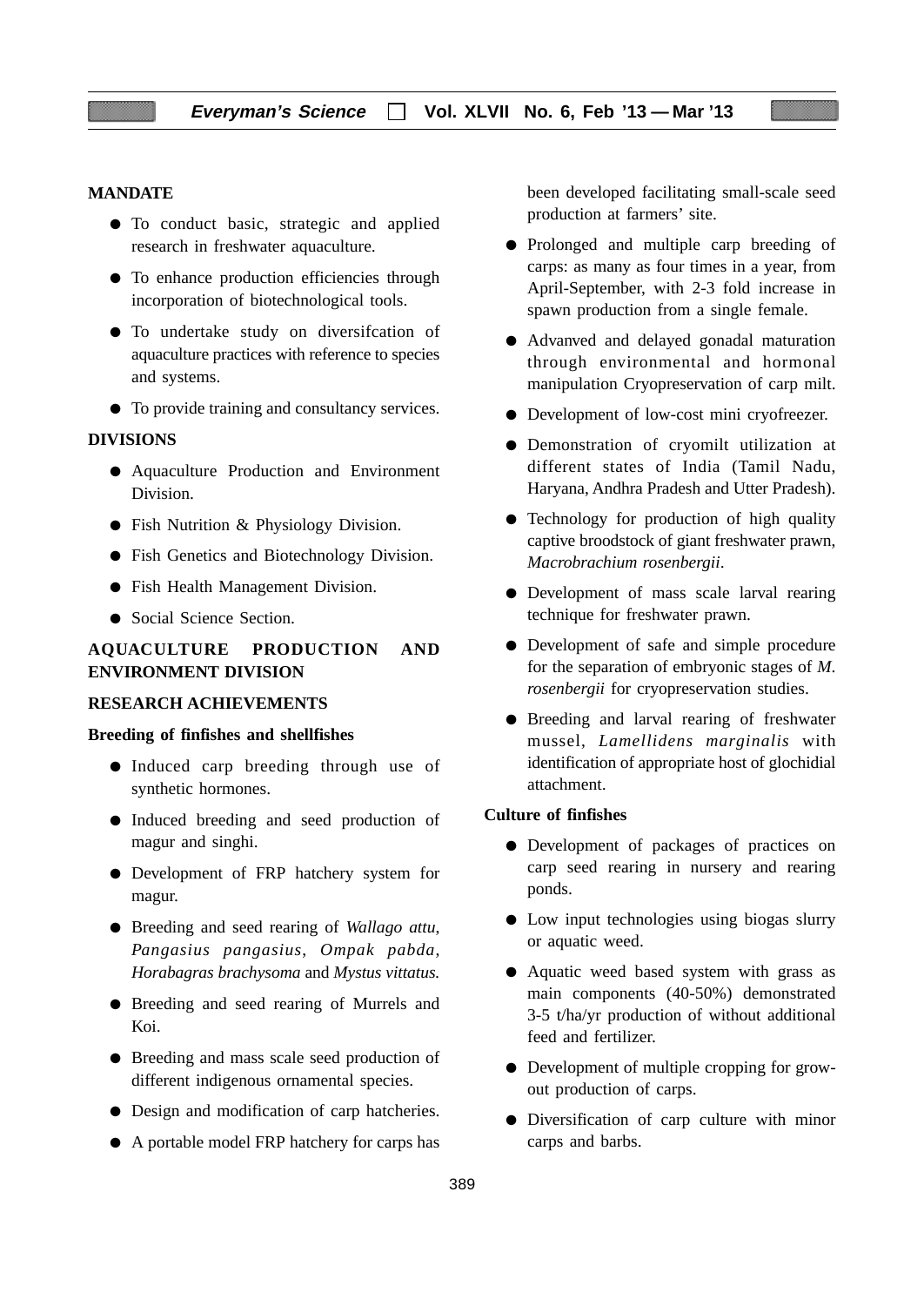**MANDATE**

- To conduct basic, strategic and applied research in freshwater aquaculture.
- To enhance production efficiencies through incorporation of biotechnological tools.
- To undertake study on diversifcation of aquaculture practices with reference to species and systems.
- To provide training and consultancy services.

**DIVISIONS**

- Aquaculture Production and Environment Division.
- Fish Nutrition & Physiology Division.
- Fish Genetics and Biotechnology Division.
- Fish Health Management Division.
- Social Science Section.

**AQUACULTURE PRODUCTION AND ENVIRONMENT DIVISION**

**RESEARCH ACHIEVEMENTS**

**Breeding of finfishes and shellfishes**

- Induced carp breeding through use of synthetic hormones.
- Induced breeding and seed production of magur and singhi.
- Development of FRP hatchery system for magur.
- Breeding and seed rearing of *Wallago attu*, *Pangasius pangasius*, *Ompak pabda*, *Horabagras brachysoma* and *Mystus vittatus.*
- Breeding and seed rearing of Murrels and Koi.
- Breeding and mass scale seed production of different indigenous ornamental species.
- Design and modification of carp hatcheries.
- A portable model FRP hatchery for carps has been developed facilitating small-scale seed production at farmers' site.
- Prolonged and multiple carp breeding of carps: as many as four times in a year, from April-September, with 2-3 fold increase in spawn production from a single female.
- Advanved and delayed gonadal maturation through environmental and hormonal manipulation Cryopreservation of carp milt.
- Development of low-cost mini cryofreezer.
- Demonstration of cryomilt utilization at different states of India (Tamil Nadu, Haryana, Andhra Pradesh and Utter Pradesh).
- Technology for production of high quality captive broodstock of giant freshwater prawn, *Macrobrachium rosenbergii*.
- Development of mass scale larval rearing technique for freshwater prawn.
- Development of safe and simple procedure for the separation of embryonic stages of *M. rosenbergii* for cryopreservation studies.
- Breeding and larval rearing of freshwater mussel, *Lamellidens marginalis* with identification of appropriate host of glochidial attachment.

**Culture of finfishes**

- Development of packages of practices on carp seed rearing in nursery and rearing ponds.
- Low input technologies using biogas slurry or aquatic weed.
- Aquatic weed based system with grass as main components (40-50%) demonstrated 3-5 t/ha/yr production of without additional feed and fertilizer.
- Development of multiple cropping for grow-out production of carps.
- Diversification of carp culture with minor carps and barbs.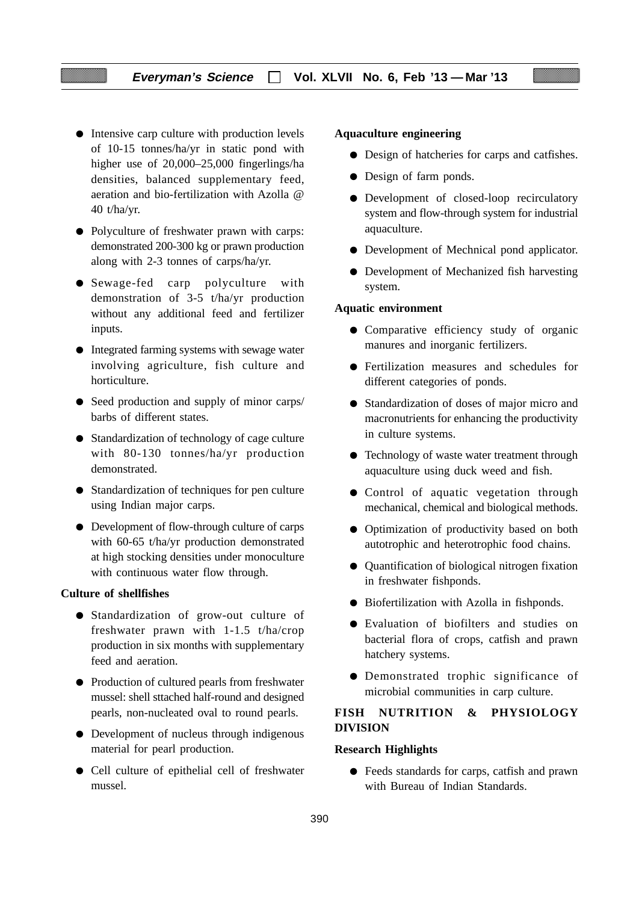- Intensive carp culture with production levels of 10-15 tonnes/ha/yr in static pond with higher use of 20,000–25,000 fingerlings/ha densities, balanced supplementary feed, aeration and bio-fertilization with Azolla @ 40 t/ha/yr.
- Polyculture of freshwater prawn with carps: demonstrated 200-300 kg or prawn production along with 2-3 tonnes of carps/ha/yr.
- Sewage-fed carp polyculture with demonstration of 3-5 t/ha/yr production without any additional feed and fertilizer inputs.
- Integrated farming systems with sewage water involving agriculture, fish culture and horticulture.
- Seed production and supply of minor carps/ barbs of different states.
- Standardization of technology of cage culture with 80-130 tonnes/ha/yr production demonstrated.
- Standardization of techniques for pen culture using Indian major carps.
- Development of flow-through culture of carps with 60-65 t/ha/yr production demonstrated at high stocking densities under monoculture with continuous water flow through.

**Culture of shellfishes**

- Standardization of grow-out culture of freshwater prawn with 1-1.5 t/ha/crop production in six months with supplementary feed and aeration.
- Production of cultured pearls from freshwater mussel: shell sttached half-round and designed pearls, non-nucleated oval to round pearls.
- Development of nucleus through indigenous material for pearl production.
- Cell culture of epithelial cell of freshwater mussel.

**Aquaculture engineering**

- Design of hatcheries for carps and catfishes.
- Design of farm ponds.
- Development of closed-loop recirculatory system and flow-through system for industrial aquaculture.
- Development of Mechnical pond applicator.
- Development of Mechanized fish harvesting system.

**Aquatic environment**

- Comparative efficiency study of organic manures and inorganic fertilizers.
- Fertilization measures and schedules for different categories of ponds.
- Standardization of doses of major micro and macronutrients for enhancing the productivity in culture systems.
- Technology of waste water treatment through aquaculture using duck weed and fish.
- Control of aquatic vegetation through mechanical, chemical and biological methods.
- Optimization of productivity based on both autotrophic and heterotrophic food chains.
- Quantification of biological nitrogen fixation in freshwater fishponds.
- Biofertilization with Azolla in fishponds.
- Evaluation of biofilters and studies on bacterial flora of crops, catfish and prawn hatchery systems.
- Demonstrated trophic significance of microbial communities in carp culture.

## FISH NUTRITION & PHYSIOLOGY DIVISION

**Research Highlights**

- Feeds standards for carps, catfish and prawn with Bureau of Indian Standards.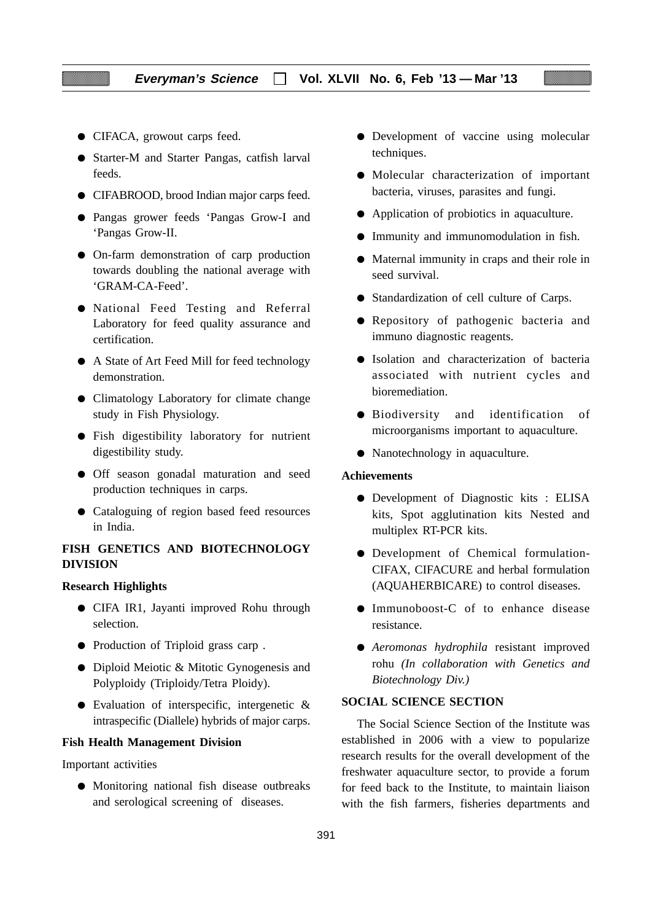- CIFACA, growout carps feed.
- Starter-M and Starter Pangas, catfish larval feeds.
- CIFABROOD, brood Indian major carps feed.
- Pangas grower feeds 'Pangas Grow-I and 'Pangas Grow-II.
- On-farm demonstration of carp production towards doubling the national average with 'GRAM-CA-Feed'.
- National Feed Testing and Referral Laboratory for feed quality assurance and certification.
- A State of Art Feed Mill for feed technology demonstration.
- Climatology Laboratory for climate change study in Fish Physiology.
- Fish digestibility laboratory for nutrient digestibility study.
- Off season gonadal maturation and seed production techniques in carps.
- Cataloguing of region based feed resources in India.

**FISH GENETICS AND BIOTECHNOLOGY DIVISION**

**Research Highlights**

- CIFA IR1, Jayanti improved Rohu through selection.
- Production of Triploid grass carp .
- Diploid Meiotic & Mitotic Gynogenesis and Polyploidy (Triploidy/Tetra Ploidy).
- Evaluation of interspecific, intergenetic & intraspecific (Diallele) hybrids of major carps.

**Fish Health Management Division**

Important activities

- Monitoring national fish disease outbreaks and serological screening of diseases.
- Development of vaccine using molecular techniques.
- Molecular characterization of important bacteria, viruses, parasites and fungi.
- Application of probiotics in aquaculture.
- Immunity and immunomodulation in fish.
- Maternal immunity in craps and their role in seed survival.
- Standardization of cell culture of Carps.
- Repository of pathogenic bacteria and immuno diagnostic reagents.
- Isolation and characterization of bacteria associated with nutrient cycles and bioremediation.
- Biodiversity and identification of microorganisms important to aquaculture.
- Nanotechnology in aquaculture.

**Achievements**

- Development of Diagnostic kits : ELISA kits, Spot agglutination kits Nested and multiplex RT-PCR kits.
- Development of Chemical formulation-CIFAX, CIFACURE and herbal formulation (AQUAHERBICARE) to control diseases.
- Immunoboost-C of to enhance disease resistance.
- *Aeromonas hydrophila* resistant improved rohu *(In collaboration with Genetics and Biotechnology Div.)*

**SOCIAL SCIENCE SECTION**

The Social Science Section of the Institute was established in 2006 with a view to popularize research results for the overall development of the freshwater aquaculture sector, to provide a forum for feed back to the Institute, to maintain liaison with the fish farmers, fisheries departments and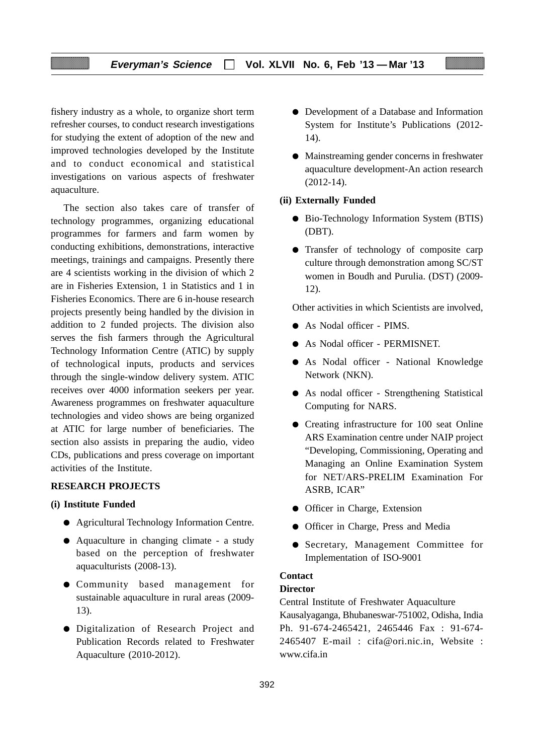fishery industry as a whole, to organize short term refresher courses, to conduct research investigations for studying the extent of adoption of the new and improved technologies developed by the Institute and to conduct economical and statistical investigations on various aspects of freshwater aquaculture.

The section also takes care of transfer of technology programmes, organizing educational programmes for farmers and farm women by conducting exhibitions, demonstrations, interactive meetings, trainings and campaigns. Presently there are 4 scientists working in the division of which 2 are in Fisheries Extension, 1 in Statistics and 1 in Fisheries Economics. There are 6 in-house research projects presently being handled by the division in addition to 2 funded projects. The division also serves the fish farmers through the Agricultural Technology Information Centre (ATIC) by supply of technological inputs, products and services through the single-window delivery system. ATIC receives over 4000 information seekers per year. Awareness programmes on freshwater aquaculture technologies and video shows are being organized at ATIC for large number of beneficiaries. The section also assists in preparing the audio, video CDs, publications and press coverage on important activities of the Institute.

**RESEARCH PROJECTS**

**(i) Institute Funded**

- Agricultural Technology Information Centre.
- Aquaculture in changing climate - a study based on the perception of freshwater aquaculturists (2008-13).
- Community based management for sustainable aquaculture in rural areas (2009-13).
- Digitalization of Research Project and Publication Records related to Freshwater Aquaculture (2010-2012).
- Development of a Database and Information System for Institute's Publications (2012-14).
- Mainstreaming gender concerns in freshwater aquaculture development-An action research (2012-14).

**(ii) Externally Funded**

- Bio-Technology Information System (BTIS) (DBT).
- Transfer of technology of composite carp culture through demonstration among SC/ST women in Boudh and Purulia. (DST) (2009-12).

Other activities in which Scientists are involved,

- As Nodal officer - PIMS.
- As Nodal officer - PERMISNET.
- As Nodal officer - National Knowledge Network (NKN).
- As nodal officer - Strengthening Statistical Computing for NARS.
- Creating infrastructure for 100 seat Online ARS Examination centre under NAIP project "Developing, Commissioning, Operating and Managing an Online Examination System for NET/ARS-PRELIM Examination For ASRB, ICAR"
- Officer in Charge, Extension
- Officer in Charge, Press and Media
- Secretary, Management Committee for Implementation of ISO-9001

**Contact**

**Director**

Central Institute of Freshwater Aquaculture
Kausalyaganga, Bhubaneswar-751002, Odisha, India
Ph. 91-674-2465421, 2465446 Fax : 91-674-2465407 E-mail : cifa@ori.nic.in, Website : www.cifa.in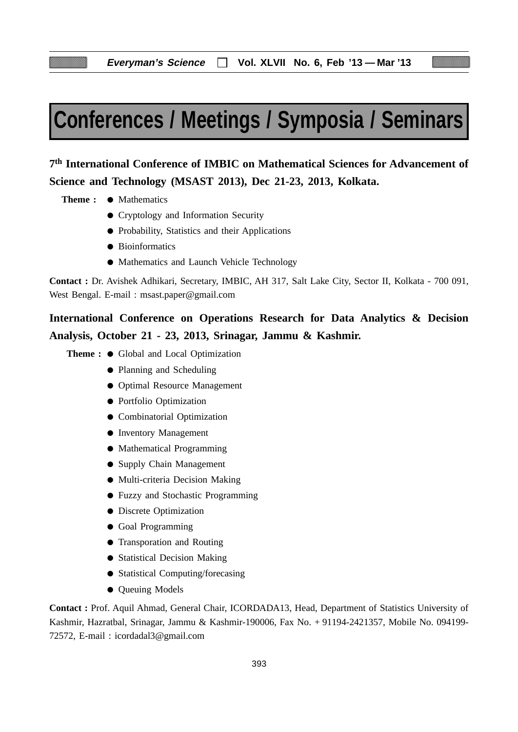# Conferences / Meetings / Symposia / Seminars

**7th International Conference of IMBIC on Mathematical Sciences for Advancement of Science and Technology (MSAST 2013), Dec 21-23, 2013, Kolkata.**

**Theme :**
- Mathematics
- Cryptology and Information Security
- Probability, Statistics and their Applications
- Bioinformatics
- Mathematics and Launch Vehicle Technology

**Contact :** Dr. Avishek Adhikari, Secretary, IMBIC, AH 317, Salt Lake City, Sector II, Kolkata - 700 091, West Bengal. E-mail : msast.paper@gmail.com

**International Conference on Operations Research for Data Analytics & Decision Analysis, October 21 - 23, 2013, Srinagar, Jammu & Kashmir.**

**Theme :**
- Global and Local Optimization
- Planning and Scheduling
- Optimal Resource Management
- Portfolio Optimization
- Combinatorial Optimization
- Inventory Management
- Mathematical Programming
- Supply Chain Management
- Multi-criteria Decision Making
- Fuzzy and Stochastic Programming
- Discrete Optimization
- Goal Programming
- Transporation and Routing
- Statistical Decision Making
- Statistical Computing/forecasing
- Queuing Models

**Contact :** Prof. Aquil Ahmad, General Chair, ICORDADA13, Head, Department of Statistics University of Kashmir, Hazratbal, Srinagar, Jammu & Kashmir-190006, Fax No. + 91194-2421357, Mobile No. 094199-72572, E-mail : icordadal3@gmail.com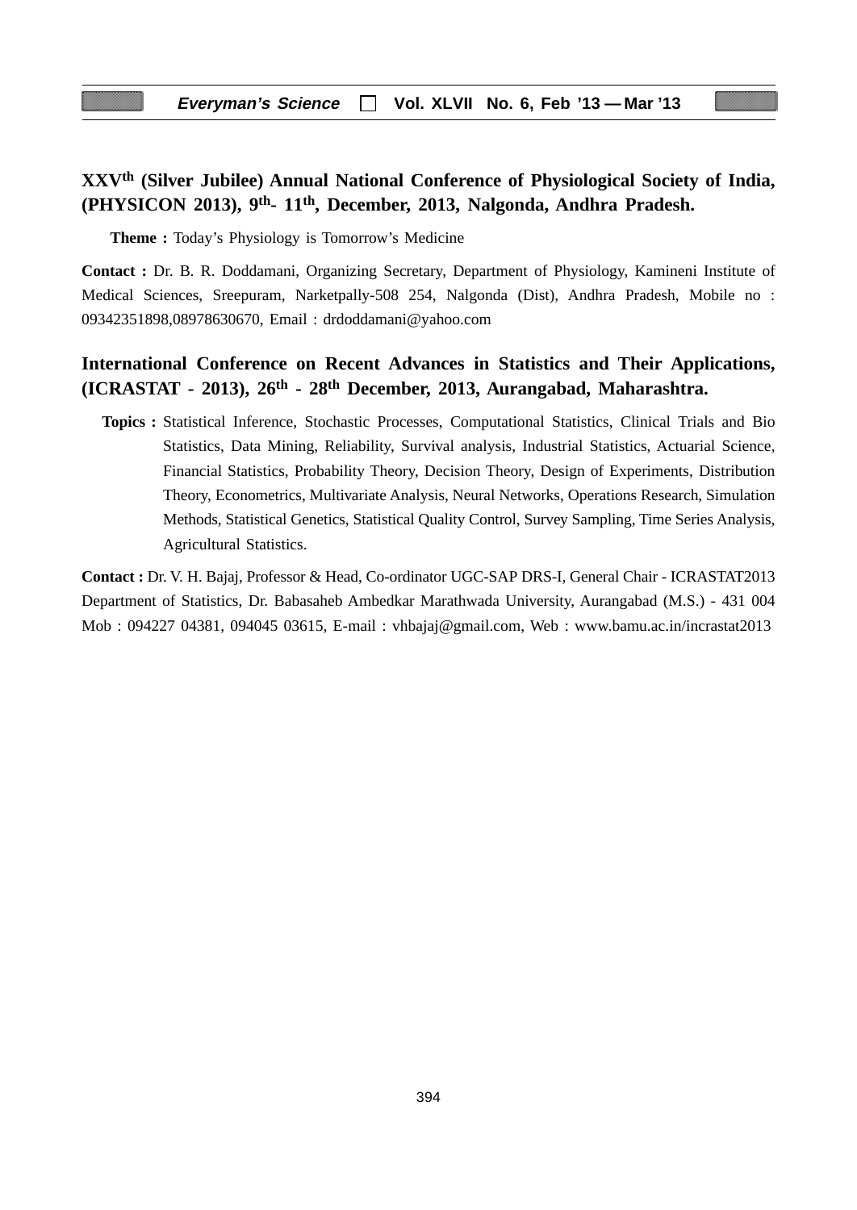### XXV$^{th}$ (Silver Jubilee) Annual National Conference of Physiological Society of India, (PHYSICON 2013), 9$^{th}$- 11$^{th}$, December, 2013, Nalgonda, Andhra Pradesh.

**Theme :** Today's Physiology is Tomorrow's Medicine

**Contact :** Dr. B. R. Doddamani, Organizing Secretary, Department of Physiology, Kamineni Institute of Medical Sciences, Sreepuram, Narketpally-508 254, Nalgonda (Dist), Andhra Pradesh, Mobile no : 09342351898,08978630670, Email : drdoddamani@yahoo.com

### International Conference on Recent Advances in Statistics and Their Applications, (ICRASTAT - 2013), 26$^{th}$ - 28$^{th}$ December, 2013, Aurangabad, Maharashtra.

**Topics :** Statistical Inference, Stochastic Processes, Computational Statistics, Clinical Trials and Bio Statistics, Data Mining, Reliability, Survival analysis, Industrial Statistics, Actuarial Science, Financial Statistics, Probability Theory, Decision Theory, Design of Experiments, Distribution Theory, Econometrics, Multivariate Analysis, Neural Networks, Operations Research, Simulation Methods, Statistical Genetics, Statistical Quality Control, Survey Sampling, Time Series Analysis, Agricultural Statistics.

**Contact :** Dr. V. H. Bajaj, Professor & Head, Co-ordinator UGC-SAP DRS-I, General Chair - ICRASTAT2013 Department of Statistics, Dr. Babasaheb Ambedkar Marathwada University, Aurangabad (M.S.) - 431 004 Mob : 094227 04381, 094045 03615, E-mail : vhbajaj@gmail.com, Web : www.bamu.ac.in/incrastat2013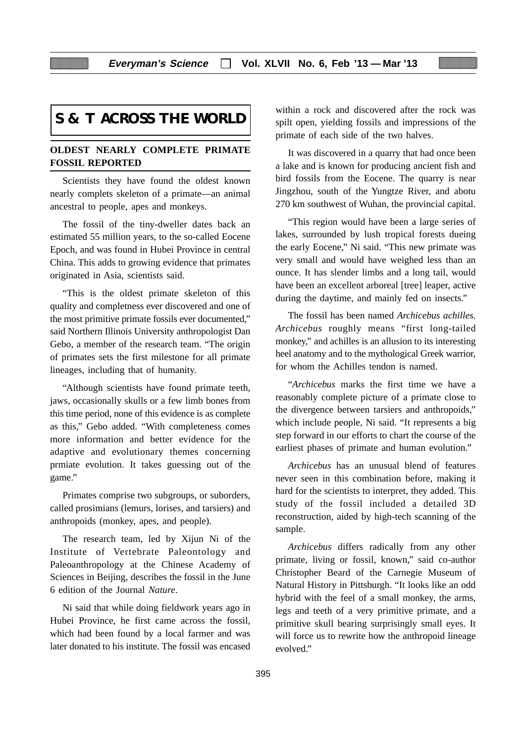# S & T ACROSS THE WORLD

## OLDEST NEARLY COMPLETE PRIMATE FOSSIL REPORTED

Scientists they have found the oldest known nearly complets skeleton of a primate—an animal ancestral to people, apes and monkeys.

The fossil of the tiny-dweller dates back an estimated 55 million years, to the so-called Eocene Epoch, and was found in Hubei Province in central China. This adds to growing evidence that primates originated in Asia, scientists said.

"This is the oldest primate skeleton of this quality and completness ever discovered and one of the most primitive primate fossils ever documented," said Northern Illinois University anthropologist Dan Gebo, a member of the research team. "The origin of primates sets the first milestone for all primate lineages, including that of humanity.

"Although scientists have found primate teeth, jaws, occasionally skulls or a few limb bones from this time period, none of this evidence is as complete as this," Gebo added. "With completeness comes more information and better evidence for the adaptive and evolutionary themes concerning prmiate evolution. It takes guessing out of the game."

Primates comprise two subgroups, or suborders, called prosimians (lemurs, lorises, and tarsiers) and anthropoids (monkey, apes, and people).

The research team, led by Xijun Ni of the Institute of Vertebrate Paleontology and Paleoanthropology at the Chinese Academy of Sciences in Beijing, describes the fossil in the June 6 edition of the Journal *Nature*.

Ni said that while doing fieldwork years ago in Hubei Province, he first came across the fossil, which had been found by a local farmer and was later donated to his institute. The fossil was encased within a rock and discovered after the rock was spilt open, yielding fossils and impressions of the primate of each side of the two halves.

It was discovered in a quarry that had once been a lake and is known for producing ancient fish and bird fossils from the Eocene. The quarry is near Jingzhou, south of the Yungtze River, and abotu 270 km southwest of Wuhan, the provincial capital.

"This region would have been a large series of lakes, surrounded by lush tropical forests dueing the early Eocene," Ni said. "This new primate was very small and would have weighed less than an ounce. It has slender limbs and a long tail, would have been an excellent arboreal [tree] leaper, active during the daytime, and mainly fed on insects."

The fossil has been named *Archicebus achilles. Archicebus* roughly means "first long-tailed monkey," and achilles is an allusion to its interesting heel anatomy and to the mythological Greek warrior, for whom the Achilles tendon is named.

"*Archicebus* marks the first time we have a reasonably complete picture of a primate close to the divergence between tarsiers and anthropoids," which include people, Ni said. "It represents a big step forward in our efforts to chart the course of the earliest phases of primate and human evolution."

*Archicebus* has an unusual blend of features never seen in this combination before, making it hard for the scientists to interpret, they added. This study of the fossil included a detailed 3D reconstruction, aided by high-tech scanning of the sample.

*Archicebus* differs radically from any other primate, living or fossil, known," said co-author Christopher Beard of the Carnegie Museum of Natural History in Pittsburgh. "It looks like an odd hybrid with the feel of a small monkey, the arms, legs and teeth of a very primitive primate, and a primitive skull bearing surprisingly small eyes. It will force us to rewrite how the anthropoid lineage evolved."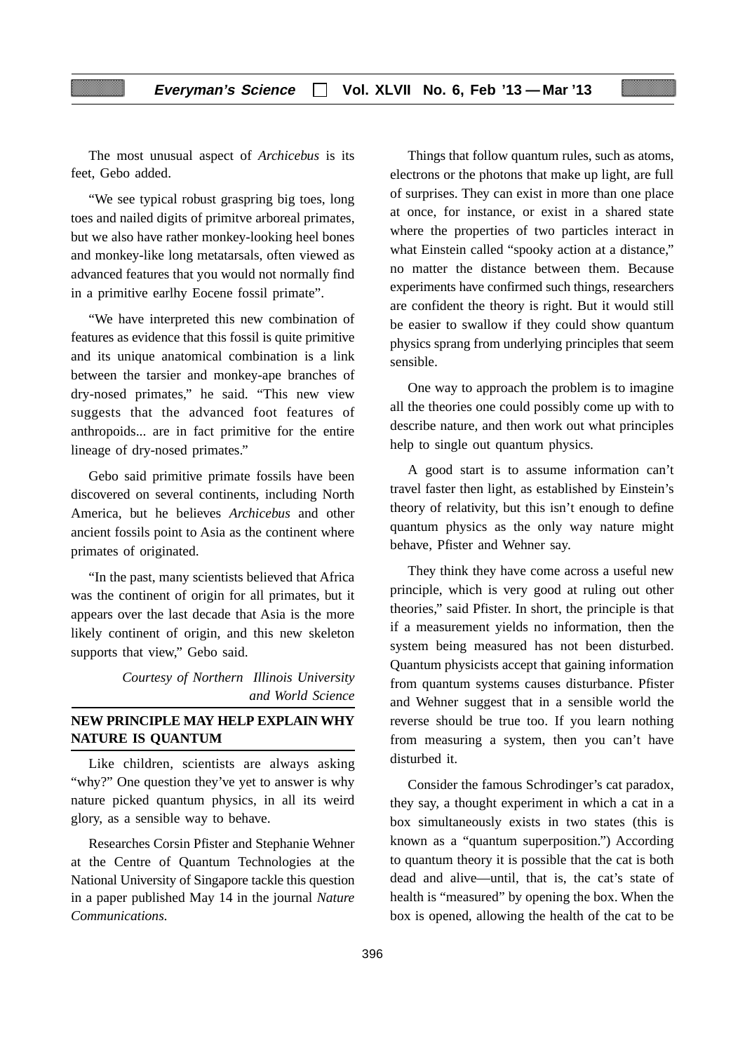The most unusual aspect of *Archicebus* is its feet, Gebo added.

"We see typical robust graspring big toes, long toes and nailed digits of primitve arboreal primates, but we also have rather monkey-looking heel bones and monkey-like long metatarsals, often viewed as advanced features that you would not normally find in a primitive earlhy Eocene fossil primate".

"We have interpreted this new combination of features as evidence that this fossil is quite primitive and its unique anatomical combination is a link between the tarsier and monkey-ape branches of dry-nosed primates," he said. "This new view suggests that the advanced foot features of anthropoids... are in fact primitive for the entire lineage of dry-nosed primates."

Gebo said primitive primate fossils have been discovered on several continents, including North America, but he believes *Archicebus* and other ancient fossils point to Asia as the continent where primates of originated.

"In the past, many scientists believed that Africa was the continent of origin for all primates, but it appears over the last decade that Asia is the more likely continent of origin, and this new skeleton supports that view," Gebo said.

*Courtesy of Northern Illinois University and World Science*

## NEW PRINCIPLE MAY HELP EXPLAIN WHY NATURE IS QUANTUM

Like children, scientists are always asking "why?" One question they've yet to answer is why nature picked quantum physics, in all its weird glory, as a sensible way to behave.

Researches Corsin Pfister and Stephanie Wehner at the Centre of Quantum Technologies at the National University of Singapore tackle this question in a paper published May 14 in the journal *Nature Communications.*

Things that follow quantum rules, such as atoms, electrons or the photons that make up light, are full of surprises. They can exist in more than one place at once, for instance, or exist in a shared state where the properties of two particles interact in what Einstein called "spooky action at a distance," no matter the distance between them. Because experiments have confirmed such things, researchers are confident the theory is right. But it would still be easier to swallow if they could show quantum physics sprang from underlying principles that seem sensible.

One way to approach the problem is to imagine all the theories one could possibly come up with to describe nature, and then work out what principles help to single out quantum physics.

A good start is to assume information can't travel faster then light, as established by Einstein's theory of relativity, but this isn't enough to define quantum physics as the only way nature might behave, Pfister and Wehner say.

They think they have come across a useful new principle, which is very good at ruling out other theories," said Pfister. In short, the principle is that if a measurement yields no information, then the system being measured has not been disturbed. Quantum physicists accept that gaining information from quantum systems causes disturbance. Pfister and Wehner suggest that in a sensible world the reverse should be true too. If you learn nothing from measuring a system, then you can't have disturbed it.

Consider the famous Schrodinger's cat paradox, they say, a thought experiment in which a cat in a box simultaneously exists in two states (this is known as a "quantum superposition.") According to quantum theory it is possible that the cat is both dead and alive—until, that is, the cat's state of health is "measured" by opening the box. When the box is opened, allowing the health of the cat to be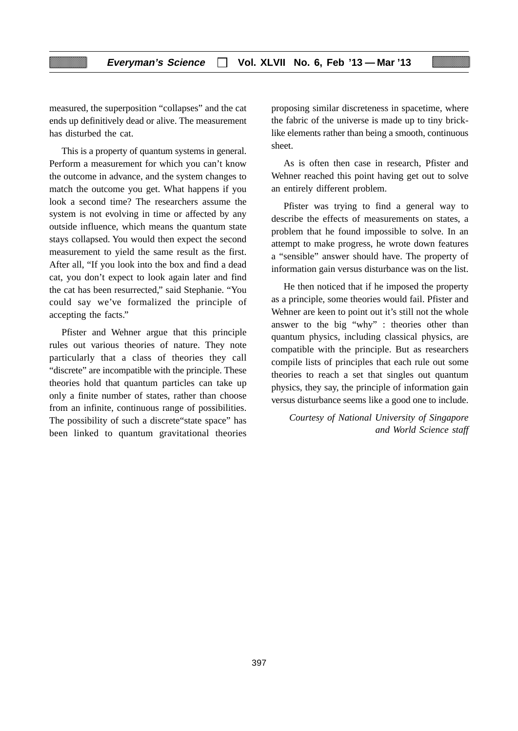measured, the superposition "collapses" and the cat ends up definitively dead or alive. The measurement has disturbed the cat.

This is a property of quantum systems in general. Perform a measurement for which you can't know the outcome in advance, and the system changes to match the outcome you get. What happens if you look a second time? The researchers assume the system is not evolving in time or affected by any outside influence, which means the quantum state stays collapsed. You would then expect the second measurement to yield the same result as the first. After all, "If you look into the box and find a dead cat, you don't expect to look again later and find the cat has been resurrected," said Stephanie. "You could say we've formalized the principle of accepting the facts."

Pfister and Wehner argue that this principle rules out various theories of nature. They note particularly that a class of theories they call "discrete" are incompatible with the principle. These theories hold that quantum particles can take up only a finite number of states, rather than choose from an infinite, continuous range of possibilities. The possibility of such a discrete"state space" has been linked to quantum gravitational theories proposing similar discreteness in spacetime, where the fabric of the universe is made up to tiny brick-like elements rather than being a smooth, continuous sheet.

As is often then case in research, Pfister and Wehner reached this point having get out to solve an entirely different problem.

Pfister was trying to find a general way to describe the effects of measurements on states, a problem that he found impossible to solve. In an attempt to make progress, he wrote down features a "sensible" answer should have. The property of information gain versus disturbance was on the list.

He then noticed that if he imposed the property as a principle, some theories would fail. Pfister and Wehner are keen to point out it's still not the whole answer to the big "why" : theories other than quantum physics, including classical physics, are compatible with the principle. But as researchers compile lists of principles that each rule out some theories to reach a set that singles out quantum physics, they say, the principle of information gain versus disturbance seems like a good one to include.

*Courtesy of National University of Singapore and World Science staff*